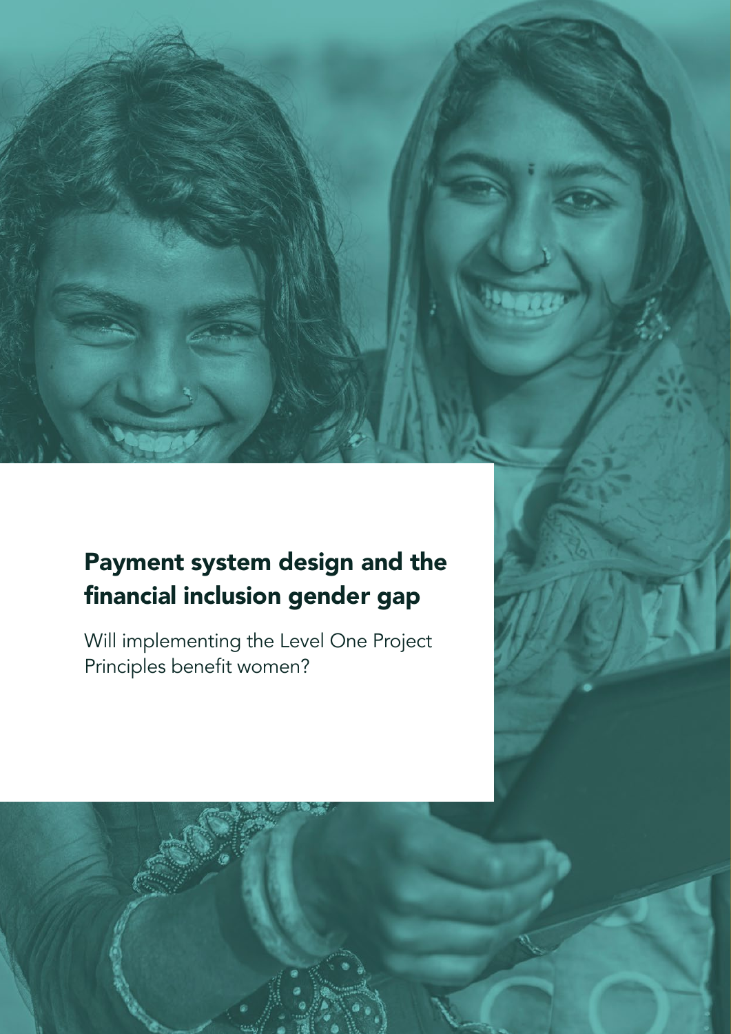# Payment system design and the financial inclusion gender gap

Will implementing the Level One Project Principles benefit women?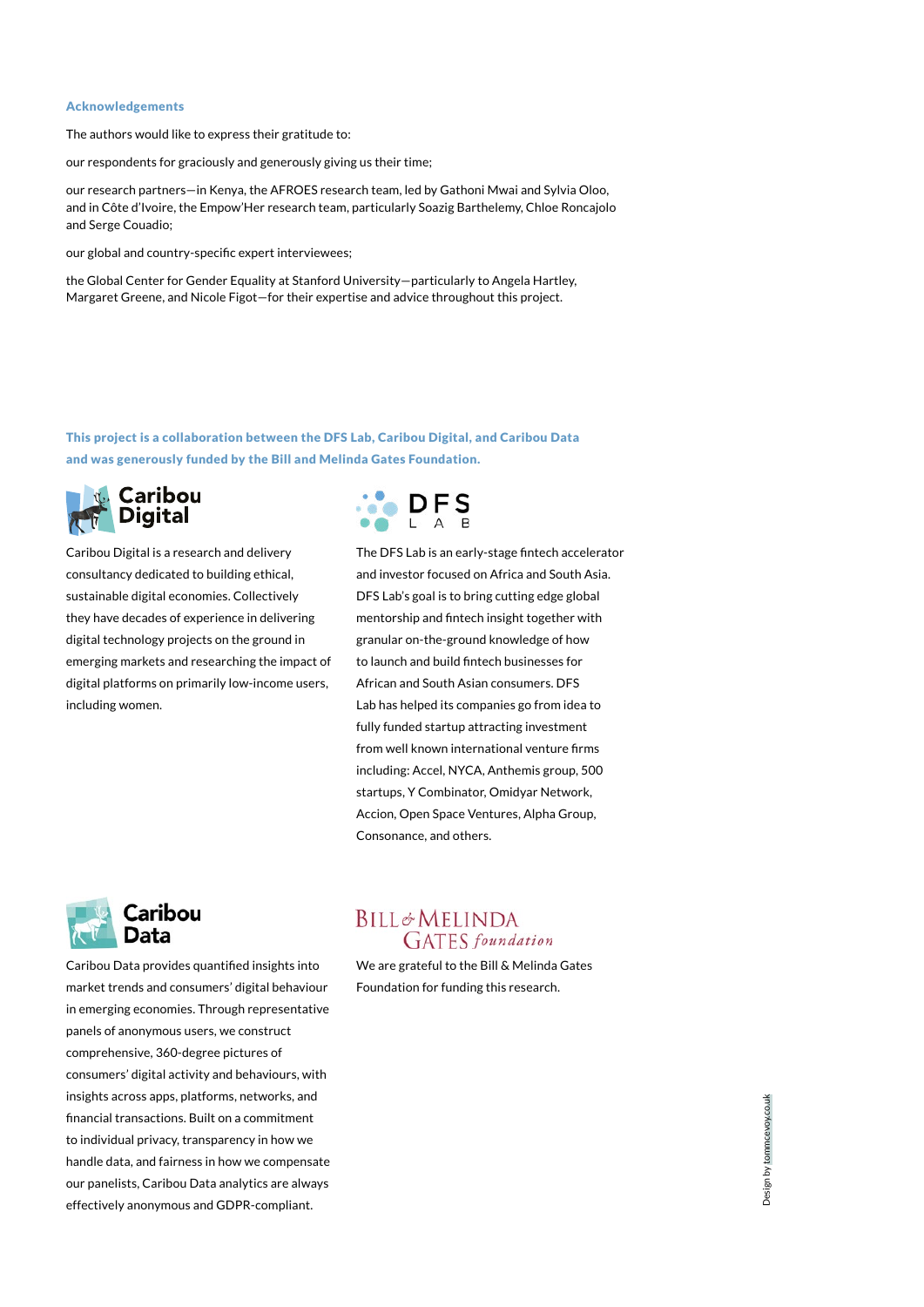## Acknowledgements

The authors would like to express their gratitude to:

our respondents for graciously and generously giving us their time;

our research partners—in Kenya, the AFROES research team, led by Gathoni Mwai and Sylvia Oloo, and in Côte d'Ivoire, the Empow'Her research team, particularly Soazig Barthelemy, Chloe Roncajolo and Serge Couadio;

our global and country-specific expert interviewees;

the Global Center for Gender Equality at Stanford University—particularly to Angela Hartley, Margaret Greene, and Nicole Figot—for their expertise and advice throughout this project.

**This project is a collaboration between the DFS Lab, Caribou Digital, and Caribou Data and was generously funded by the Bill and Melinda Gates Foundation.**

### Caribou Digital

Caribou Digital is a research and delivery consultancy dedicated to building ethical, sustainable digital economies. Collectively they have decades of experience in delivering digital technology projects on the ground in emerging markets and researching the impact of digital platforms on primarily low-income users, including women.

### DFS Lab

The DFS Lab is an early-stage fintech accelerator and investor focused on Africa and South Asia. DFS Lab's goal is to bring cutting edge global mentorship and fintech insight together with granular on-the-ground knowledge of how to launch and build fintech businesses for African and South Asian consumers. DFS Lab has helped its companies go from idea to fully funded startup attracting investment from well known international venture firms including: Accel, NYCA, Anthemis group, 500 startups, Y Combinator, Omidyar Network, Accion, Open Space Ventures, Alpha Group, Consonance, and others.

### Caribou Data

Caribou Data provides quantified insights into market trends and consumers' digital behaviour in emerging economies. Through representative panels of anonymous users, we construct comprehensive, 360-degree pictures of consumers' digital activity and behaviours, with insights across apps, platforms, networks, and financial transactions. Built on a commitment to individual privacy, transparency in how we handle data, and fairness in how we compensate our panelists, Caribou Data analytics are always effectively anonymous and GDPR-compliant.

### Bill & Melinda Gates foundation

We are grateful to the Bill & Melinda Gates Foundation for funding this research.

Design by tommcevoy.co.uk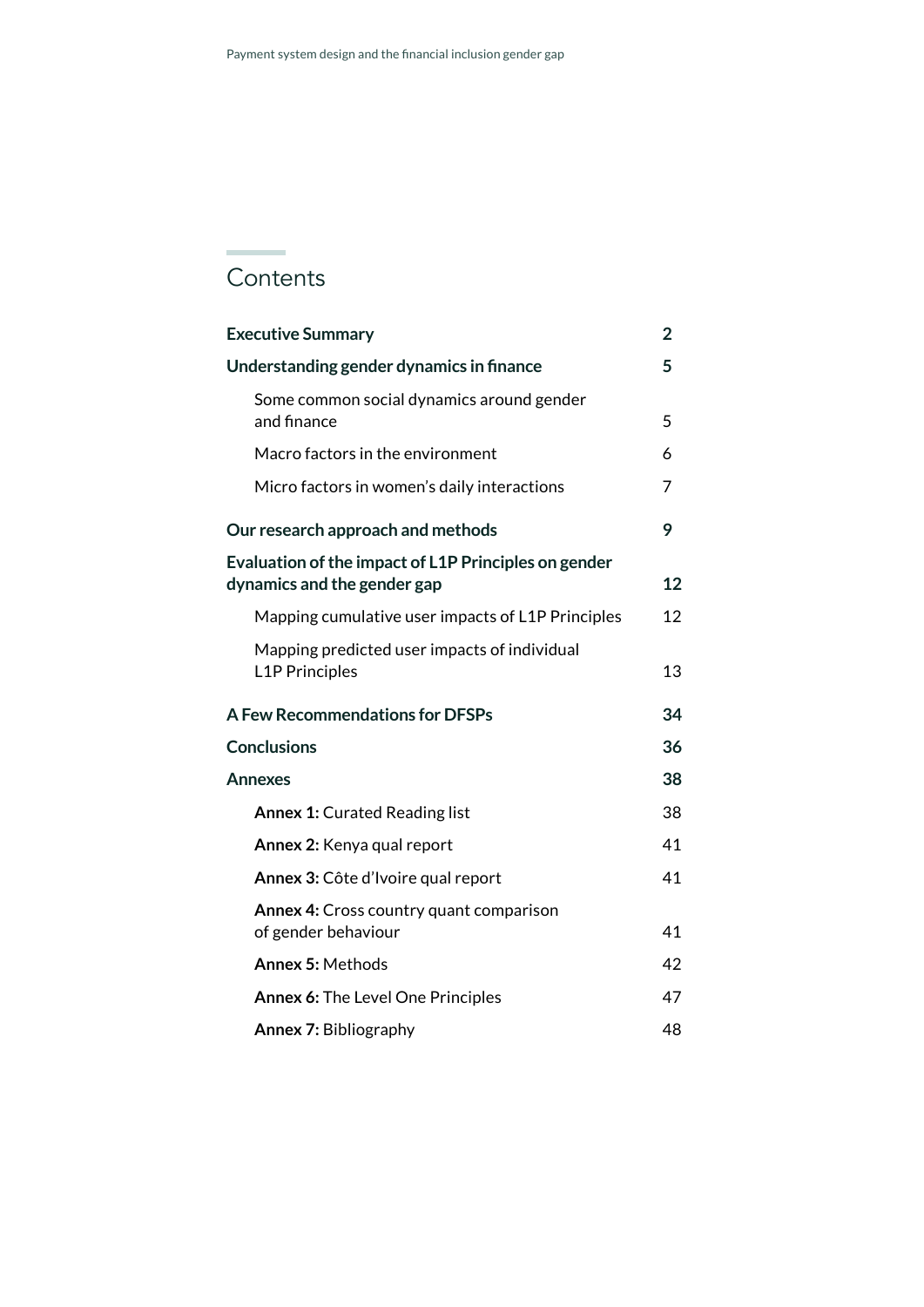# Contents

| | |
|---|---|
| **Executive Summary** | **2** |
| **Understanding gender dynamics in finance** | **5** |
| Some common social dynamics around gender and finance | 5 |
| Macro factors in the environment | 6 |
| Micro factors in women's daily interactions | 7 |
| **Our research approach and methods** | **9** |
| **Evaluation of the impact of L1P Principles on gender dynamics and the gender gap** | **12** |
| Mapping cumulative user impacts of L1P Principles | 12 |
| Mapping predicted user impacts of individual L1P Principles | 13 |
| **A Few Recommendations for DFSPs** | **34** |
| **Conclusions** | **36** |
| **Annexes** | **38** |
| **Annex 1:** Curated Reading list | 38 |
| **Annex 2:** Kenya qual report | 41 |
| **Annex 3:** Côte d'Ivoire qual report | 41 |
| **Annex 4:** Cross country quant comparison of gender behaviour | 41 |
| **Annex 5:** Methods | 42 |
| **Annex 6:** The Level One Principles | 47 |
| **Annex 7:** Bibliography | 48 |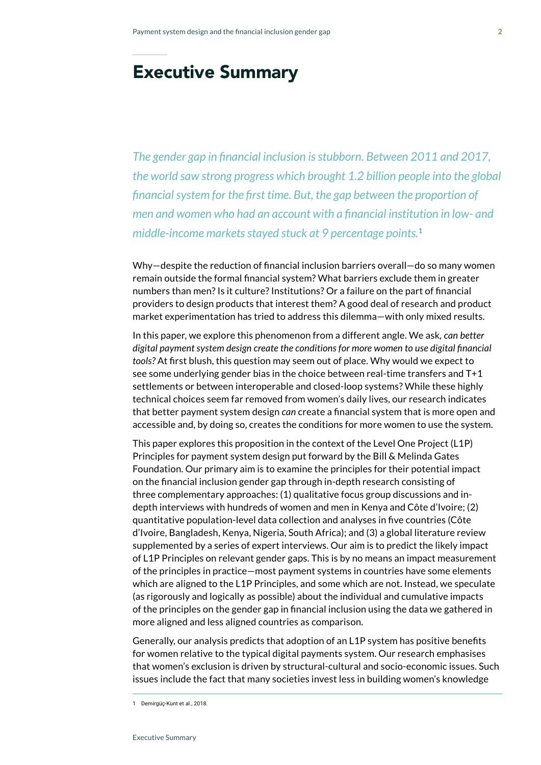# Executive Summary

*The gender gap in financial inclusion is stubborn. Between 2011 and 2017, the world saw strong progress which brought 1.2 billion people into the global financial system for the first time. But, the gap between the proportion of men and women who had an account with a financial institution in low- and middle-income markets stayed stuck at 9 percentage points.*[1]

Why—despite the reduction of financial inclusion barriers overall—do so many women remain outside the formal financial system? What barriers exclude them in greater numbers than men? Is it culture? Institutions? Or a failure on the part of financial providers to design products that interest them? A good deal of research and product market experimentation has tried to address this dilemma—with only mixed results.

In this paper, we explore this phenomenon from a different angle. We ask, *can better digital payment system design create the conditions for more women to use digital financial tools?* At first blush, this question may seem out of place. Why would we expect to see some underlying gender bias in the choice between real-time transfers and T+1 settlements or between interoperable and closed-loop systems? While these highly technical choices seem far removed from women's daily lives, our research indicates that better payment system design *can* create a financial system that is more open and accessible and, by doing so, creates the conditions for more women to use the system.

This paper explores this proposition in the context of the Level One Project (L1P) Principles for payment system design put forward by the Bill & Melinda Gates Foundation. Our primary aim is to examine the principles for their potential impact on the financial inclusion gender gap through in-depth research consisting of three complementary approaches: (1) qualitative focus group discussions and in-depth interviews with hundreds of women and men in Kenya and Côte d'Ivoire; (2) quantitative population-level data collection and analyses in five countries (Côte d'Ivoire, Bangladesh, Kenya, Nigeria, South Africa); and (3) a global literature review supplemented by a series of expert interviews. Our aim is to predict the likely impact of L1P Principles on relevant gender gaps. This is by no means an impact measurement of the principles in practice—most payment systems in countries have some elements which are aligned to the L1P Principles, and some which are not. Instead, we speculate (as rigorously and logically as possible) about the individual and cumulative impacts of the principles on the gender gap in financial inclusion using the data we gathered in more aligned and less aligned countries as comparison.

Generally, our analysis predicts that adoption of an L1P system has positive benefits for women relative to the typical digital payments system. Our research emphasises that women's exclusion is driven by structural-cultural and socio-economic issues. Such issues include the fact that many societies invest less in building women's knowledge

---

1 Demirgüç-Kunt et al., 2018.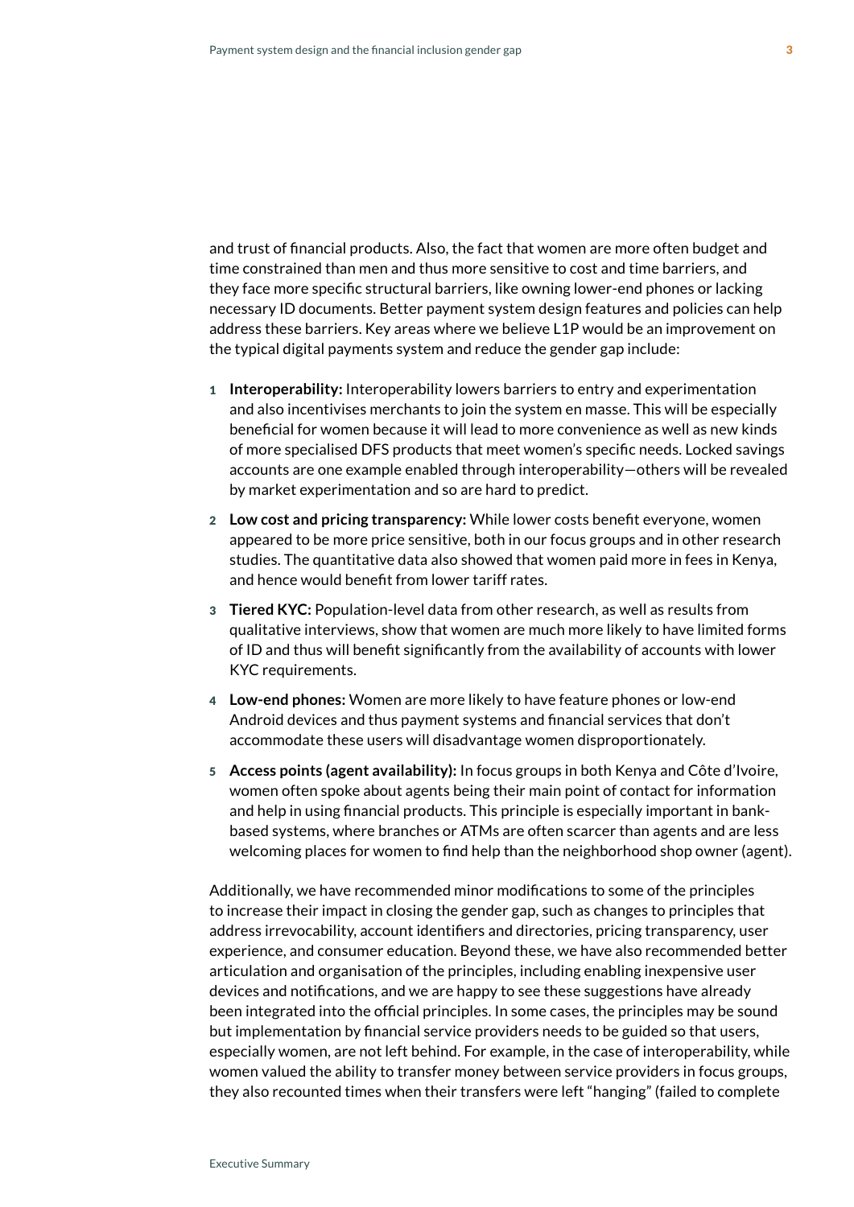and trust of financial products. Also, the fact that women are more often budget and time constrained than men and thus more sensitive to cost and time barriers, and they face more specific structural barriers, like owning lower-end phones or lacking necessary ID documents. Better payment system design features and policies can help address these barriers. Key areas where we believe L1P would be an improvement on the typical digital payments system and reduce the gender gap include:

1. **Interoperability:** Interoperability lowers barriers to entry and experimentation and also incentivises merchants to join the system en masse. This will be especially beneficial for women because it will lead to more convenience as well as new kinds of more specialised DFS products that meet women's specific needs. Locked savings accounts are one example enabled through interoperability—others will be revealed by market experimentation and so are hard to predict.
2. **Low cost and pricing transparency:** While lower costs benefit everyone, women appeared to be more price sensitive, both in our focus groups and in other research studies. The quantitative data also showed that women paid more in fees in Kenya, and hence would benefit from lower tariff rates.
3. **Tiered KYC:** Population-level data from other research, as well as results from qualitative interviews, show that women are much more likely to have limited forms of ID and thus will benefit significantly from the availability of accounts with lower KYC requirements.
4. **Low-end phones:** Women are more likely to have feature phones or low-end Android devices and thus payment systems and financial services that don't accommodate these users will disadvantage women disproportionately.
5. **Access points (agent availability):** In focus groups in both Kenya and Côte d'Ivoire, women often spoke about agents being their main point of contact for information and help in using financial products. This principle is especially important in bank-based systems, where branches or ATMs are often scarcer than agents and are less welcoming places for women to find help than the neighborhood shop owner (agent).

Additionally, we have recommended minor modifications to some of the principles to increase their impact in closing the gender gap, such as changes to principles that address irrevocability, account identifiers and directories, pricing transparency, user experience, and consumer education. Beyond these, we have also recommended better articulation and organisation of the principles, including enabling inexpensive user devices and notifications, and we are happy to see these suggestions have already been integrated into the official principles. In some cases, the principles may be sound but implementation by financial service providers needs to be guided so that users, especially women, are not left behind. For example, in the case of interoperability, while women valued the ability to transfer money between service providers in focus groups, they also recounted times when their transfers were left "hanging" (failed to complete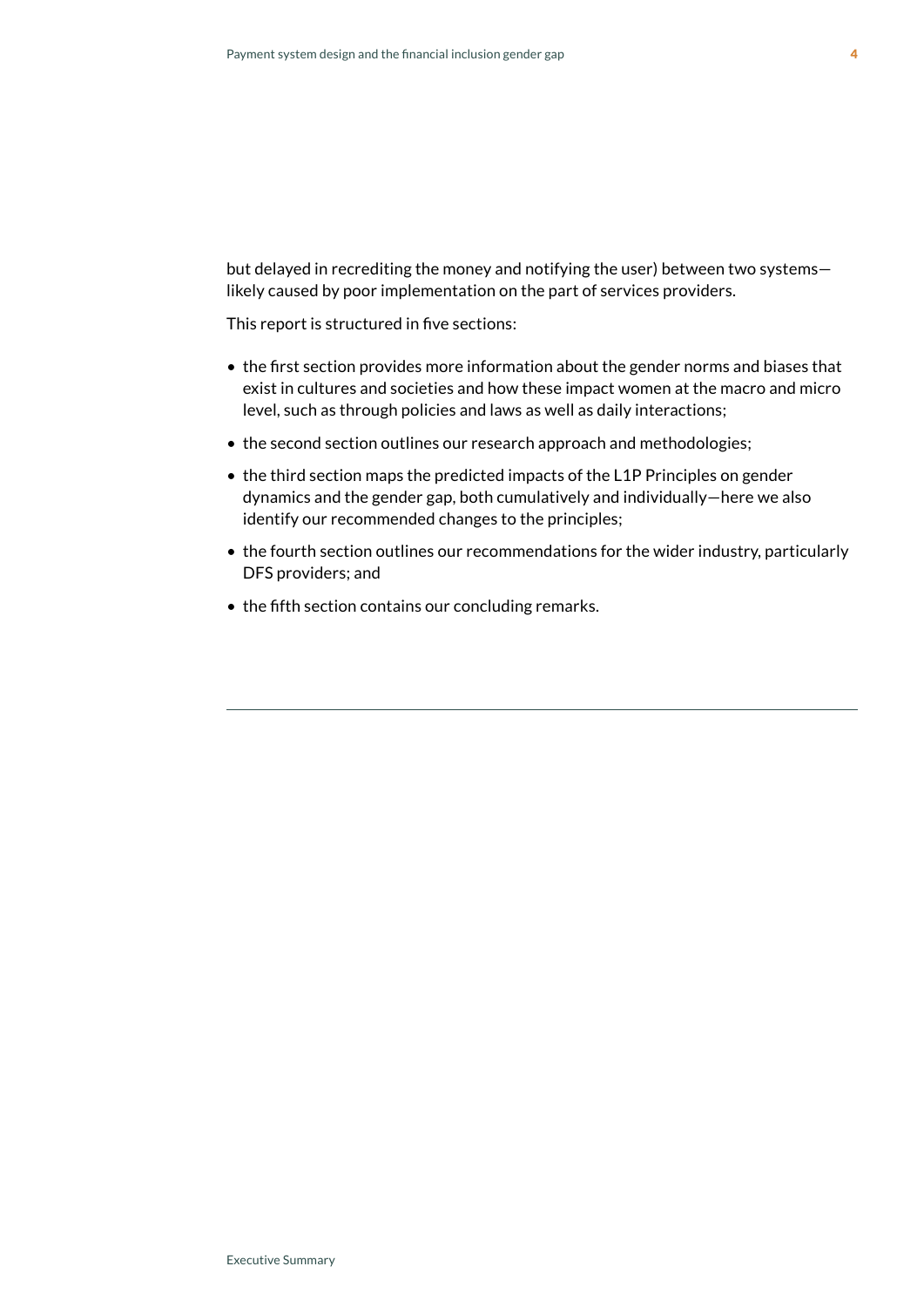but delayed in recrediting the money and notifying the user) between two systems—likely caused by poor implementation on the part of services providers.

This report is structured in five sections:

- the first section provides more information about the gender norms and biases that exist in cultures and societies and how these impact women at the macro and micro level, such as through policies and laws as well as daily interactions;
- the second section outlines our research approach and methodologies;
- the third section maps the predicted impacts of the L1P Principles on gender dynamics and the gender gap, both cumulatively and individually—here we also identify our recommended changes to the principles;
- the fourth section outlines our recommendations for the wider industry, particularly DFS providers; and
- the fifth section contains our concluding remarks.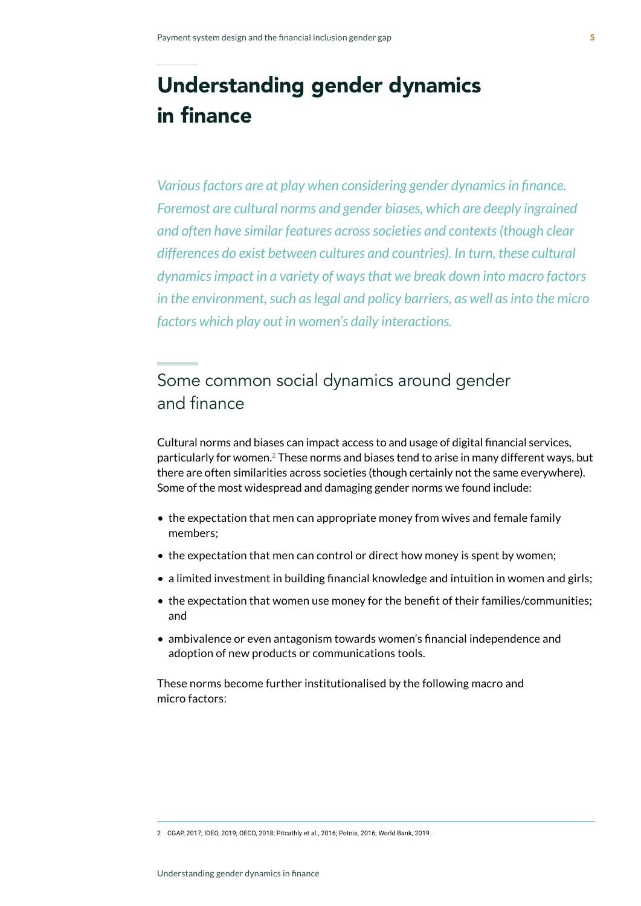# Understanding gender dynamics in finance

*Various factors are at play when considering gender dynamics in finance. Foremost are cultural norms and gender biases, which are deeply ingrained and often have similar features across societies and contexts (though clear differences do exist between cultures and countries). In turn, these cultural dynamics impact in a variety of ways that we break down into macro factors in the environment, such as legal and policy barriers, as well as into the micro factors which play out in women's daily interactions.*

## Some common social dynamics around gender and finance

Cultural norms and biases can impact access to and usage of digital financial services, particularly for women.[2] These norms and biases tend to arise in many different ways, but there are often similarities across societies (though certainly not the same everywhere). Some of the most widespread and damaging gender norms we found include:

- the expectation that men can appropriate money from wives and female family members;
- the expectation that men can control or direct how money is spent by women;
- a limited investment in building financial knowledge and intuition in women and girls;
- the expectation that women use money for the benefit of their families/communities; and
- ambivalence or even antagonism towards women's financial independence and adoption of new products or communications tools.

These norms become further institutionalised by the following macro and micro factors:

2 CGAP, 2017; IDEO, 2019; OECD, 2018; Pitcathly et al., 2016; Potnis, 2016; World Bank, 2019.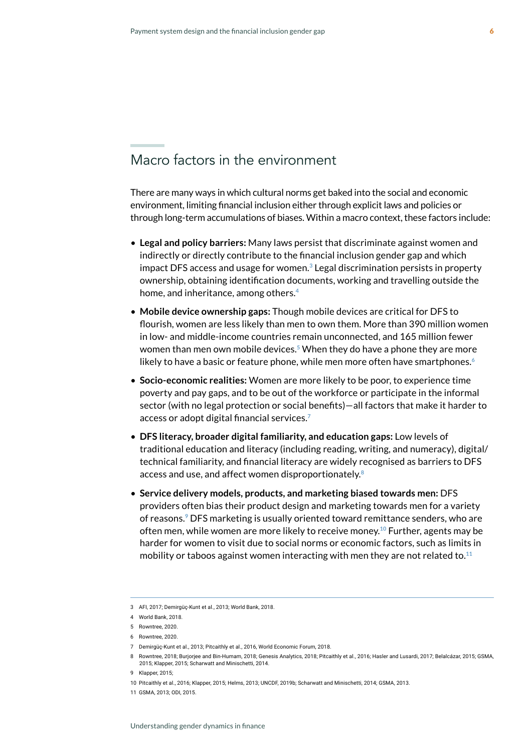## Macro factors in the environment

There are many ways in which cultural norms get baked into the social and economic environment, limiting financial inclusion either through explicit laws and policies or through long-term accumulations of biases. Within a macro context, these factors include:

- **Legal and policy barriers:** Many laws persist that discriminate against women and indirectly or directly contribute to the financial inclusion gender gap and which impact DFS access and usage for women.[3] Legal discrimination persists in property ownership, obtaining identification documents, working and travelling outside the home, and inheritance, among others.[4]
- **Mobile device ownership gaps:** Though mobile devices are critical for DFS to flourish, women are less likely than men to own them. More than 390 million women in low- and middle-income countries remain unconnected, and 165 million fewer women than men own mobile devices.[5] When they do have a phone they are more likely to have a basic or feature phone, while men more often have smartphones.[6]
- **Socio-economic realities:** Women are more likely to be poor, to experience time poverty and pay gaps, and to be out of the workforce or participate in the informal sector (with no legal protection or social benefits)—all factors that make it harder to access or adopt digital financial services.[7]
- **DFS literacy, broader digital familiarity, and education gaps:** Low levels of traditional education and literacy (including reading, writing, and numeracy), digital/technical familiarity, and financial literacy are widely recognised as barriers to DFS access and use, and affect women disproportionately.[8]
- **Service delivery models, products, and marketing biased towards men:** DFS providers often bias their product design and marketing towards men for a variety of reasons.[9] DFS marketing is usually oriented toward remittance senders, who are often men, while women are more likely to receive money.[10] Further, agents may be harder for women to visit due to social norms or economic factors, such as limits in mobility or taboos against women interacting with men they are not related to.[11]

---

3 AFI, 2017; Demirgüç-Kunt et al., 2013; World Bank, 2018.

4 World Bank, 2018.

5 Rowntree, 2020.

6 Rowntree, 2020.

7 Demirgüç-Kunt et al., 2013; Pitcaithly et al., 2016, World Economic Forum, 2018.

8 Rowntree, 2018; Burjorjee and Bin-Humam, 2018; Genesis Analytics, 2018; Pitcaithly et al., 2016; Hasler and Lusardi, 2017; Belalcázar, 2015; GSMA, 2015; Klapper, 2015; Scharwatt and Minischetti, 2014.

9 Klapper, 2015;

10 Pitcaithly et al., 2016; Klapper, 2015; Helms, 2013; UNCDF, 2019b; Scharwatt and Minischetti, 2014; GSMA, 2013.

11 GSMA, 2013; ODI, 2015.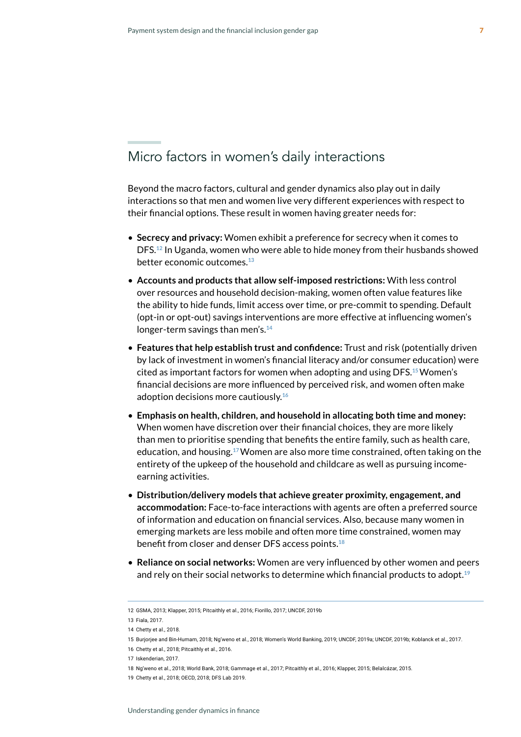## Micro factors in women's daily interactions

Beyond the macro factors, cultural and gender dynamics also play out in daily interactions so that men and women live very different experiences with respect to their financial options. These result in women having greater needs for:

- **Secrecy and privacy:** Women exhibit a preference for secrecy when it comes to DFS.[12] In Uganda, women who were able to hide money from their husbands showed better economic outcomes.[13]
- **Accounts and products that allow self-imposed restrictions:** With less control over resources and household decision-making, women often value features like the ability to hide funds, limit access over time, or pre-commit to spending. Default (opt-in or opt-out) savings interventions are more effective at influencing women's longer-term savings than men's.[14]
- **Features that help establish trust and confidence:** Trust and risk (potentially driven by lack of investment in women's financial literacy and/or consumer education) were cited as important factors for women when adopting and using DFS.[15] Women's financial decisions are more influenced by perceived risk, and women often make adoption decisions more cautiously.[16]
- **Emphasis on health, children, and household in allocating both time and money:** When women have discretion over their financial choices, they are more likely than men to prioritise spending that benefits the entire family, such as health care, education, and housing.[17] Women are also more time constrained, often taking on the entirety of the upkeep of the household and childcare as well as pursuing income-earning activities.
- **Distribution/delivery models that achieve greater proximity, engagement, and accommodation:** Face-to-face interactions with agents are often a preferred source of information and education on financial services. Also, because many women in emerging markets are less mobile and often more time constrained, women may benefit from closer and denser DFS access points.[18]
- **Reliance on social networks:** Women are very influenced by other women and peers and rely on their social networks to determine which financial products to adopt.[19]

---

12 GSMA, 2013; Klapper, 2015; Pitcaithly et al., 2016; Fiorillo, 2017; UNCDF, 2019b

13 Fiala, 2017.

14 Chetty et al., 2018.

15 Burjorjee and Bin-Humam, 2018; Ng'weno et al., 2018; Women's World Banking, 2019; UNCDF, 2019a; UNCDF, 2019b; Koblanck et al., 2017.

16 Chetty et al., 2018; Pitcaithly et al., 2016.

17 Iskenderian, 2017.

18 Ng'weno et al., 2018; World Bank, 2018; Gammage et al., 2017; Pitcaithly et al., 2016; Klapper, 2015; Belalcázar, 2015.

19 Chetty et al., 2018; OECD, 2018; DFS Lab 2019.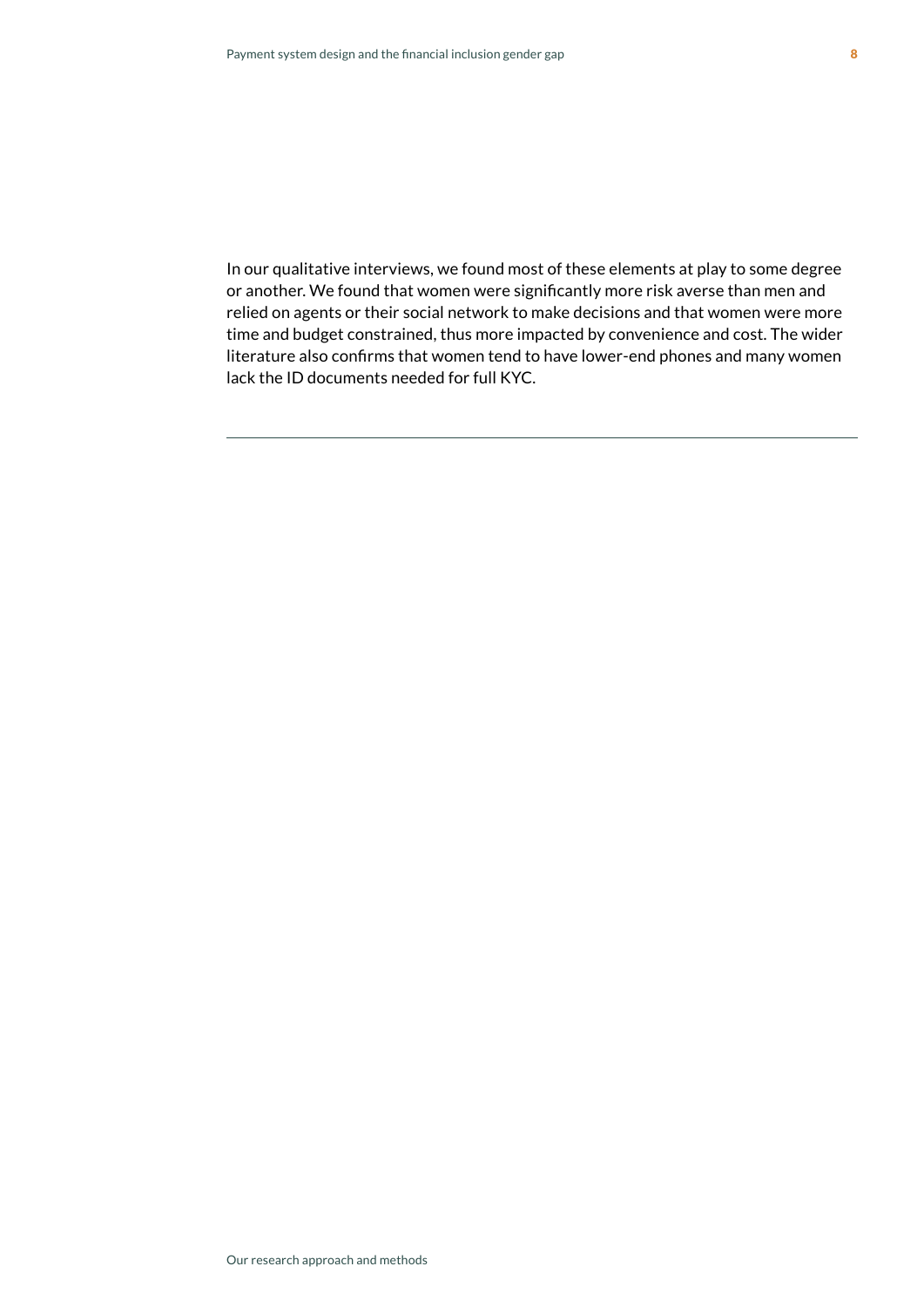In our qualitative interviews, we found most of these elements at play to some degree or another. We found that women were significantly more risk averse than men and relied on agents or their social network to make decisions and that women were more time and budget constrained, thus more impacted by convenience and cost. The wider literature also confirms that women tend to have lower-end phones and many women lack the ID documents needed for full KYC.

---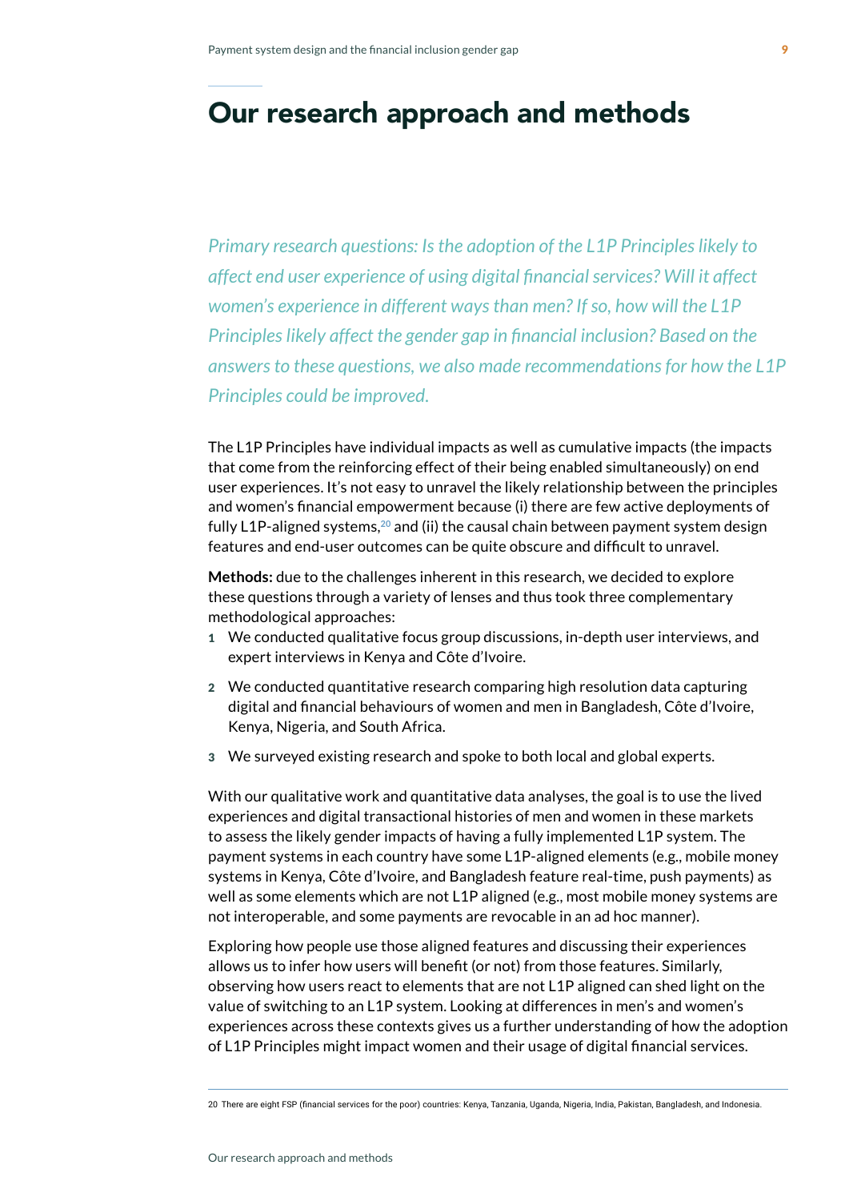# Our research approach and methods

*Primary research questions: Is the adoption of the L1P Principles likely to affect end user experience of using digital financial services? Will it affect women's experience in different ways than men? If so, how will the L1P Principles likely affect the gender gap in financial inclusion? Based on the answers to these questions, we also made recommendations for how the L1P Principles could be improved.*

The L1P Principles have individual impacts as well as cumulative impacts (the impacts that come from the reinforcing effect of their being enabled simultaneously) on end user experiences. It's not easy to unravel the likely relationship between the principles and women's financial empowerment because (i) there are few active deployments of fully L1P-aligned systems,[20] and (ii) the causal chain between payment system design features and end-user outcomes can be quite obscure and difficult to unravel.

**Methods:** due to the challenges inherent in this research, we decided to explore these questions through a variety of lenses and thus took three complementary methodological approaches:

1. We conducted qualitative focus group discussions, in-depth user interviews, and expert interviews in Kenya and Côte d'Ivoire.
2. We conducted quantitative research comparing high resolution data capturing digital and financial behaviours of women and men in Bangladesh, Côte d'Ivoire, Kenya, Nigeria, and South Africa.
3. We surveyed existing research and spoke to both local and global experts.

With our qualitative work and quantitative data analyses, the goal is to use the lived experiences and digital transactional histories of men and women in these markets to assess the likely gender impacts of having a fully implemented L1P system. The payment systems in each country have some L1P-aligned elements (e.g., mobile money systems in Kenya, Côte d'Ivoire, and Bangladesh feature real-time, push payments) as well as some elements which are not L1P aligned (e.g., most mobile money systems are not interoperable, and some payments are revocable in an ad hoc manner).

Exploring how people use those aligned features and discussing their experiences allows us to infer how users will benefit (or not) from those features. Similarly, observing how users react to elements that are not L1P aligned can shed light on the value of switching to an L1P system. Looking at differences in men's and women's experiences across these contexts gives us a further understanding of how the adoption of L1P Principles might impact women and their usage of digital financial services.

20 There are eight FSP (financial services for the poor) countries: Kenya, Tanzania, Uganda, Nigeria, India, Pakistan, Bangladesh, and Indonesia.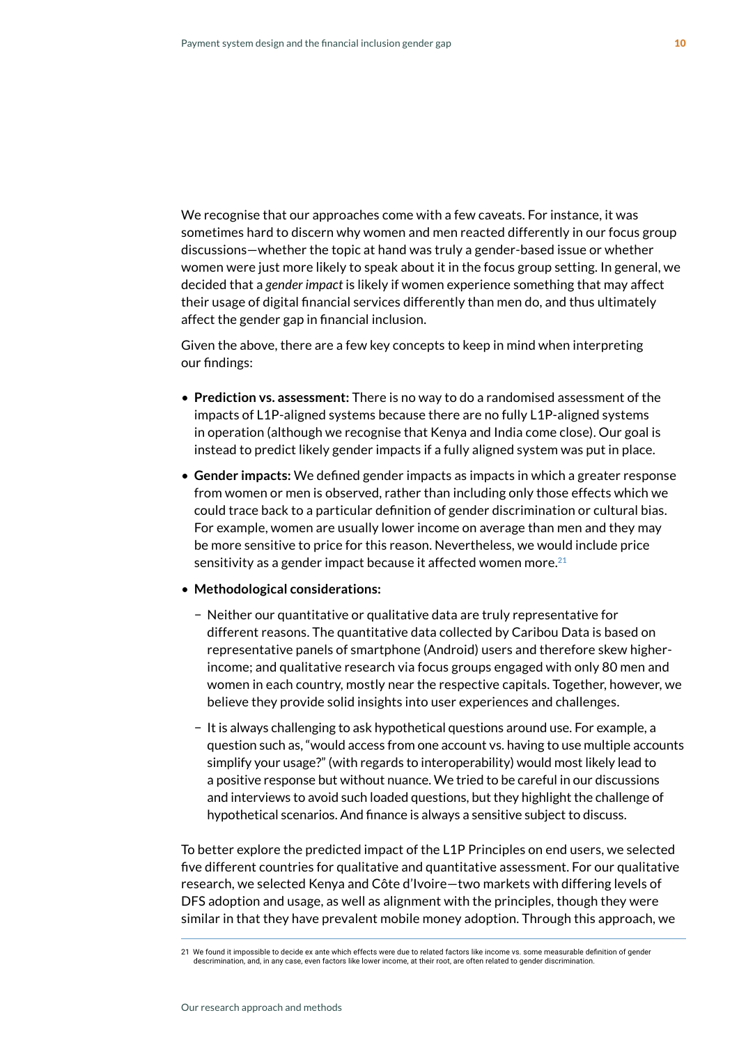We recognise that our approaches come with a few caveats. For instance, it was sometimes hard to discern why women and men reacted differently in our focus group discussions—whether the topic at hand was truly a gender-based issue or whether women were just more likely to speak about it in the focus group setting. In general, we decided that a *gender impact* is likely if women experience something that may affect their usage of digital financial services differently than men do, and thus ultimately affect the gender gap in financial inclusion.

Given the above, there are a few key concepts to keep in mind when interpreting our findings:

- **Prediction vs. assessment:** There is no way to do a randomised assessment of the impacts of L1P-aligned systems because there are no fully L1P-aligned systems in operation (although we recognise that Kenya and India come close). Our goal is instead to predict likely gender impacts if a fully aligned system was put in place.
- **Gender impacts:** We defined gender impacts as impacts in which a greater response from women or men is observed, rather than including only those effects which we could trace back to a particular definition of gender discrimination or cultural bias. For example, women are usually lower income on average than men and they may be more sensitive to price for this reason. Nevertheless, we would include price sensitivity as a gender impact because it affected women more.[21]
- **Methodological considerations:**
  - Neither our quantitative or qualitative data are truly representative for different reasons. The quantitative data collected by Caribou Data is based on representative panels of smartphone (Android) users and therefore skew higher-income; and qualitative research via focus groups engaged with only 80 men and women in each country, mostly near the respective capitals. Together, however, we believe they provide solid insights into user experiences and challenges.
  - It is always challenging to ask hypothetical questions around use. For example, a question such as, "would access from one account vs. having to use multiple accounts simplify your usage?" (with regards to interoperability) would most likely lead to a positive response but without nuance. We tried to be careful in our discussions and interviews to avoid such loaded questions, but they highlight the challenge of hypothetical scenarios. And finance is always a sensitive subject to discuss.

To better explore the predicted impact of the L1P Principles on end users, we selected five different countries for qualitative and quantitative assessment. For our qualitative research, we selected Kenya and Côte d'Ivoire—two markets with differing levels of DFS adoption and usage, as well as alignment with the principles, though they were similar in that they have prevalent mobile money adoption. Through this approach, we

21 We found it impossible to decide ex ante which effects were due to related factors like income vs. some measurable definition of gender descrimination, and, in any case, even factors like lower income, at their root, are often related to gender discrimination.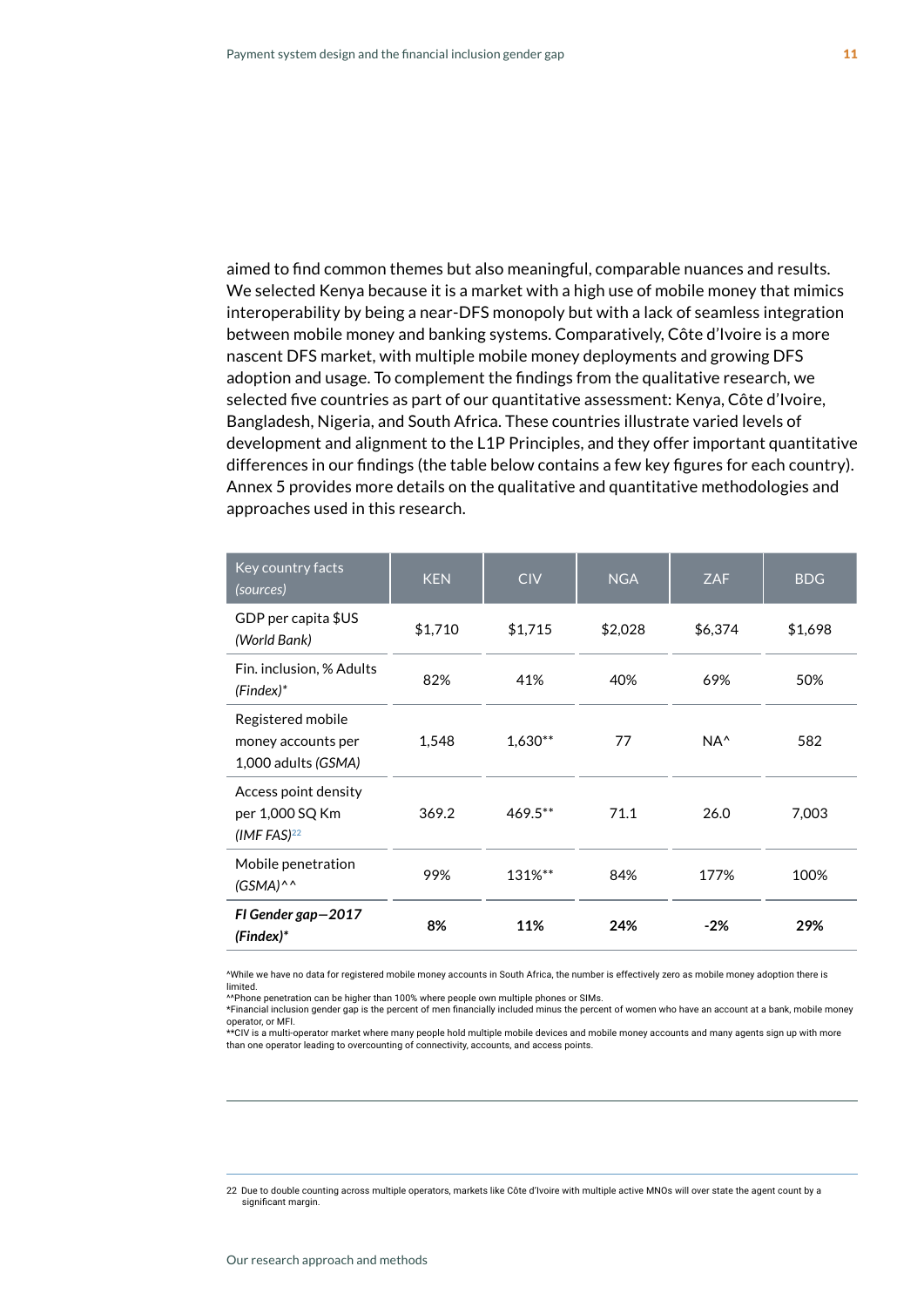aimed to find common themes but also meaningful, comparable nuances and results. We selected Kenya because it is a market with a high use of mobile money that mimics interoperability by being a near-DFS monopoly but with a lack of seamless integration between mobile money and banking systems. Comparatively, Côte d'Ivoire is a more nascent DFS market, with multiple mobile money deployments and growing DFS adoption and usage. To complement the findings from the qualitative research, we selected five countries as part of our quantitative assessment: Kenya, Côte d'Ivoire, Bangladesh, Nigeria, and South Africa. These countries illustrate varied levels of development and alignment to the L1P Principles, and they offer important quantitative differences in our findings (the table below contains a few key figures for each country). Annex 5 provides more details on the qualitative and quantitative methodologies and approaches used in this research.

| Key country facts *(sources)* | KEN | CIV | NGA | ZAF | BDG |
|---|---|---|---|---|---|
| GDP per capita $US *(World Bank)* | $1,710 | $1,715 | $2,028 | $6,374 | $1,698 |
| Fin. inclusion, % Adults *(Findex)** | 82% | 41% | 40% | 69% | 50% |
| Registered mobile money accounts per 1,000 adults *(GSMA)* | 1,548 | 1,630** | 77 | NA^ | 582 |
| Access point density per 1,000 SQ Km *(IMF FAS)*[22] | 369.2 | 469.5** | 71.1 | 26.0 | 7,003 |
| Mobile penetration *(GSMA)*^^ | 99% | 131%** | 84% | 177% | 100% |
| ***FI Gender gap—2017 (Findex)**** | **8%** | **11%** | **24%** | **-2%** | **29%** |

^While we have no data for registered mobile money accounts in South Africa, the number is effectively zero as mobile money adoption there is limited.
^^Phone penetration can be higher than 100% where people own multiple phones or SIMs.
*Financial inclusion gender gap is the percent of men financially included minus the percent of women who have an account at a bank, mobile money operator, or MFI.
**CIV is a multi-operator market where many people hold multiple mobile devices and mobile money accounts and many agents sign up with more than one operator leading to overcounting of connectivity, accounts, and access points.

---

22 Due to double counting across multiple operators, markets like Côte d'Ivoire with multiple active MNOs will over state the agent count by a significant margin.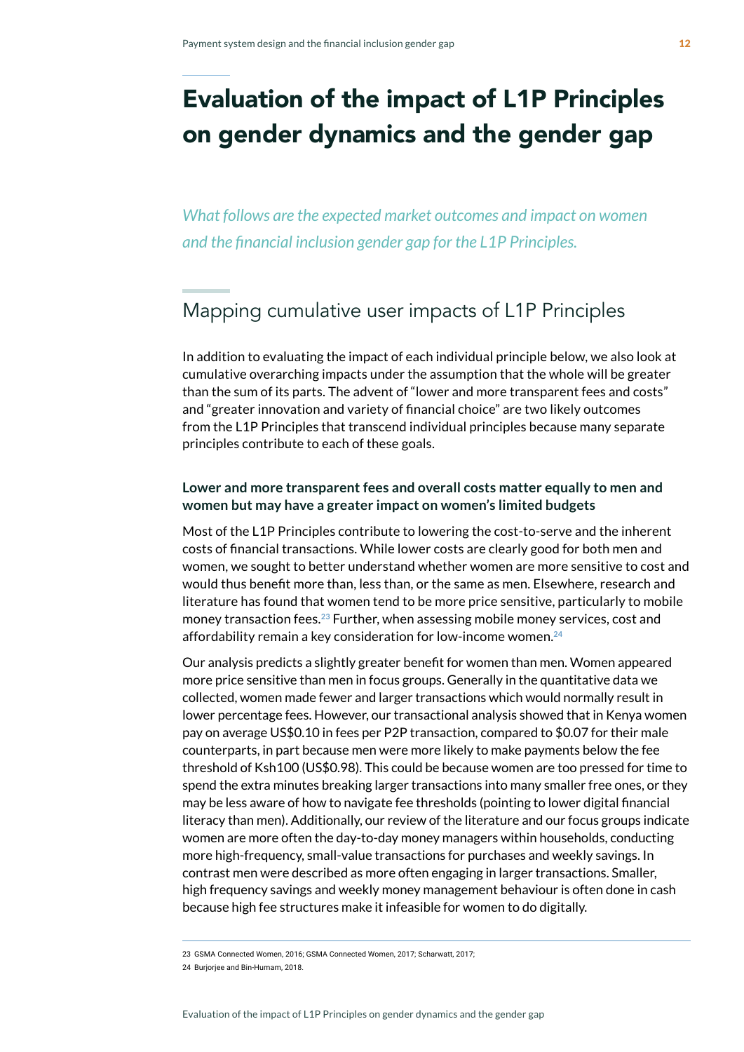# Evaluation of the impact of L1P Principles on gender dynamics and the gender gap

*What follows are the expected market outcomes and impact on women and the financial inclusion gender gap for the L1P Principles.*

## Mapping cumulative user impacts of L1P Principles

In addition to evaluating the impact of each individual principle below, we also look at cumulative overarching impacts under the assumption that the whole will be greater than the sum of its parts. The advent of "lower and more transparent fees and costs" and "greater innovation and variety of financial choice" are two likely outcomes from the L1P Principles that transcend individual principles because many separate principles contribute to each of these goals.

### Lower and more transparent fees and overall costs matter equally to men and women but may have a greater impact on women's limited budgets

Most of the L1P Principles contribute to lowering the cost-to-serve and the inherent costs of financial transactions. While lower costs are clearly good for both men and women, we sought to better understand whether women are more sensitive to cost and would thus benefit more than, less than, or the same as men. Elsewhere, research and literature has found that women tend to be more price sensitive, particularly to mobile money transaction fees.[23] Further, when assessing mobile money services, cost and affordability remain a key consideration for low-income women.[24]

Our analysis predicts a slightly greater benefit for women than men. Women appeared more price sensitive than men in focus groups. Generally in the quantitative data we collected, women made fewer and larger transactions which would normally result in lower percentage fees. However, our transactional analysis showed that in Kenya women pay on average US$0.10 in fees per P2P transaction, compared to $0.07 for their male counterparts, in part because men were more likely to make payments below the fee threshold of Ksh100 (US$0.98). This could be because women are too pressed for time to spend the extra minutes breaking larger transactions into many smaller free ones, or they may be less aware of how to navigate fee thresholds (pointing to lower digital financial literacy than men). Additionally, our review of the literature and our focus groups indicate women are more often the day-to-day money managers within households, conducting more high-frequency, small-value transactions for purchases and weekly savings. In contrast men were described as more often engaging in larger transactions. Smaller, high frequency savings and weekly money management behaviour is often done in cash because high fee structures make it infeasible for women to do digitally.

23 GSMA Connected Women, 2016; GSMA Connected Women, 2017; Scharwatt, 2017;

24 Burjorjee and Bin-Humam, 2018.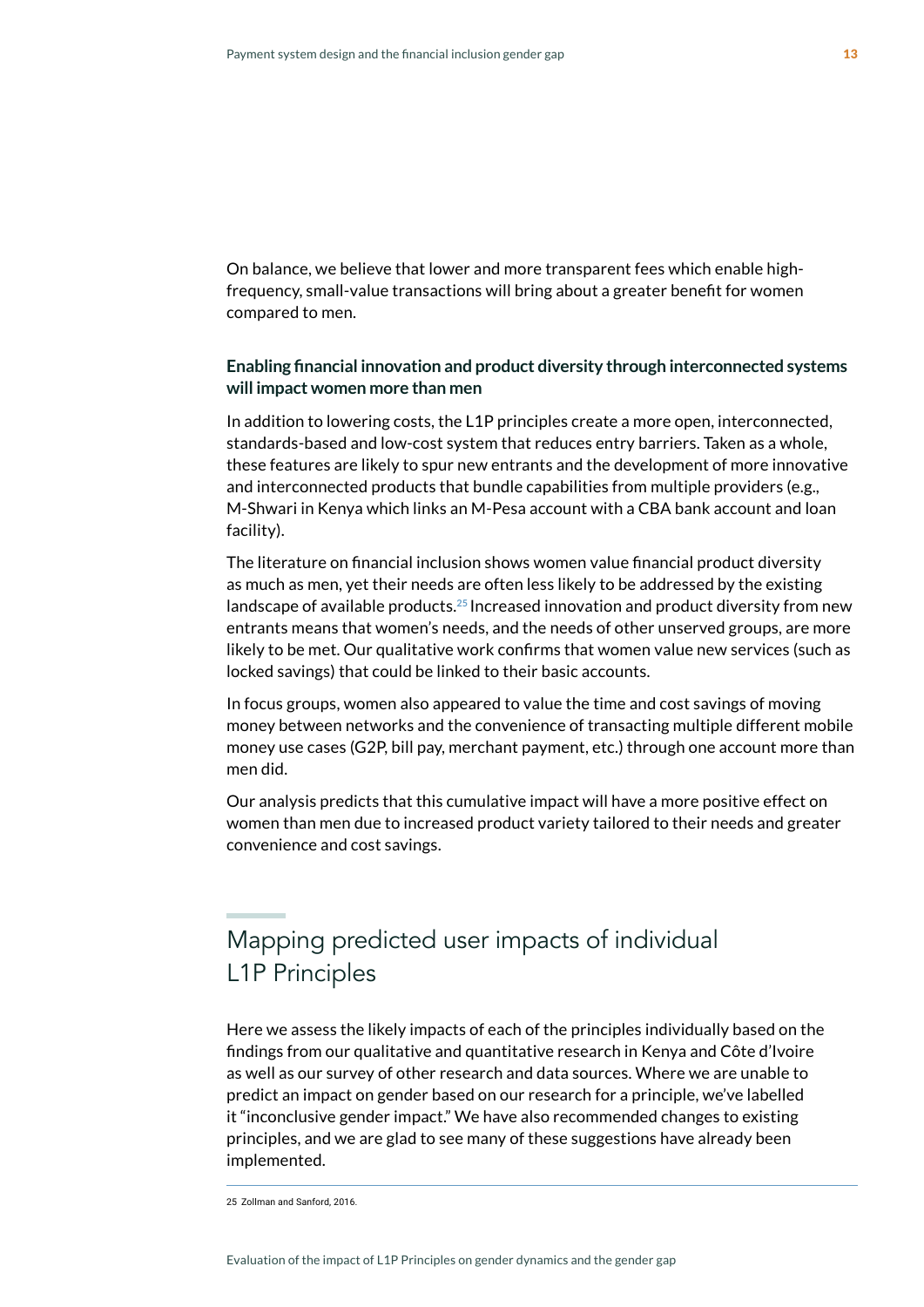On balance, we believe that lower and more transparent fees which enable high-frequency, small-value transactions will bring about a greater benefit for women compared to men.

**Enabling financial innovation and product diversity through interconnected systems will impact women more than men**

In addition to lowering costs, the L1P principles create a more open, interconnected, standards-based and low-cost system that reduces entry barriers. Taken as a whole, these features are likely to spur new entrants and the development of more innovative and interconnected products that bundle capabilities from multiple providers (e.g., M-Shwari in Kenya which links an M-Pesa account with a CBA bank account and loan facility).

The literature on financial inclusion shows women value financial product diversity as much as men, yet their needs are often less likely to be addressed by the existing landscape of available products.[25] Increased innovation and product diversity from new entrants means that women's needs, and the needs of other unserved groups, are more likely to be met. Our qualitative work confirms that women value new services (such as locked savings) that could be linked to their basic accounts.

In focus groups, women also appeared to value the time and cost savings of moving money between networks and the convenience of transacting multiple different mobile money use cases (G2P, bill pay, merchant payment, etc.) through one account more than men did.

Our analysis predicts that this cumulative impact will have a more positive effect on women than men due to increased product variety tailored to their needs and greater convenience and cost savings.

## Mapping predicted user impacts of individual L1P Principles

Here we assess the likely impacts of each of the principles individually based on the findings from our qualitative and quantitative research in Kenya and Côte d'Ivoire as well as our survey of other research and data sources. Where we are unable to predict an impact on gender based on our research for a principle, we've labelled it "inconclusive gender impact." We have also recommended changes to existing principles, and we are glad to see many of these suggestions have already been implemented.

25 Zollman and Sanford, 2016.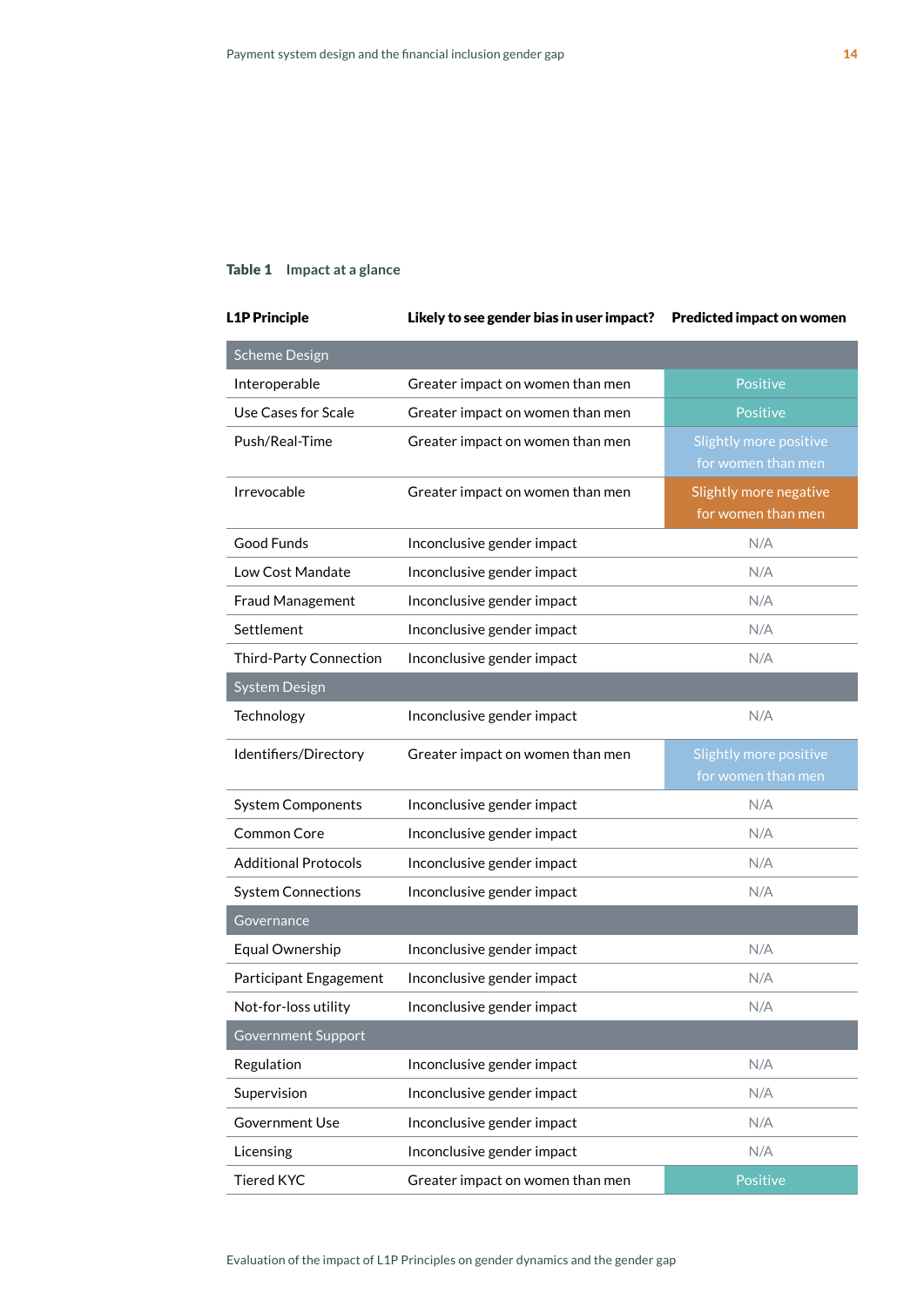**Table 1** Impact at a glance

| L1P Principle | Likely to see gender bias in user impact? | Predicted impact on women |
|---|---|---|
| **Scheme Design** | | |
| Interoperable | Greater impact on women than men | Positive |
| Use Cases for Scale | Greater impact on women than men | Positive |
| Push/Real-Time | Greater impact on women than men | Slightly more positive for women than men |
| Irrevocable | Greater impact on women than men | Slightly more negative for women than men |
| Good Funds | Inconclusive gender impact | N/A |
| Low Cost Mandate | Inconclusive gender impact | N/A |
| Fraud Management | Inconclusive gender impact | N/A |
| Settlement | Inconclusive gender impact | N/A |
| Third-Party Connection | Inconclusive gender impact | N/A |
| **System Design** | | |
| Technology | Inconclusive gender impact | N/A |
| Identifiers/Directory | Greater impact on women than men | Slightly more positive for women than men |
| System Components | Inconclusive gender impact | N/A |
| Common Core | Inconclusive gender impact | N/A |
| Additional Protocols | Inconclusive gender impact | N/A |
| System Connections | Inconclusive gender impact | N/A |
| **Governance** | | |
| Equal Ownership | Inconclusive gender impact | N/A |
| Participant Engagement | Inconclusive gender impact | N/A |
| Not-for-loss utility | Inconclusive gender impact | N/A |
| **Government Support** | | |
| Regulation | Inconclusive gender impact | N/A |
| Supervision | Inconclusive gender impact | N/A |
| Government Use | Inconclusive gender impact | N/A |
| Licensing | Inconclusive gender impact | N/A |
| Tiered KYC | Greater impact on women than men | Positive |

Evaluation of the impact of L1P Principles on gender dynamics and the gender gap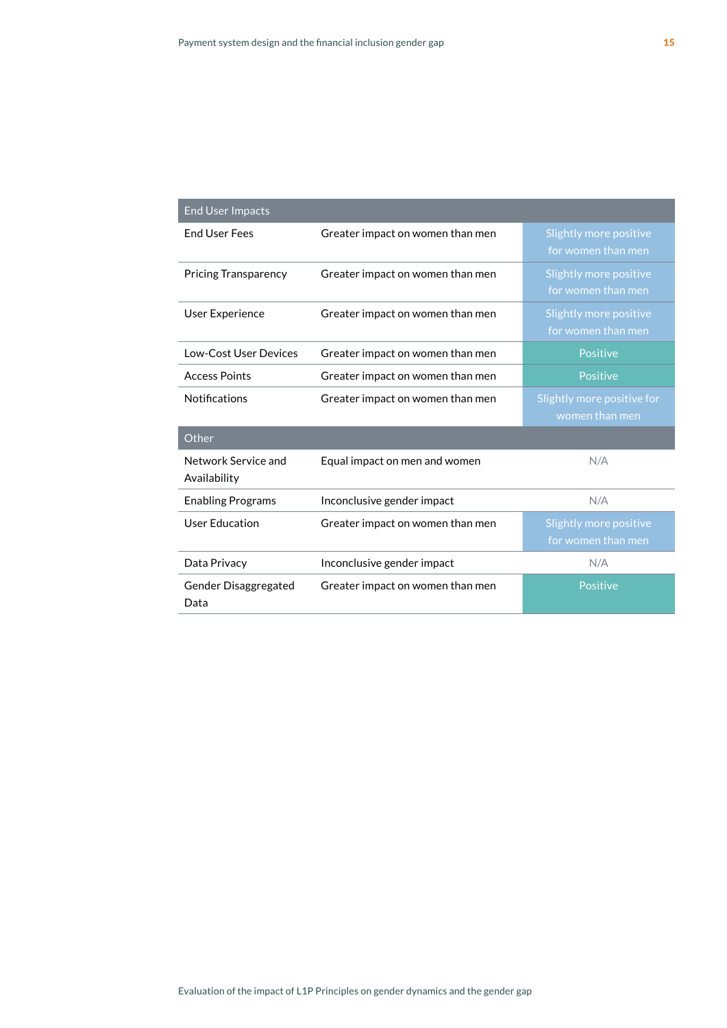| End User Impacts | | |
|---|---|---|
| End User Fees | Greater impact on women than men | Slightly more positive for women than men |
| Pricing Transparency | Greater impact on women than men | Slightly more positive for women than men |
| User Experience | Greater impact on women than men | Slightly more positive for women than men |
| Low-Cost User Devices | Greater impact on women than men | Positive |
| Access Points | Greater impact on women than men | Positive |
| Notifications | Greater impact on women than men | Slightly more positive for women than men |
| **Other** | | |
| Network Service and Availability | Equal impact on men and women | N/A |
| Enabling Programs | Inconclusive gender impact | N/A |
| User Education | Greater impact on women than men | Slightly more positive for women than men |
| Data Privacy | Inconclusive gender impact | N/A |
| Gender Disaggregated Data | Greater impact on women than men | Positive |

Evaluation of the impact of L1P Principles on gender dynamics and the gender gap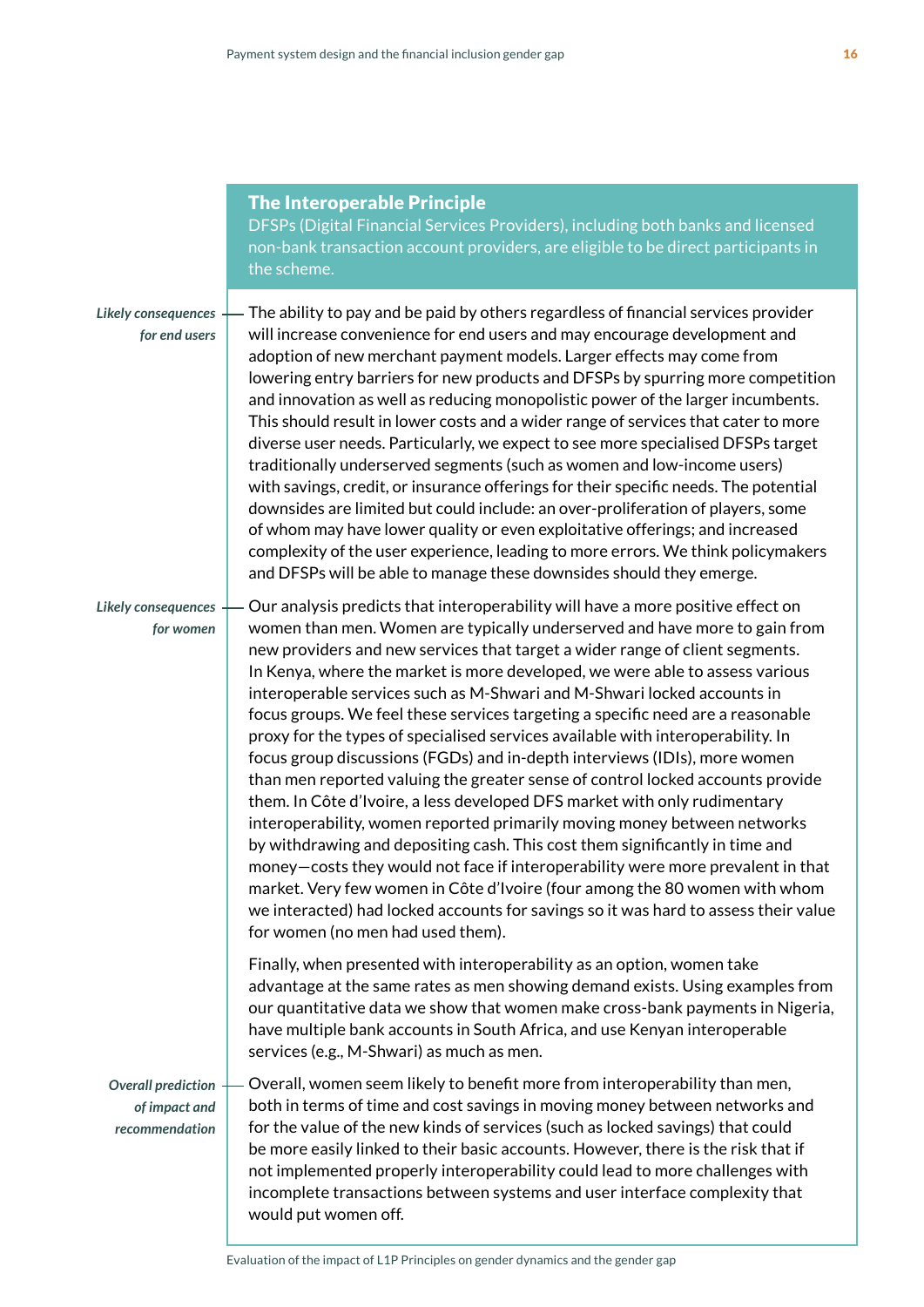### The Interoperable Principle

DFSPs (Digital Financial Services Providers), including both banks and licensed non-bank transaction account providers, are eligible to be direct participants in the scheme.

*Likely consequences for end users*

The ability to pay and be paid by others regardless of financial services provider will increase convenience for end users and may encourage development and adoption of new merchant payment models. Larger effects may come from lowering entry barriers for new products and DFSPs by spurring more competition and innovation as well as reducing monopolistic power of the larger incumbents. This should result in lower costs and a wider range of services that cater to more diverse user needs. Particularly, we expect to see more specialised DFSPs target traditionally underserved segments (such as women and low-income users) with savings, credit, or insurance offerings for their specific needs. The potential downsides are limited but could include: an over-proliferation of players, some of whom may have lower quality or even exploitative offerings; and increased complexity of the user experience, leading to more errors. We think policymakers and DFSPs will be able to manage these downsides should they emerge.

*Likely consequences for women*

Our analysis predicts that interoperability will have a more positive effect on women than men. Women are typically underserved and have more to gain from new providers and new services that target a wider range of client segments. In Kenya, where the market is more developed, we were able to assess various interoperable services such as M-Shwari and M-Shwari locked accounts in focus groups. We feel these services targeting a specific need are a reasonable proxy for the types of specialised services available with interoperability. In focus group discussions (FGDs) and in-depth interviews (IDIs), more women than men reported valuing the greater sense of control locked accounts provide them. In Côte d'Ivoire, a less developed DFS market with only rudimentary interoperability, women reported primarily moving money between networks by withdrawing and depositing cash. This cost them significantly in time and money—costs they would not face if interoperability were more prevalent in that market. Very few women in Côte d'Ivoire (four among the 80 women with whom we interacted) had locked accounts for savings so it was hard to assess their value for women (no men had used them).

Finally, when presented with interoperability as an option, women take advantage at the same rates as men showing demand exists. Using examples from our quantitative data we show that women make cross-bank payments in Nigeria, have multiple bank accounts in South Africa, and use Kenyan interoperable services (e.g., M-Shwari) as much as men.

*Overall prediction of impact and recommendation*

Overall, women seem likely to benefit more from interoperability than men, both in terms of time and cost savings in moving money between networks and for the value of the new kinds of services (such as locked savings) that could be more easily linked to their basic accounts. However, there is the risk that if not implemented properly interoperability could lead to more challenges with incomplete transactions between systems and user interface complexity that would put women off.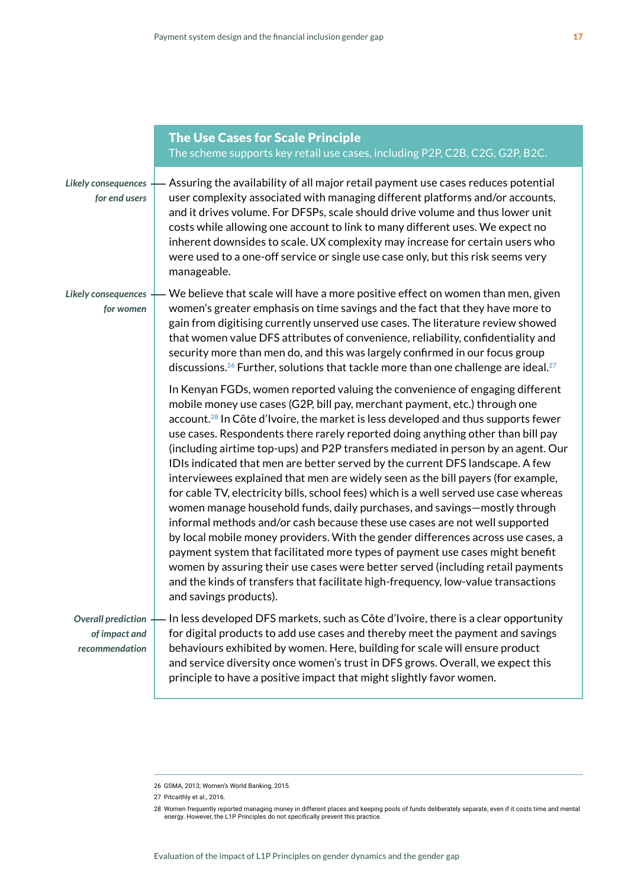## The Use Cases for Scale Principle

The scheme supports key retail use cases, including P2P, C2B, C2G, G2P, B2C.

*Likely consequences for end users*

Assuring the availability of all major retail payment use cases reduces potential user complexity associated with managing different platforms and/or accounts, and it drives volume. For DFSPs, scale should drive volume and thus lower unit costs while allowing one account to link to many different uses. We expect no inherent downsides to scale. UX complexity may increase for certain users who were used to a one-off service or single use case only, but this risk seems very manageable.

*Likely consequences for women*

We believe that scale will have a more positive effect on women than men, given women's greater emphasis on time savings and the fact that they have more to gain from digitising currently unserved use cases. The literature review showed that women value DFS attributes of convenience, reliability, confidentiality and security more than men do, and this was largely confirmed in our focus group discussions.[26] Further, solutions that tackle more than one challenge are ideal.[27]

In Kenyan FGDs, women reported valuing the convenience of engaging different mobile money use cases (G2P, bill pay, merchant payment, etc.) through one account.[28] In Côte d'Ivoire, the market is less developed and thus supports fewer use cases. Respondents there rarely reported doing anything other than bill pay (including airtime top-ups) and P2P transfers mediated in person by an agent. Our IDIs indicated that men are better served by the current DFS landscape. A few interviewees explained that men are widely seen as the bill payers (for example, for cable TV, electricity bills, school fees) which is a well served use case whereas women manage household funds, daily purchases, and savings—mostly through informal methods and/or cash because these use cases are not well supported by local mobile money providers. With the gender differences across use cases, a payment system that facilitated more types of payment use cases might benefit women by assuring their use cases were better served (including retail payments and the kinds of transfers that facilitate high-frequency, low-value transactions and savings products).

*Overall prediction of impact and recommendation*

In less developed DFS markets, such as Côte d'Ivoire, there is a clear opportunity for digital products to add use cases and thereby meet the payment and savings behaviours exhibited by women. Here, building for scale will ensure product and service diversity once women's trust in DFS grows. Overall, we expect this principle to have a positive impact that might slightly favor women.

---

26 GSMA, 2013; Women's World Banking, 2015.

27 Pitcaithly et al., 2016.

28 Women frequently reported managing money in different places and keeping pools of funds deliberately separate, even if it costs time and mental energy. However, the L1P Principles do not specifically prevent this practice.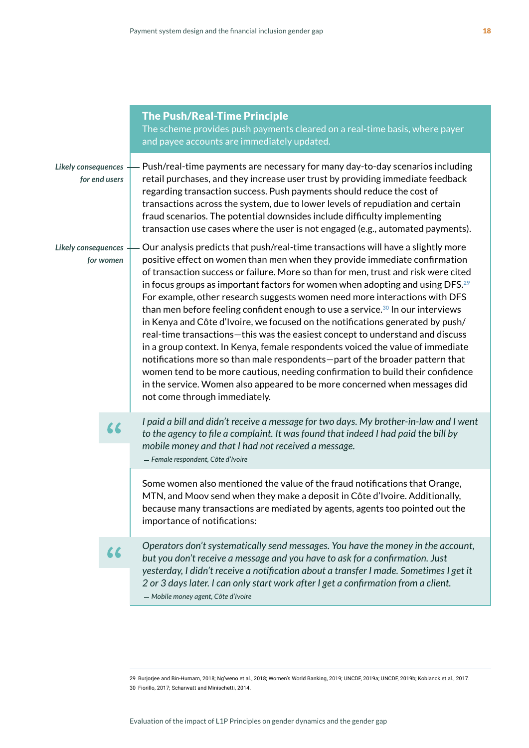## The Push/Real-Time Principle

The scheme provides push payments cleared on a real-time basis, where payer and payee accounts are immediately updated.

*Likely consequences for end users*

Push/real-time payments are necessary for many day-to-day scenarios including retail purchases, and they increase user trust by providing immediate feedback regarding transaction success. Push payments should reduce the cost of transactions across the system, due to lower levels of repudiation and certain fraud scenarios. The potential downsides include difficulty implementing transaction use cases where the user is not engaged (e.g., automated payments).

*Likely consequences for women*

Our analysis predicts that push/real-time transactions will have a slightly more positive effect on women than men when they provide immediate confirmation of transaction success or failure. More so than for men, trust and risk were cited in focus groups as important factors for women when adopting and using DFS.[29] For example, other research suggests women need more interactions with DFS than men before feeling confident enough to use a service.[30] In our interviews in Kenya and Côte d'Ivoire, we focused on the notifications generated by push/real-time transactions—this was the easiest concept to understand and discuss in a group context. In Kenya, female respondents voiced the value of immediate notifications more so than male respondents—part of the broader pattern that women tend to be more cautious, needing confirmation to build their confidence in the service. Women also appeared to be more concerned when messages did not come through immediately.

> *I paid a bill and didn't receive a message for two days. My brother-in-law and I went to the agency to file a complaint. It was found that indeed I had paid the bill by mobile money and that I had not received a message.*
>
> — *Female respondent, Côte d'Ivoire*

Some women also mentioned the value of the fraud notifications that Orange, MTN, and Moov send when they make a deposit in Côte d'Ivoire. Additionally, because many transactions are mediated by agents, agents too pointed out the importance of notifications:

> *Operators don't systematically send messages. You have the money in the account, but you don't receive a message and you have to ask for a confirmation. Just yesterday, I didn't receive a notification about a transfer I made. Sometimes I get it 2 or 3 days later. I can only start work after I get a confirmation from a client.*
>
> — *Mobile money agent, Côte d'Ivoire*

---

29 Burjorjee and Bin-Humam, 2018; Ng'weno et al., 2018; Women's World Banking, 2019; UNCDF, 2019a; UNCDF, 2019b; Koblanck et al., 2017.

30 Fiorillo, 2017; Scharwatt and Minischetti, 2014.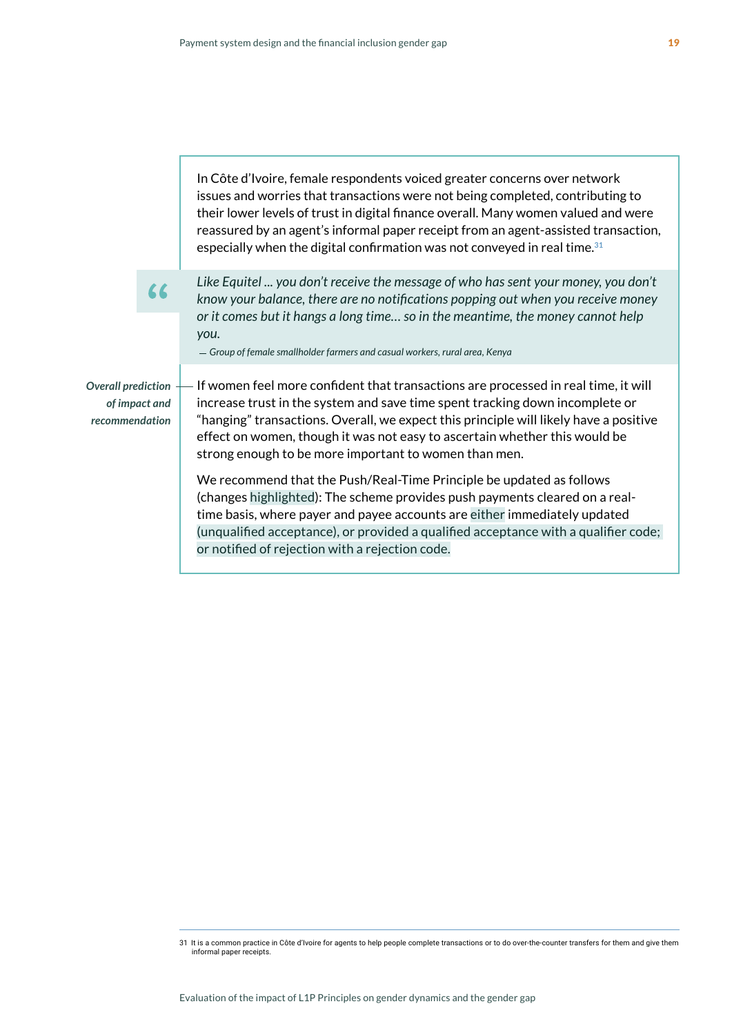In Côte d'Ivoire, female respondents voiced greater concerns over network issues and worries that transactions were not being completed, contributing to their lower levels of trust in digital finance overall. Many women valued and were reassured by an agent's informal paper receipt from an agent-assisted transaction, especially when the digital confirmation was not conveyed in real time.[31]

> *Like Equitel … you don't receive the message of who has sent your money, you don't know your balance, there are no notifications popping out when you receive money or it comes but it hangs a long time… so in the meantime, the money cannot help you.*
>
> — *Group of female smallholder farmers and casual workers, rural area, Kenya*

***Overall prediction of impact and recommendation***

If women feel more confident that transactions are processed in real time, it will increase trust in the system and save time spent tracking down incomplete or "hanging" transactions. Overall, we expect this principle will likely have a positive effect on women, though it was not easy to ascertain whether this would be strong enough to be more important to women than men.

We recommend that the Push/Real-Time Principle be updated as follows (changes highlighted): The scheme provides push payments cleared on a real-time basis, where payer and payee accounts are either immediately updated (unqualified acceptance), or provided a qualified acceptance with a qualifier code; or notified of rejection with a rejection code.

---

31 It is a common practice in Côte d'Ivoire for agents to help people complete transactions or to do over-the-counter transfers for them and give them informal paper receipts.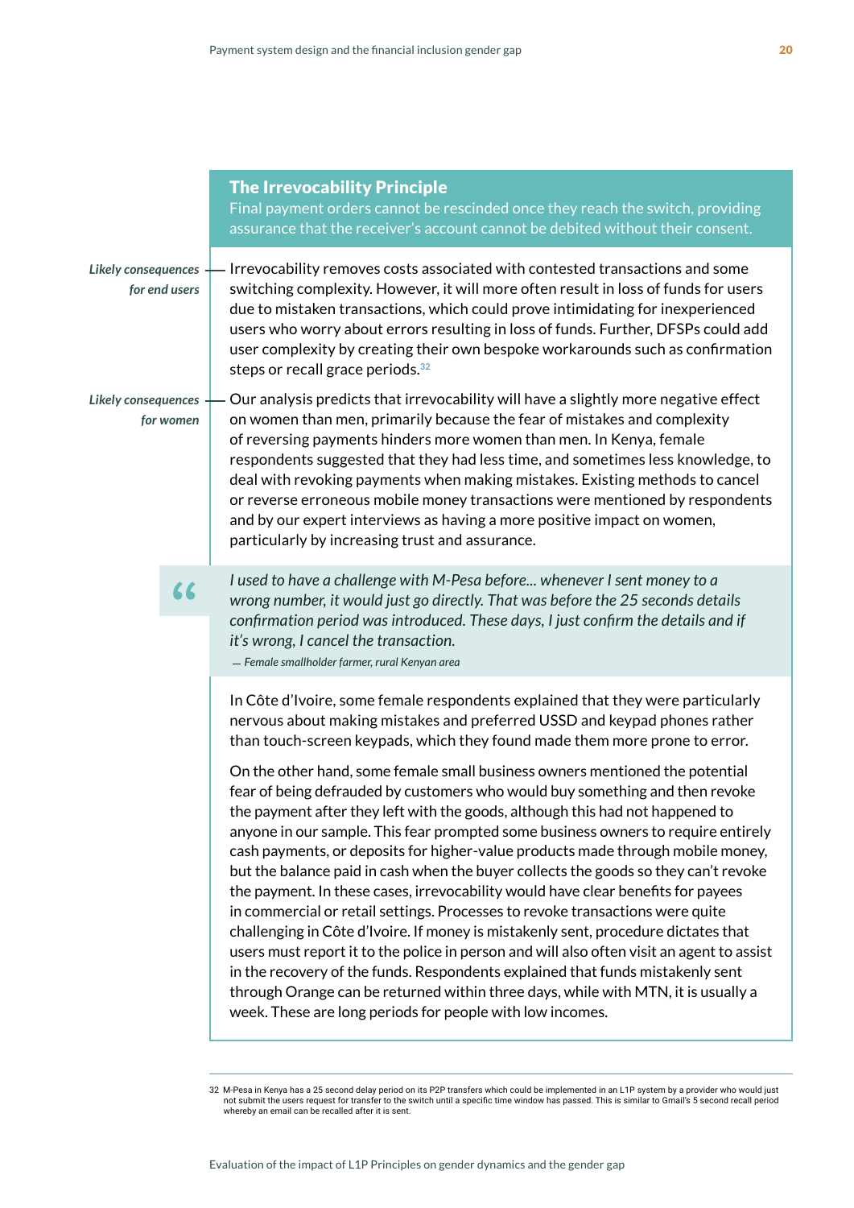## The Irrevocability Principle

Final payment orders cannot be rescinded once they reach the switch, providing assurance that the receiver's account cannot be debited without their consent.

*Likely consequences for end users*

Irrevocability removes costs associated with contested transactions and some switching complexity. However, it will more often result in loss of funds for users due to mistaken transactions, which could prove intimidating for inexperienced users who worry about errors resulting in loss of funds. Further, DFSPs could add user complexity by creating their own bespoke workarounds such as confirmation steps or recall grace periods.[32]

*Likely consequences for women*

Our analysis predicts that irrevocability will have a slightly more negative effect on women than men, primarily because the fear of mistakes and complexity of reversing payments hinders more women than men. In Kenya, female respondents suggested that they had less time, and sometimes less knowledge, to deal with revoking payments when making mistakes. Existing methods to cancel or reverse erroneous mobile money transactions were mentioned by respondents and by our expert interviews as having a more positive impact on women, particularly by increasing trust and assurance.

> *I used to have a challenge with M-Pesa before... whenever I sent money to a wrong number, it would just go directly. That was before the 25 seconds details confirmation period was introduced. These days, I just confirm the details and if it's wrong, I cancel the transaction.*
>
> — *Female smallholder farmer, rural Kenyan area*

In Côte d'Ivoire, some female respondents explained that they were particularly nervous about making mistakes and preferred USSD and keypad phones rather than touch-screen keypads, which they found made them more prone to error.

On the other hand, some female small business owners mentioned the potential fear of being defrauded by customers who would buy something and then revoke the payment after they left with the goods, although this had not happened to anyone in our sample. This fear prompted some business owners to require entirely cash payments, or deposits for higher-value products made through mobile money, but the balance paid in cash when the buyer collects the goods so they can't revoke the payment. In these cases, irrevocability would have clear benefits for payees in commercial or retail settings. Processes to revoke transactions were quite challenging in Côte d'Ivoire. If money is mistakenly sent, procedure dictates that users must report it to the police in person and will also often visit an agent to assist in the recovery of the funds. Respondents explained that funds mistakenly sent through Orange can be returned within three days, while with MTN, it is usually a week. These are long periods for people with low incomes.

---

32 M-Pesa in Kenya has a 25 second delay period on its P2P transfers which could be implemented in an L1P system by a provider who would just not submit the users request for transfer to the switch until a specific time window has passed. This is similar to Gmail's 5 second recall period whereby an email can be recalled after it is sent.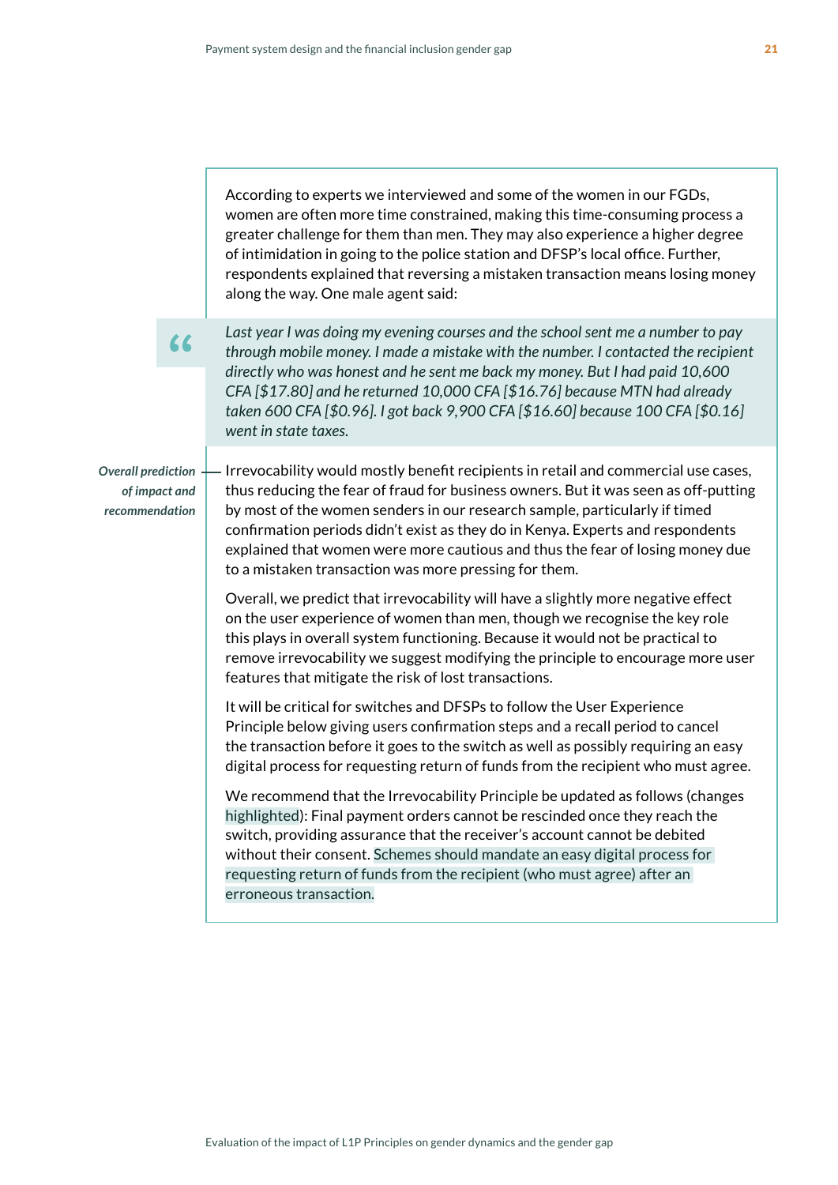According to experts we interviewed and some of the women in our FGDs, women are often more time constrained, making this time-consuming process a greater challenge for them than men. They may also experience a higher degree of intimidation in going to the police station and DFSP's local office. Further, respondents explained that reversing a mistaken transaction means losing money along the way. One male agent said:

> *Last year I was doing my evening courses and the school sent me a number to pay through mobile money. I made a mistake with the number. I contacted the recipient directly who was honest and he sent me back my money. But I had paid 10,600 CFA [$17.80] and he returned 10,000 CFA [$16.76] because MTN had already taken 600 CFA [$0.96]. I got back 9,900 CFA [$16.60] because 100 CFA [$0.16] went in state taxes.*

***Overall prediction of impact and recommendation***

Irrevocability would mostly benefit recipients in retail and commercial use cases, thus reducing the fear of fraud for business owners. But it was seen as off-putting by most of the women senders in our research sample, particularly if timed confirmation periods didn't exist as they do in Kenya. Experts and respondents explained that women were more cautious and thus the fear of losing money due to a mistaken transaction was more pressing for them.

Overall, we predict that irrevocability will have a slightly more negative effect on the user experience of women than men, though we recognise the key role this plays in overall system functioning. Because it would not be practical to remove irrevocability we suggest modifying the principle to encourage more user features that mitigate the risk of lost transactions.

It will be critical for switches and DFSPs to follow the User Experience Principle below giving users confirmation steps and a recall period to cancel the transaction before it goes to the switch as well as possibly requiring an easy digital process for requesting return of funds from the recipient who must agree.

We recommend that the Irrevocability Principle be updated as follows (changes highlighted): Final payment orders cannot be rescinded once they reach the switch, providing assurance that the receiver's account cannot be debited without their consent. Schemes should mandate an easy digital process for requesting return of funds from the recipient (who must agree) after an erroneous transaction.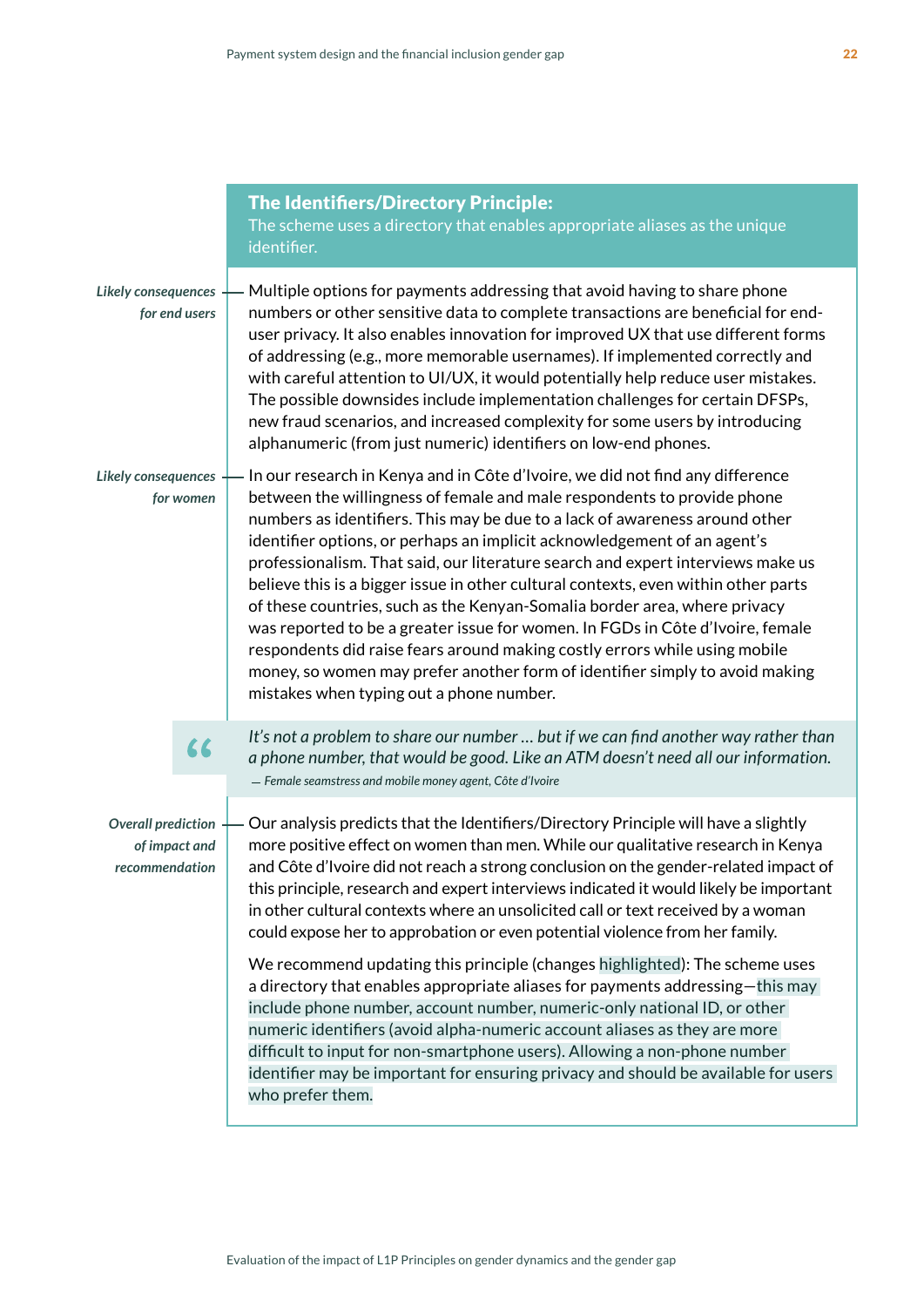## The Identifiers/Directory Principle:

The scheme uses a directory that enables appropriate aliases as the unique identifier.

*Likely consequences for end users*

Multiple options for payments addressing that avoid having to share phone numbers or other sensitive data to complete transactions are beneficial for end-user privacy. It also enables innovation for improved UX that use different forms of addressing (e.g., more memorable usernames). If implemented correctly and with careful attention to UI/UX, it would potentially help reduce user mistakes. The possible downsides include implementation challenges for certain DFSPs, new fraud scenarios, and increased complexity for some users by introducing alphanumeric (from just numeric) identifiers on low-end phones.

*Likely consequences for women*

In our research in Kenya and in Côte d'Ivoire, we did not find any difference between the willingness of female and male respondents to provide phone numbers as identifiers. This may be due to a lack of awareness around other identifier options, or perhaps an implicit acknowledgement of an agent's professionalism. That said, our literature search and expert interviews make us believe this is a bigger issue in other cultural contexts, even within other parts of these countries, such as the Kenyan-Somalia border area, where privacy was reported to be a greater issue for women. In FGDs in Côte d'Ivoire, female respondents did raise fears around making costly errors while using mobile money, so women may prefer another form of identifier simply to avoid making mistakes when typing out a phone number.

> *It's not a problem to share our number … but if we can find another way rather than a phone number, that would be good. Like an ATM doesn't need all our information.*
>
> — *Female seamstress and mobile money agent, Côte d'Ivoire*

*Overall prediction of impact and recommendation*

Our analysis predicts that the Identifiers/Directory Principle will have a slightly more positive effect on women than men. While our qualitative research in Kenya and Côte d'Ivoire did not reach a strong conclusion on the gender-related impact of this principle, research and expert interviews indicated it would likely be important in other cultural contexts where an unsolicited call or text received by a woman could expose her to approbation or even potential violence from her family.

We recommend updating this principle (changes highlighted): The scheme uses a directory that enables appropriate aliases for payments addressing—this may include phone number, account number, numeric-only national ID, or other numeric identifiers (avoid alpha-numeric account aliases as they are more difficult to input for non-smartphone users). Allowing a non-phone number identifier may be important for ensuring privacy and should be available for users who prefer them.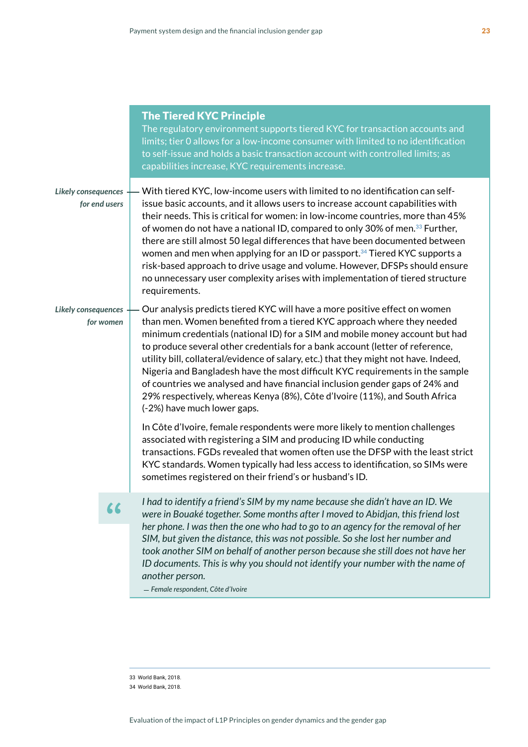## The Tiered KYC Principle

The regulatory environment supports tiered KYC for transaction accounts and limits; tier 0 allows for a low-income consumer with limited to no identification to self-issue and holds a basic transaction account with controlled limits; as capabilities increase, KYC requirements increase.

*Likely consequences for end users*

With tiered KYC, low-income users with limited to no identification can self-issue basic accounts, and it allows users to increase account capabilities with their needs. This is critical for women: in low-income countries, more than 45% of women do not have a national ID, compared to only 30% of men.[33] Further, there are still almost 50 legal differences that have been documented between women and men when applying for an ID or passport.[34] Tiered KYC supports a risk-based approach to drive usage and volume. However, DFSPs should ensure no unnecessary user complexity arises with implementation of tiered structure requirements.

*Likely consequences for women*

Our analysis predicts tiered KYC will have a more positive effect on women than men. Women benefited from a tiered KYC approach where they needed minimum credentials (national ID) for a SIM and mobile money account but had to produce several other credentials for a bank account (letter of reference, utility bill, collateral/evidence of salary, etc.) that they might not have. Indeed, Nigeria and Bangladesh have the most difficult KYC requirements in the sample of countries we analysed and have financial inclusion gender gaps of 24% and 29% respectively, whereas Kenya (8%), Côte d'Ivoire (11%), and South Africa (-2%) have much lower gaps.

In Côte d'Ivoire, female respondents were more likely to mention challenges associated with registering a SIM and producing ID while conducting transactions. FGDs revealed that women often use the DFSP with the least strict KYC standards. Women typically had less access to identification, so SIMs were sometimes registered on their friend's or husband's ID.

> *I had to identify a friend's SIM by my name because she didn't have an ID. We were in Bouaké together. Some months after I moved to Abidjan, this friend lost her phone. I was then the one who had to go to an agency for the removal of her SIM, but given the distance, this was not possible. So she lost her number and took another SIM on behalf of another person because she still does not have her ID documents. This is why you should not identify your number with the name of another person.*
>
> — *Female respondent, Côte d'Ivoire*

---

33 World Bank, 2018.

34 World Bank, 2018.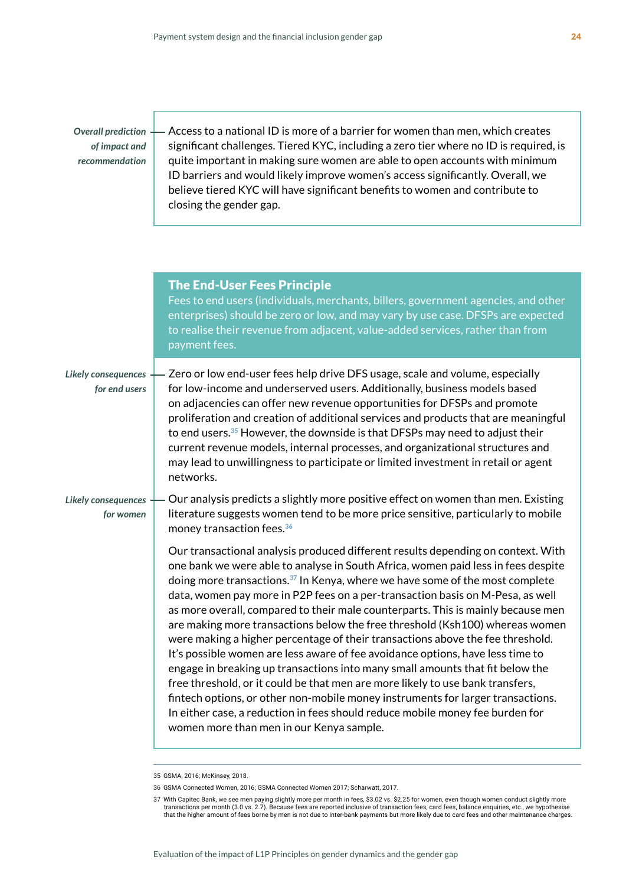*Overall prediction of impact and recommendation*

Access to a national ID is more of a barrier for women than men, which creates significant challenges. Tiered KYC, including a zero tier where no ID is required, is quite important in making sure women are able to open accounts with minimum ID barriers and would likely improve women's access significantly. Overall, we believe tiered KYC will have significant benefits to women and contribute to closing the gender gap.

## The End-User Fees Principle

Fees to end users (individuals, merchants, billers, government agencies, and other enterprises) should be zero or low, and may vary by use case. DFSPs are expected to realise their revenue from adjacent, value-added services, rather than from payment fees.

*Likely consequences for end users*

Zero or low end-user fees help drive DFS usage, scale and volume, especially for low-income and underserved users. Additionally, business models based on adjacencies can offer new revenue opportunities for DFSPs and promote proliferation and creation of additional services and products that are meaningful to end users.[35] However, the downside is that DFSPs may need to adjust their current revenue models, internal processes, and organizational structures and may lead to unwillingness to participate or limited investment in retail or agent networks.

*Likely consequences for women*

Our analysis predicts a slightly more positive effect on women than men. Existing literature suggests women tend to be more price sensitive, particularly to mobile money transaction fees.[36]

Our transactional analysis produced different results depending on context. With one bank we were able to analyse in South Africa, women paid less in fees despite doing more transactions.[37] In Kenya, where we have some of the most complete data, women pay more in P2P fees on a per-transaction basis on M-Pesa, as well as more overall, compared to their male counterparts. This is mainly because men are making more transactions below the free threshold (Ksh100) whereas women were making a higher percentage of their transactions above the fee threshold. It's possible women are less aware of fee avoidance options, have less time to engage in breaking up transactions into many small amounts that fit below the free threshold, or it could be that men are more likely to use bank transfers, fintech options, or other non-mobile money instruments for larger transactions. In either case, a reduction in fees should reduce mobile money fee burden for women more than men in our Kenya sample.

---

35 GSMA, 2016; McKinsey, 2018.

36 GSMA Connected Women, 2016; GSMA Connected Women 2017; Scharwatt, 2017.

37 With Capitec Bank, we see men paying slightly more per month in fees, $3.02 vs. $2.25 for women, even though women conduct slightly more transactions per month (3.0 vs. 2.7). Because fees are reported inclusive of transaction fees, card fees, balance enquiries, etc., we hypothesise that the higher amount of fees borne by men is not due to inter-bank payments but more likely due to card fees and other maintenance charges.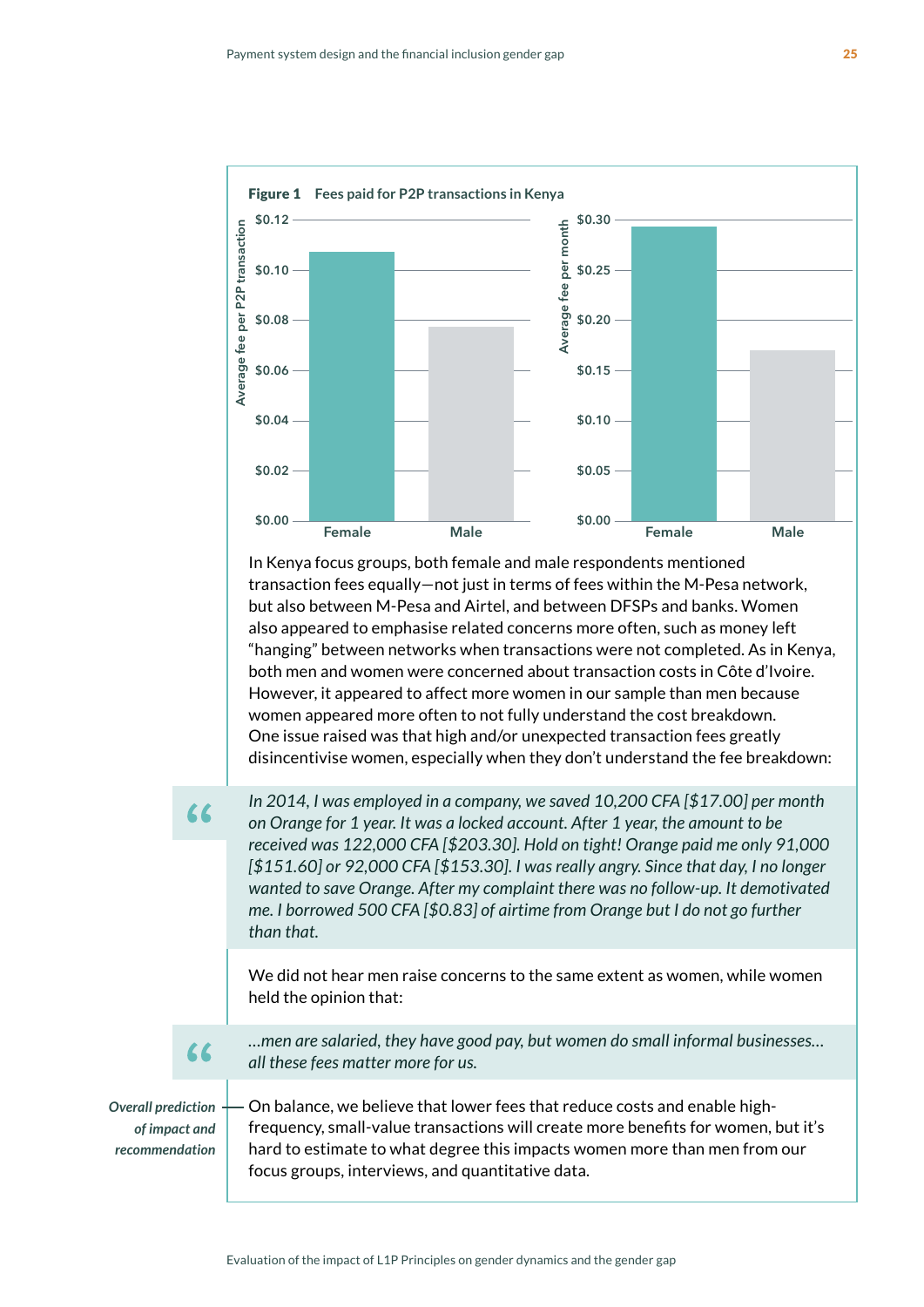**Figure 1** Fees paid for P2P transactions in Kenya

In Kenya focus groups, both female and male respondents mentioned transaction fees equally—not just in terms of fees within the M-Pesa network, but also between M-Pesa and Airtel, and between DFSPs and banks. Women also appeared to emphasise related concerns more often, such as money left "hanging" between networks when transactions were not completed. As in Kenya, both men and women were concerned about transaction costs in Côte d'Ivoire. However, it appeared to affect more women in our sample than men because women appeared more often to not fully understand the cost breakdown. One issue raised was that high and/or unexpected transaction fees greatly disincentivise women, especially when they don't understand the fee breakdown:

> *In 2014, I was employed in a company, we saved 10,200 CFA [$17.00] per month on Orange for 1 year. It was a locked account. After 1 year, the amount to be received was 122,000 CFA [$203.30]. Hold on tight! Orange paid me only 91,000 [$151.60] or 92,000 CFA [$153.30]. I was really angry. Since that day, I no longer wanted to save Orange. After my complaint there was no follow-up. It demotivated me. I borrowed 500 CFA [$0.83] of airtime from Orange but I do not go further than that.*

We did not hear men raise concerns to the same extent as women, while women held the opinion that:

> *…men are salaried, they have good pay, but women do small informal businesses… all these fees matter more for us.*

*Overall prediction of impact and recommendation*

On balance, we believe that lower fees that reduce costs and enable high-frequency, small-value transactions will create more benefits for women, but it's hard to estimate to what degree this impacts women more than men from our focus groups, interviews, and quantitative data.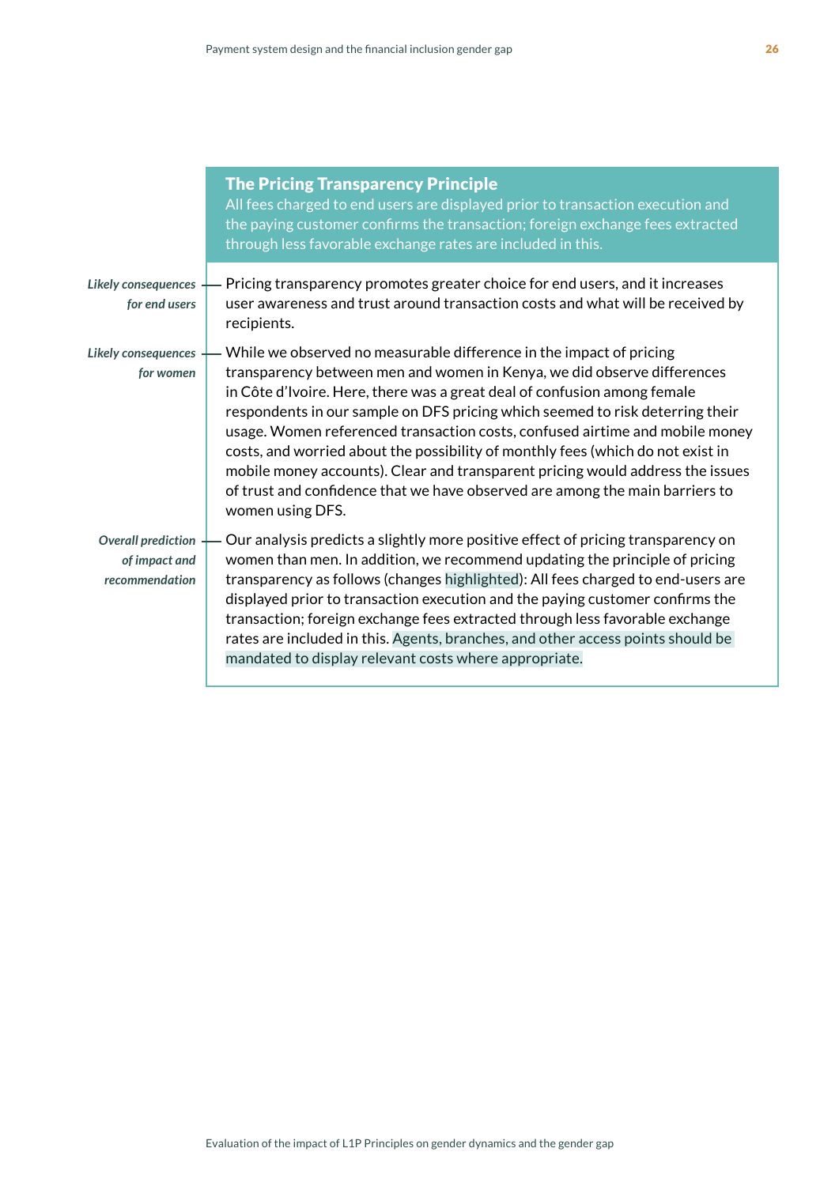## The Pricing Transparency Principle

All fees charged to end users are displayed prior to transaction execution and the paying customer confirms the transaction; foreign exchange fees extracted through less favorable exchange rates are included in this.

*Likely consequences for end users*

Pricing transparency promotes greater choice for end users, and it increases user awareness and trust around transaction costs and what will be received by recipients.

*Likely consequences for women*

While we observed no measurable difference in the impact of pricing transparency between men and women in Kenya, we did observe differences in Côte d'Ivoire. Here, there was a great deal of confusion among female respondents in our sample on DFS pricing which seemed to risk deterring their usage. Women referenced transaction costs, confused airtime and mobile money costs, and worried about the possibility of monthly fees (which do not exist in mobile money accounts). Clear and transparent pricing would address the issues of trust and confidence that we have observed are among the main barriers to women using DFS.

*Overall prediction of impact and recommendation*

Our analysis predicts a slightly more positive effect of pricing transparency on women than men. In addition, we recommend updating the principle of pricing transparency as follows (changes highlighted): All fees charged to end-users are displayed prior to transaction execution and the paying customer confirms the transaction; foreign exchange fees extracted through less favorable exchange rates are included in this. Agents, branches, and other access points should be mandated to display relevant costs where appropriate.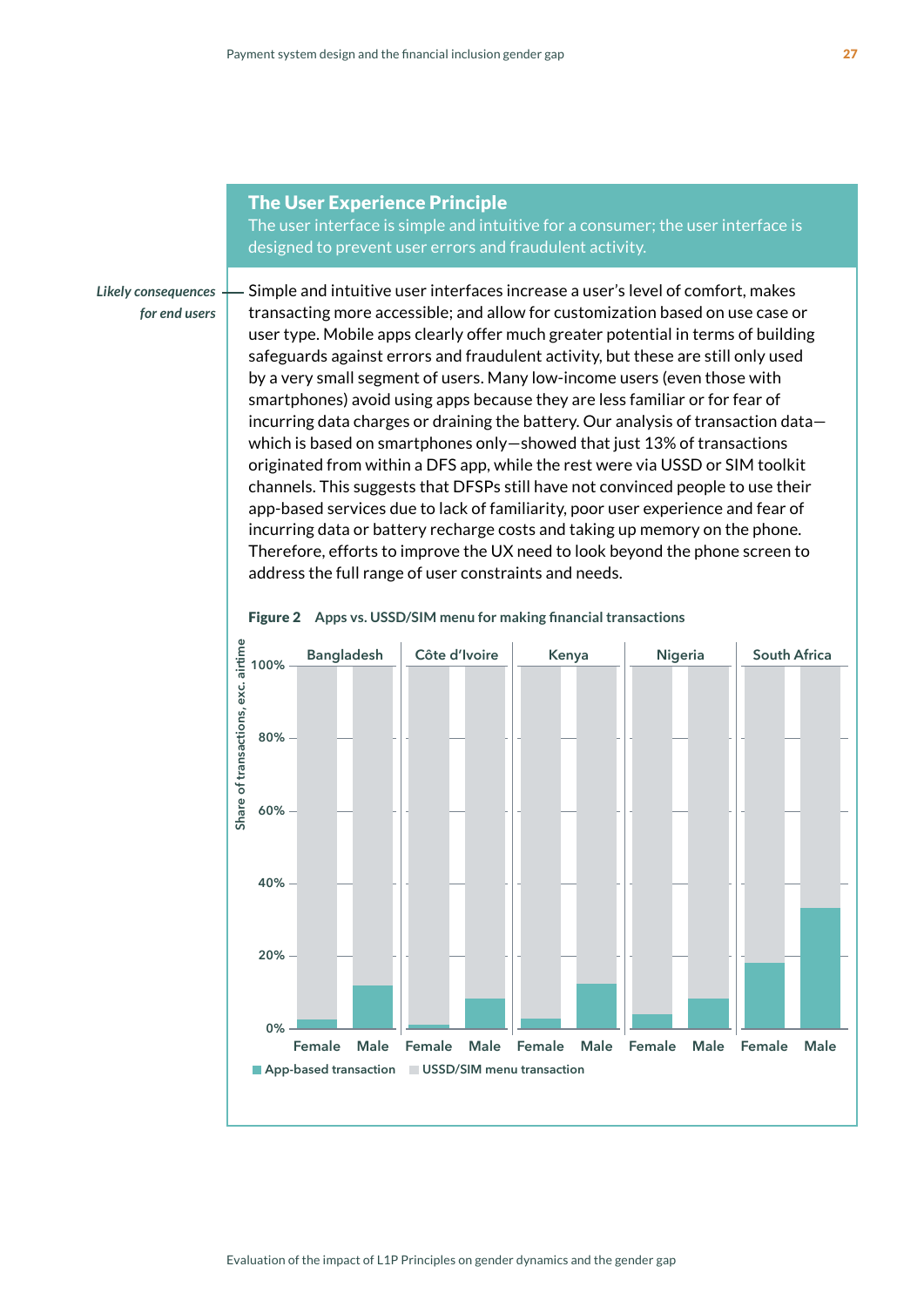## The User Experience Principle

The user interface is simple and intuitive for a consumer; the user interface is designed to prevent user errors and fraudulent activity.

*Likely consequences for end users*

Simple and intuitive user interfaces increase a user's level of comfort, makes transacting more accessible; and allow for customization based on use case or user type. Mobile apps clearly offer much greater potential in terms of building safeguards against errors and fraudulent activity, but these are still only used by a very small segment of users. Many low-income users (even those with smartphones) avoid using apps because they are less familiar or for fear of incurring data charges or draining the battery. Our analysis of transaction data—which is based on smartphones only—showed that just 13% of transactions originated from within a DFS app, while the rest were via USSD or SIM toolkit channels. This suggests that DFSPs still have not convinced people to use their app-based services due to lack of familiarity, poor user experience and fear of incurring data or battery recharge costs and taking up memory on the phone. Therefore, efforts to improve the UX need to look beyond the phone screen to address the full range of user constraints and needs.

**Figure 2** Apps vs. USSD/SIM menu for making financial transactions

Share of transactions, exc. airtime

| Country | Gender | App-based transaction (approx.) | USSD/SIM menu transaction (approx.) |
|---|---|---|---|
| Bangladesh | Female | ~3% | ~97% |
| Bangladesh | Male | ~12% | ~88% |
| Côte d'Ivoire | Female | ~1% | ~99% |
| Côte d'Ivoire | Male | ~8% | ~92% |
| Kenya | Female | ~3% | ~97% |
| Kenya | Male | ~12% | ~88% |
| Nigeria | Female | ~4% | ~96% |
| Nigeria | Male | ~8% | ~92% |
| South Africa | Female | ~18% | ~82% |
| South Africa | Male | ~33% | ~67% |

■ App-based transaction ■ USSD/SIM menu transaction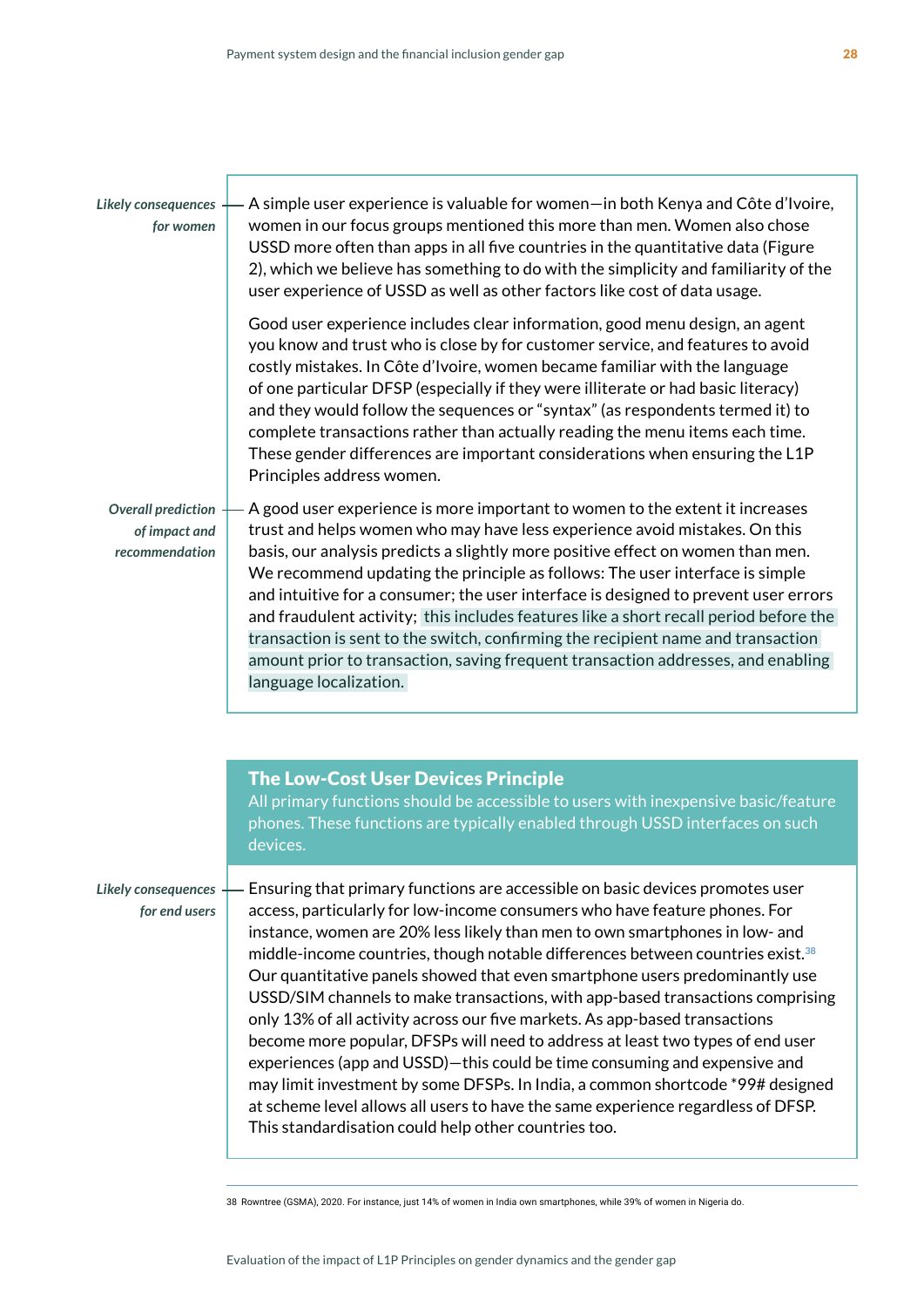*Likely consequences for women*

A simple user experience is valuable for women—in both Kenya and Côte d'Ivoire, women in our focus groups mentioned this more than men. Women also chose USSD more often than apps in all five countries in the quantitative data (Figure 2), which we believe has something to do with the simplicity and familiarity of the user experience of USSD as well as other factors like cost of data usage.

Good user experience includes clear information, good menu design, an agent you know and trust who is close by for customer service, and features to avoid costly mistakes. In Côte d'Ivoire, women became familiar with the language of one particular DFSP (especially if they were illiterate or had basic literacy) and they would follow the sequences or "syntax" (as respondents termed it) to complete transactions rather than actually reading the menu items each time. These gender differences are important considerations when ensuring the L1P Principles address women.

*Overall prediction of impact and recommendation*

A good user experience is more important to women to the extent it increases trust and helps women who may have less experience avoid mistakes. On this basis, our analysis predicts a slightly more positive effect on women than men. We recommend updating the principle as follows: The user interface is simple and intuitive for a consumer; the user interface is designed to prevent user errors and fraudulent activity; this includes features like a short recall period before the transaction is sent to the switch, confirming the recipient name and transaction amount prior to transaction, saving frequent transaction addresses, and enabling language localization.

## The Low-Cost User Devices Principle

All primary functions should be accessible to users with inexpensive basic/feature phones. These functions are typically enabled through USSD interfaces on such devices.

*Likely consequences for end users*

Ensuring that primary functions are accessible on basic devices promotes user access, particularly for low-income consumers who have feature phones. For instance, women are 20% less likely than men to own smartphones in low- and middle-income countries, though notable differences between countries exist.[38] Our quantitative panels showed that even smartphone users predominantly use USSD/SIM channels to make transactions, with app-based transactions comprising only 13% of all activity across our five markets. As app-based transactions become more popular, DFSPs will need to address at least two types of end user experiences (app and USSD)—this could be time consuming and expensive and may limit investment by some DFSPs. In India, a common shortcode *99# designed at scheme level allows all users to have the same experience regardless of DFSP. This standardisation could help other countries too.

38 Rowntree (GSMA), 2020. For instance, just 14% of women in India own smartphones, while 39% of women in Nigeria do.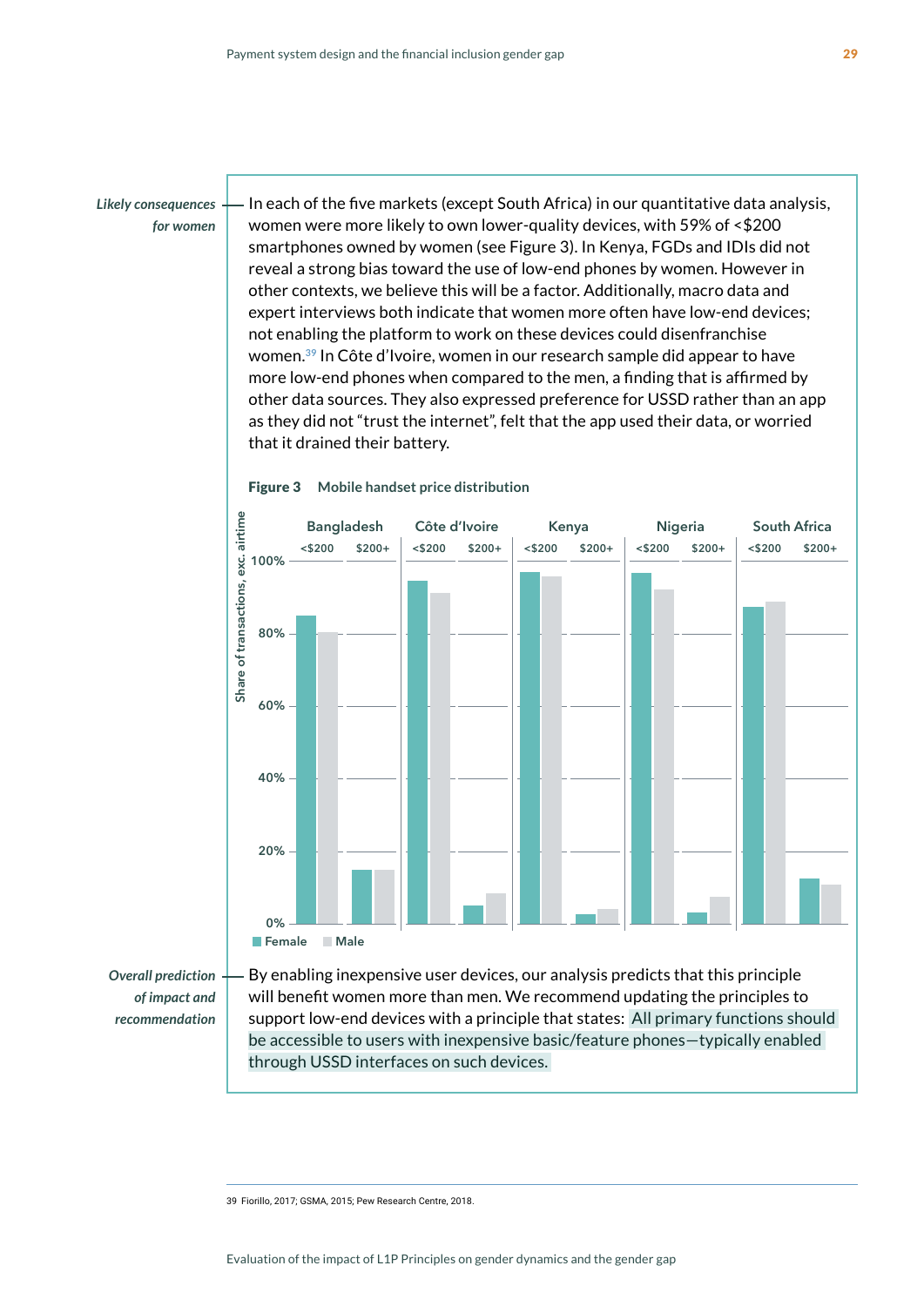*Likely consequences for women*

In each of the five markets (except South Africa) in our quantitative data analysis, women were more likely to own lower-quality devices, with 59% of <$200 smartphones owned by women (see Figure 3). In Kenya, FGDs and IDIs did not reveal a strong bias toward the use of low-end phones by women. However in other contexts, we believe this will be a factor. Additionally, macro data and expert interviews both indicate that women more often have low-end devices; not enabling the platform to work on these devices could disenfranchise women.[39] In Côte d'Ivoire, women in our research sample did appear to have more low-end phones when compared to the men, a finding that is affirmed by other data sources. They also expressed preference for USSD rather than an app as they did not "trust the internet", felt that the app used their data, or worried that it drained their battery.

**Figure 3** Mobile handset price distribution

Share of transactions, exc. airtime

| | Bangladesh | | Côte d'Ivoire | | Kenya | | Nigeria | | South Africa | |
|---|---|---|---|---|---|---|---|---|---|---|
| | <$200 | $200+ | <$200 | $200+ | <$200 | $200+ | <$200 | $200+ | <$200 | $200+ |
| Female | ~85% | ~15% | ~95% | ~5% | ~97% | ~3% | ~97% | ~3% | ~87% | ~13% |
| Male | ~80% | ~15% | ~91% | ~9% | ~96% | ~4% | ~92% | ~8% | ~89% | ~11% |

*Overall prediction of impact and recommendation*

By enabling inexpensive user devices, our analysis predicts that this principle will benefit women more than men. We recommend updating the principles to support low-end devices with a principle that states: All primary functions should be accessible to users with inexpensive basic/feature phones—typically enabled through USSD interfaces on such devices.

39 Fiorillo, 2017; GSMA, 2015; Pew Research Centre, 2018.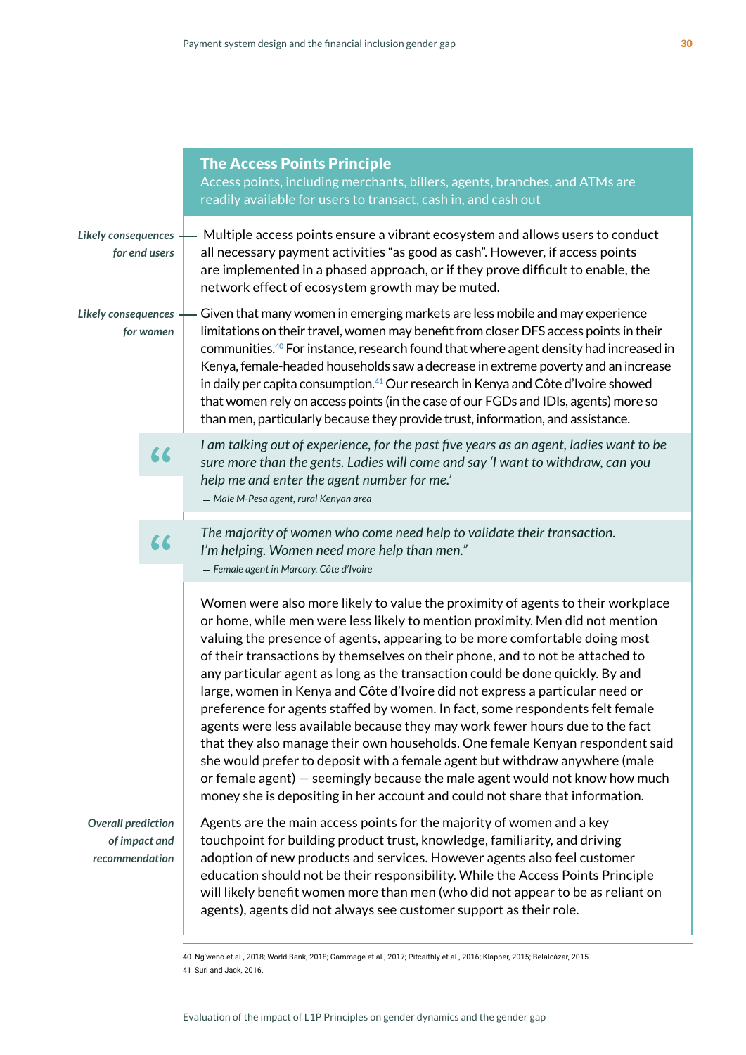## The Access Points Principle

Access points, including merchants, billers, agents, branches, and ATMs are readily available for users to transact, cash in, and cash out

*Likely consequences for end users*

Multiple access points ensure a vibrant ecosystem and allows users to conduct all necessary payment activities "as good as cash". However, if access points are implemented in a phased approach, or if they prove difficult to enable, the network effect of ecosystem growth may be muted.

*Likely consequences for women*

Given that many women in emerging markets are less mobile and may experience limitations on their travel, women may benefit from closer DFS access points in their communities.[40] For instance, research found that where agent density had increased in Kenya, female-headed households saw a decrease in extreme poverty and an increase in daily per capita consumption.[41] Our research in Kenya and Côte d'Ivoire showed that women rely on access points (in the case of our FGDs and IDIs, agents) more so than men, particularly because they provide trust, information, and assistance.

> *I am talking out of experience, for the past five years as an agent, ladies want to be sure more than the gents. Ladies will come and say 'I want to withdraw, can you help me and enter the agent number for me.'*
>
> — *Male M-Pesa agent, rural Kenyan area*

> *The majority of women who come need help to validate their transaction. I'm helping. Women need more help than men."*
>
> — *Female agent in Marcory, Côte d'Ivoire*

Women were also more likely to value the proximity of agents to their workplace or home, while men were less likely to mention proximity. Men did not mention valuing the presence of agents, appearing to be more comfortable doing most of their transactions by themselves on their phone, and to not be attached to any particular agent as long as the transaction could be done quickly. By and large, women in Kenya and Côte d'Ivoire did not express a particular need or preference for agents staffed by women. In fact, some respondents felt female agents were less available because they may work fewer hours due to the fact that they also manage their own households. One female Kenyan respondent said she would prefer to deposit with a female agent but withdraw anywhere (male or female agent) — seemingly because the male agent would not know how much money she is depositing in her account and could not share that information.

*Overall prediction of impact and recommendation*

Agents are the main access points for the majority of women and a key touchpoint for building product trust, knowledge, familiarity, and driving adoption of new products and services. However agents also feel customer education should not be their responsibility. While the Access Points Principle will likely benefit women more than men (who did not appear to be as reliant on agents), agents did not always see customer support as their role.

---

40 Ng'weno et al., 2018; World Bank, 2018; Gammage et al., 2017; Pitcaithly et al., 2016; Klapper, 2015; Belalcázar, 2015.

41 Suri and Jack, 2016.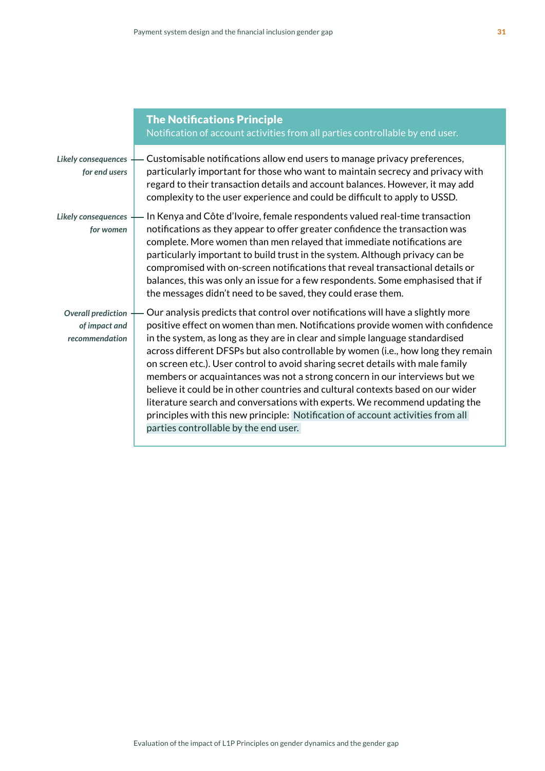## The Notifications Principle

Notification of account activities from all parties controllable by end user.

*Likely consequences for end users*

Customisable notifications allow end users to manage privacy preferences, particularly important for those who want to maintain secrecy and privacy with regard to their transaction details and account balances. However, it may add complexity to the user experience and could be difficult to apply to USSD.

*Likely consequences for women*

In Kenya and Côte d'Ivoire, female respondents valued real-time transaction notifications as they appear to offer greater confidence the transaction was complete. More women than men relayed that immediate notifications are particularly important to build trust in the system. Although privacy can be compromised with on-screen notifications that reveal transactional details or balances, this was only an issue for a few respondents. Some emphasised that if the messages didn't need to be saved, they could erase them.

*Overall prediction of impact and recommendation*

Our analysis predicts that control over notifications will have a slightly more positive effect on women than men. Notifications provide women with confidence in the system, as long as they are in clear and simple language standardised across different DFSPs but also controllable by women (i.e., how long they remain on screen etc.). User control to avoid sharing secret details with male family members or acquaintances was not a strong concern in our interviews but we believe it could be in other countries and cultural contexts based on our wider literature search and conversations with experts. We recommend updating the principles with this new principle: Notification of account activities from all parties controllable by the end user.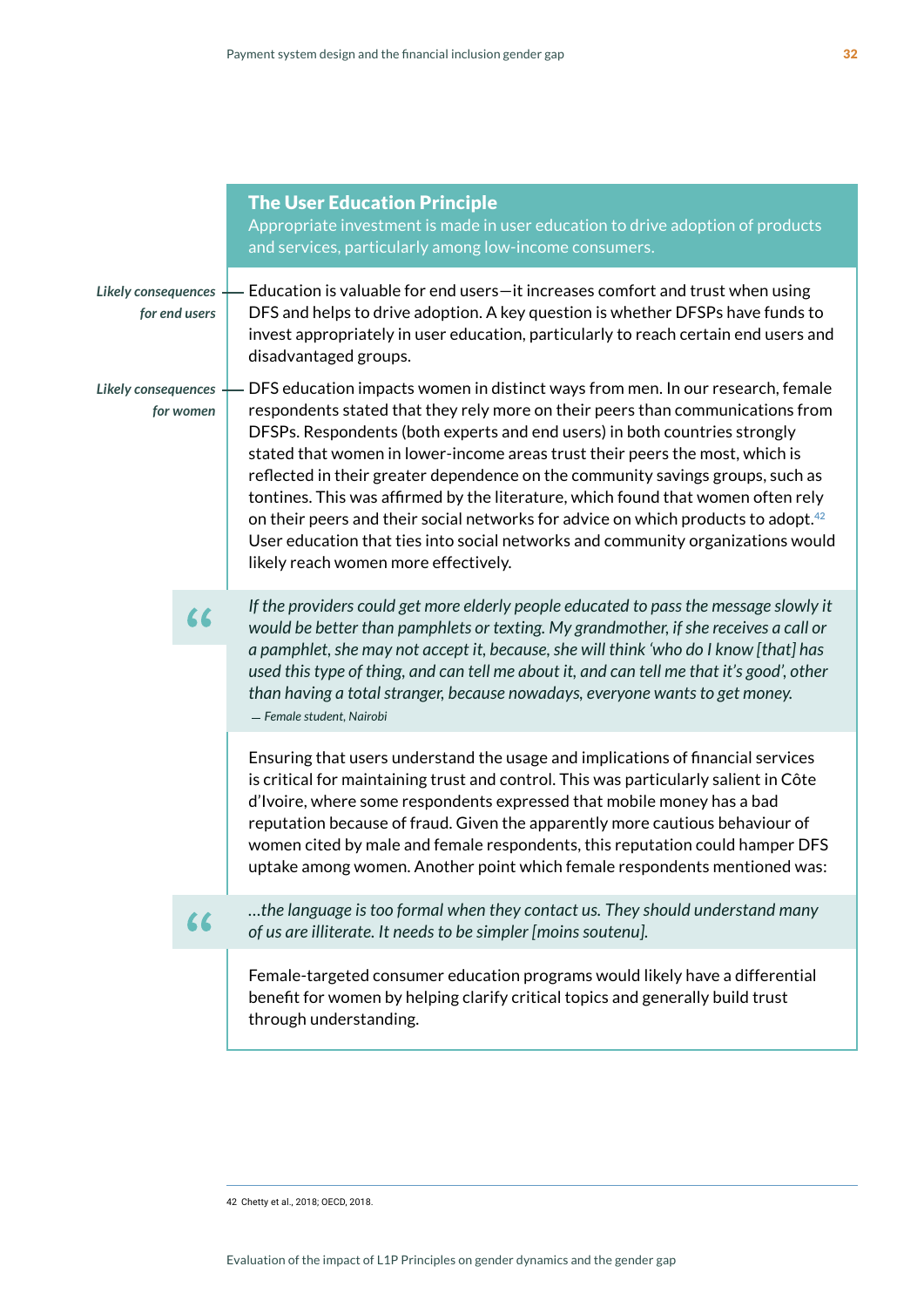## The User Education Principle

Appropriate investment is made in user education to drive adoption of products and services, particularly among low-income consumers.

*Likely consequences for end users*

Education is valuable for end users—it increases comfort and trust when using DFS and helps to drive adoption. A key question is whether DFSPs have funds to invest appropriately in user education, particularly to reach certain end users and disadvantaged groups.

*Likely consequences for women*

DFS education impacts women in distinct ways from men. In our research, female respondents stated that they rely more on their peers than communications from DFSPs. Respondents (both experts and end users) in both countries strongly stated that women in lower-income areas trust their peers the most, which is reflected in their greater dependence on the community savings groups, such as tontines. This was affirmed by the literature, which found that women often rely on their peers and their social networks for advice on which products to adopt.[42] User education that ties into social networks and community organizations would likely reach women more effectively.

> *If the providers could get more elderly people educated to pass the message slowly it would be better than pamphlets or texting. My grandmother, if she receives a call or a pamphlet, she may not accept it, because, she will think 'who do I know [that] has used this type of thing, and can tell me about it, and can tell me that it's good', other than having a total stranger, because nowadays, everyone wants to get money.*
>
> — *Female student, Nairobi*

Ensuring that users understand the usage and implications of financial services is critical for maintaining trust and control. This was particularly salient in Côte d'Ivoire, where some respondents expressed that mobile money has a bad reputation because of fraud. Given the apparently more cautious behaviour of women cited by male and female respondents, this reputation could hamper DFS uptake among women. Another point which female respondents mentioned was:

> *...the language is too formal when they contact us. They should understand many of us are illiterate. It needs to be simpler [moins soutenu].*

Female-targeted consumer education programs would likely have a differential benefit for women by helping clarify critical topics and generally build trust through understanding.

---

42 Chetty et al., 2018; OECD, 2018.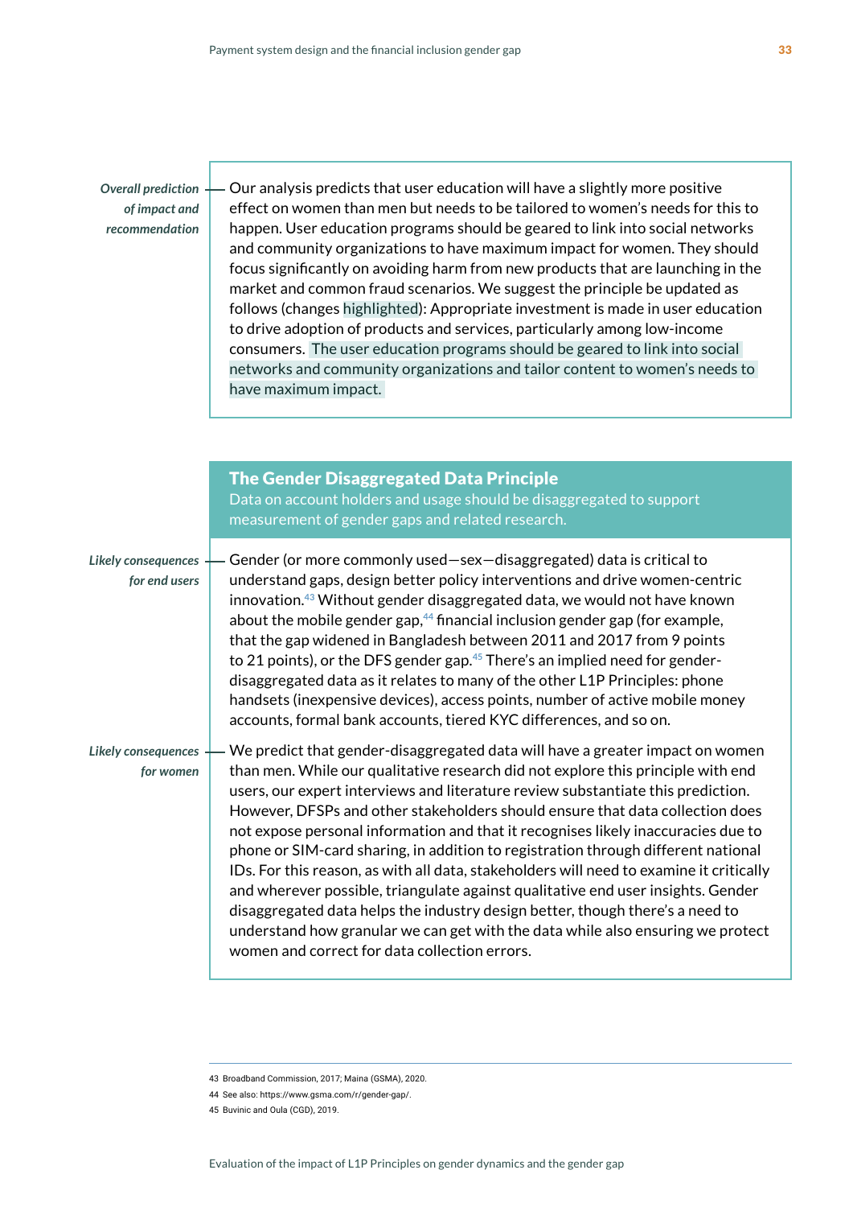*Overall prediction of impact and recommendation*

Our analysis predicts that user education will have a slightly more positive effect on women than men but needs to be tailored to women's needs for this to happen. User education programs should be geared to link into social networks and community organizations to have maximum impact for women. They should focus significantly on avoiding harm from new products that are launching in the market and common fraud scenarios. We suggest the principle be updated as follows (changes highlighted): Appropriate investment is made in user education to drive adoption of products and services, particularly among low-income consumers. The user education programs should be geared to link into social networks and community organizations and tailor content to women's needs to have maximum impact.

## The Gender Disaggregated Data Principle

Data on account holders and usage should be disaggregated to support measurement of gender gaps and related research.

*Likely consequences for end users*

Gender (or more commonly used—sex—disaggregated) data is critical to understand gaps, design better policy interventions and drive women-centric innovation.[43] Without gender disaggregated data, we would not have known about the mobile gender gap,[44] financial inclusion gender gap (for example, that the gap widened in Bangladesh between 2011 and 2017 from 9 points to 21 points), or the DFS gender gap.[45] There's an implied need for gender-disaggregated data as it relates to many of the other L1P Principles: phone handsets (inexpensive devices), access points, number of active mobile money accounts, formal bank accounts, tiered KYC differences, and so on.

*Likely consequences for women*

We predict that gender-disaggregated data will have a greater impact on women than men. While our qualitative research did not explore this principle with end users, our expert interviews and literature review substantiate this prediction. However, DFSPs and other stakeholders should ensure that data collection does not expose personal information and that it recognises likely inaccuracies due to phone or SIM-card sharing, in addition to registration through different national IDs. For this reason, as with all data, stakeholders will need to examine it critically and wherever possible, triangulate against qualitative end user insights. Gender disaggregated data helps the industry design better, though there's a need to understand how granular we can get with the data while also ensuring we protect women and correct for data collection errors.

43 Broadband Commission, 2017; Maina (GSMA), 2020.

44 See also: https://www.gsma.com/r/gender-gap/.

45 Buvinic and Oula (CGD), 2019.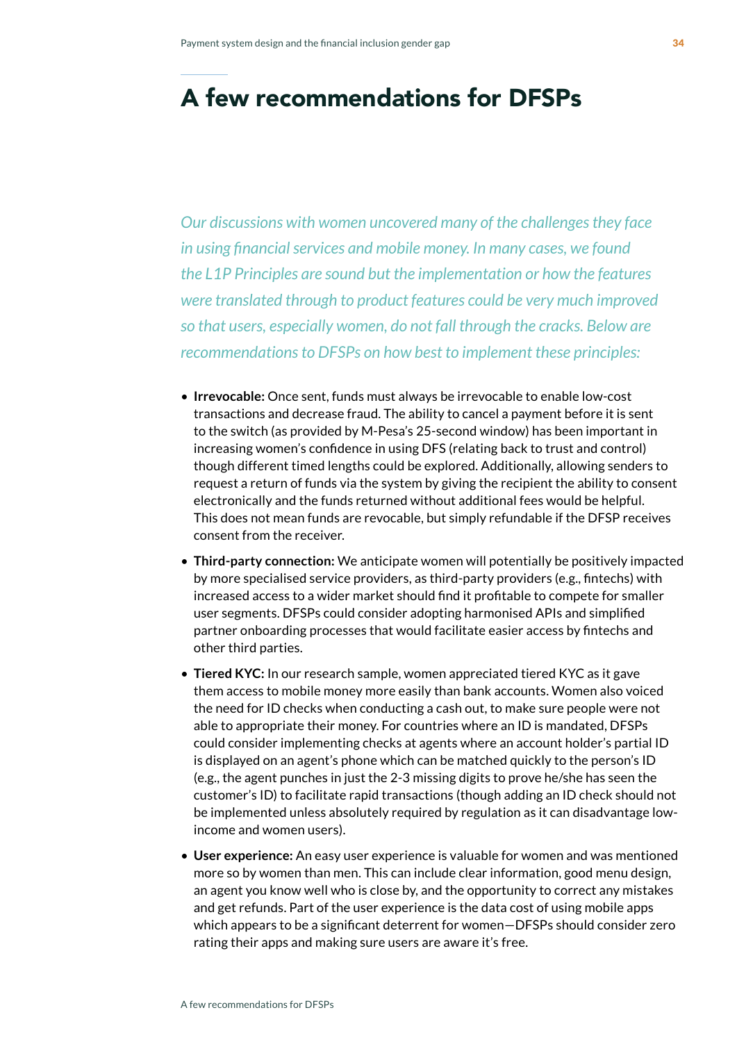# A few recommendations for DFSPs

*Our discussions with women uncovered many of the challenges they face in using financial services and mobile money. In many cases, we found the L1P Principles are sound but the implementation or how the features were translated through to product features could be very much improved so that users, especially women, do not fall through the cracks. Below are recommendations to DFSPs on how best to implement these principles:*

- **Irrevocable:** Once sent, funds must always be irrevocable to enable low-cost transactions and decrease fraud. The ability to cancel a payment before it is sent to the switch (as provided by M-Pesa's 25-second window) has been important in increasing women's confidence in using DFS (relating back to trust and control) though different timed lengths could be explored. Additionally, allowing senders to request a return of funds via the system by giving the recipient the ability to consent electronically and the funds returned without additional fees would be helpful. This does not mean funds are revocable, but simply refundable if the DFSP receives consent from the receiver.
- **Third-party connection:** We anticipate women will potentially be positively impacted by more specialised service providers, as third-party providers (e.g., fintechs) with increased access to a wider market should find it profitable to compete for smaller user segments. DFSPs could consider adopting harmonised APIs and simplified partner onboarding processes that would facilitate easier access by fintechs and other third parties.
- **Tiered KYC:** In our research sample, women appreciated tiered KYC as it gave them access to mobile money more easily than bank accounts. Women also voiced the need for ID checks when conducting a cash out, to make sure people were not able to appropriate their money. For countries where an ID is mandated, DFSPs could consider implementing checks at agents where an account holder's partial ID is displayed on an agent's phone which can be matched quickly to the person's ID (e.g., the agent punches in just the 2-3 missing digits to prove he/she has seen the customer's ID) to facilitate rapid transactions (though adding an ID check should not be implemented unless absolutely required by regulation as it can disadvantage low-income and women users).
- **User experience:** An easy user experience is valuable for women and was mentioned more so by women than men. This can include clear information, good menu design, an agent you know well who is close by, and the opportunity to correct any mistakes and get refunds. Part of the user experience is the data cost of using mobile apps which appears to be a significant deterrent for women—DFSPs should consider zero rating their apps and making sure users are aware it's free.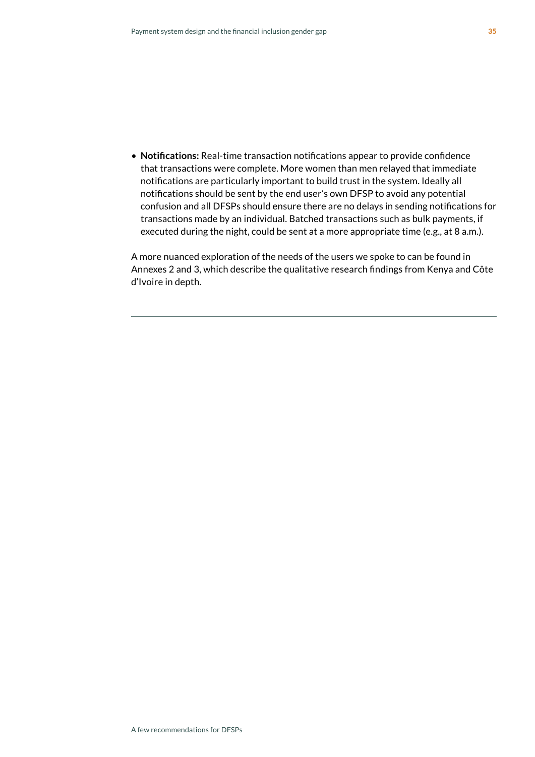- **Notifications:** Real-time transaction notifications appear to provide confidence that transactions were complete. More women than men relayed that immediate notifications are particularly important to build trust in the system. Ideally all notifications should be sent by the end user's own DFSP to avoid any potential confusion and all DFSPs should ensure there are no delays in sending notifications for transactions made by an individual. Batched transactions such as bulk payments, if executed during the night, could be sent at a more appropriate time (e.g., at 8 a.m.).

A more nuanced exploration of the needs of the users we spoke to can be found in Annexes 2 and 3, which describe the qualitative research findings from Kenya and Côte d'Ivoire in depth.

---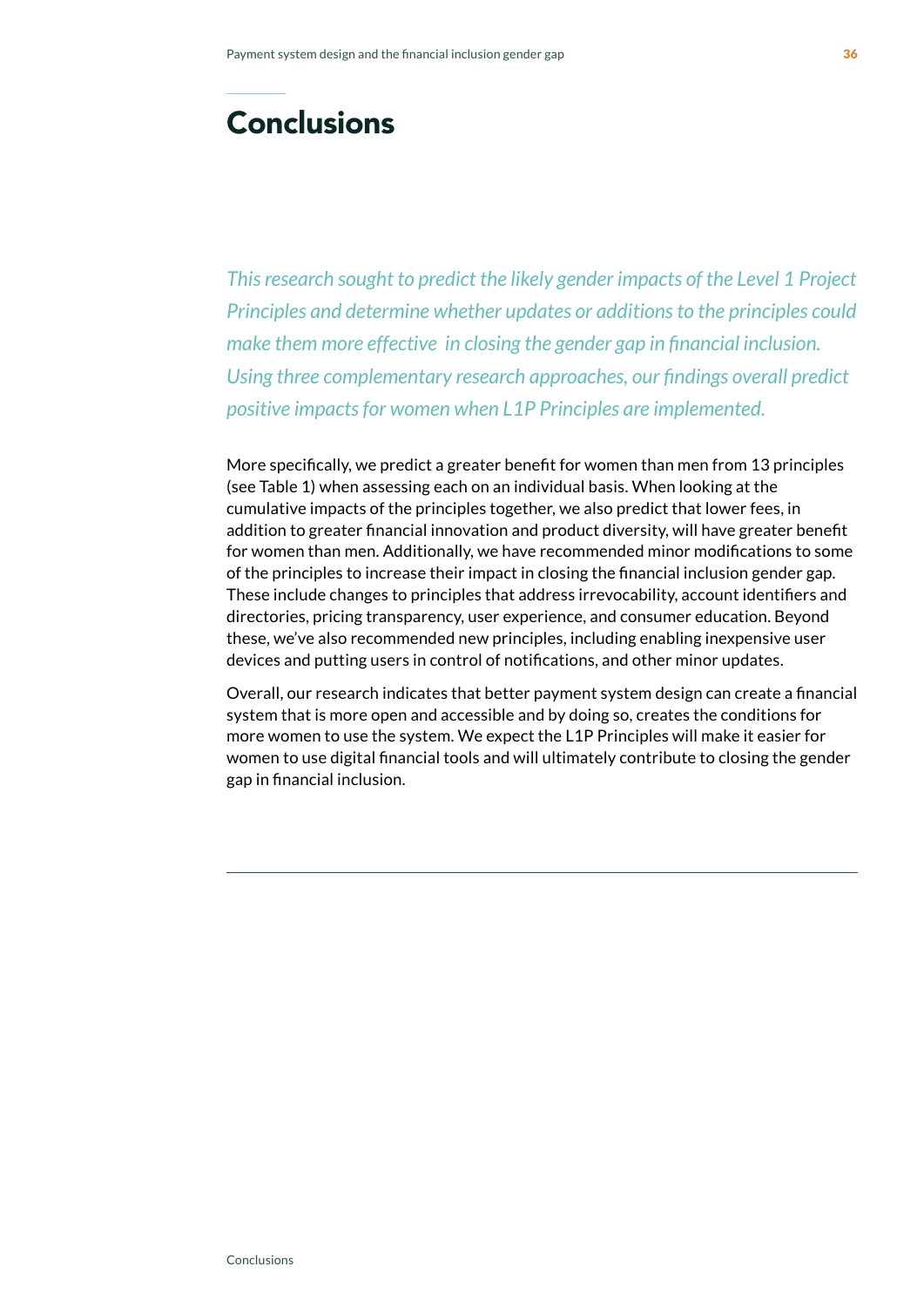# Conclusions

*This research sought to predict the likely gender impacts of the Level 1 Project Principles and determine whether updates or additions to the principles could make them more effective in closing the gender gap in financial inclusion. Using three complementary research approaches, our findings overall predict positive impacts for women when L1P Principles are implemented.*

More specifically, we predict a greater benefit for women than men from 13 principles (see Table 1) when assessing each on an individual basis. When looking at the cumulative impacts of the principles together, we also predict that lower fees, in addition to greater financial innovation and product diversity, will have greater benefit for women than men. Additionally, we have recommended minor modifications to some of the principles to increase their impact in closing the financial inclusion gender gap. These include changes to principles that address irrevocability, account identifiers and directories, pricing transparency, user experience, and consumer education. Beyond these, we've also recommended new principles, including enabling inexpensive user devices and putting users in control of notifications, and other minor updates.

Overall, our research indicates that better payment system design can create a financial system that is more open and accessible and by doing so, creates the conditions for more women to use the system. We expect the L1P Principles will make it easier for women to use digital financial tools and will ultimately contribute to closing the gender gap in financial inclusion.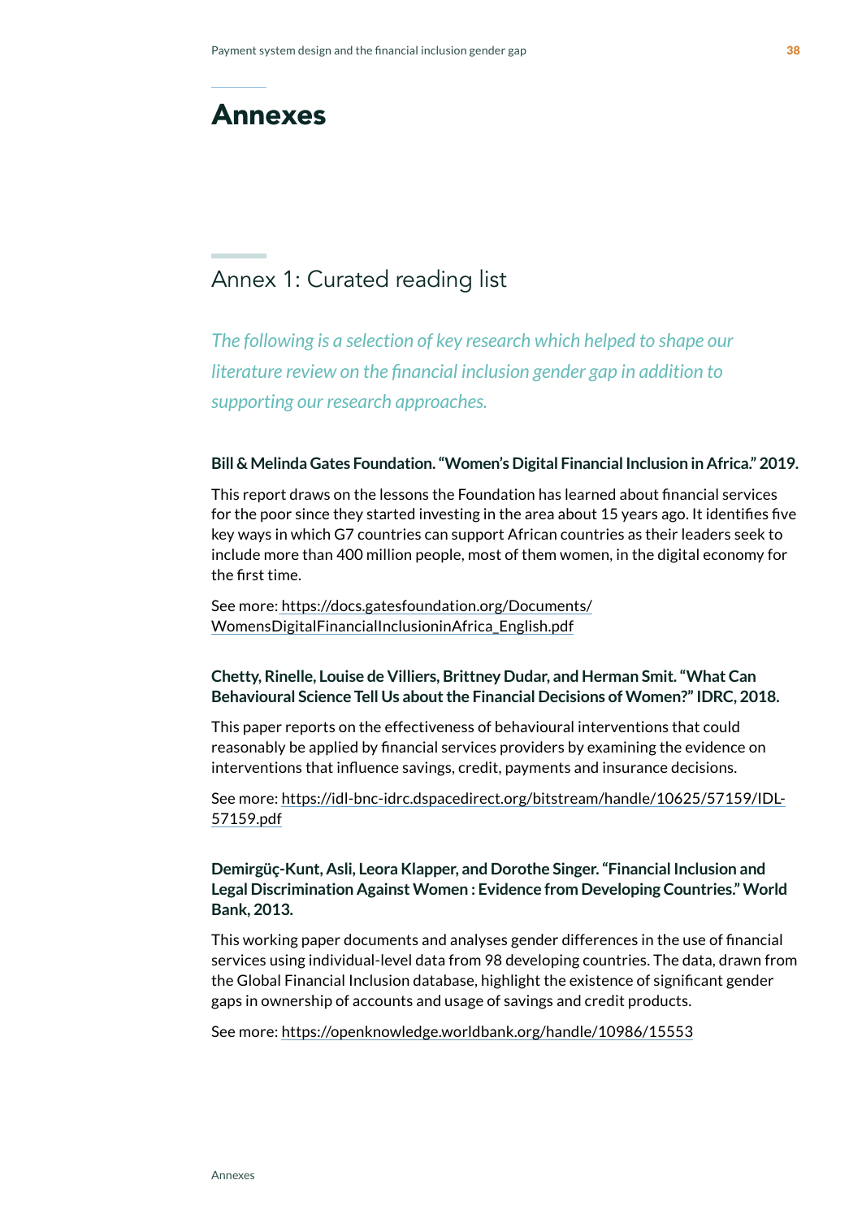# Annexes

## Annex 1: Curated reading list

*The following is a selection of key research which helped to shape our literature review on the financial inclusion gender gap in addition to supporting our research approaches.*

**Bill & Melinda Gates Foundation. "Women's Digital Financial Inclusion in Africa." 2019.**

This report draws on the lessons the Foundation has learned about financial services for the poor since they started investing in the area about 15 years ago. It identifies five key ways in which G7 countries can support African countries as their leaders seek to include more than 400 million people, most of them women, in the digital economy for the first time.

See more: https://docs.gatesfoundation.org/Documents/WomensDigitalFinancialInclusioninAfrica_English.pdf

**Chetty, Rinelle, Louise de Villiers, Brittney Dudar, and Herman Smit. "What Can Behavioural Science Tell Us about the Financial Decisions of Women?" IDRC, 2018.**

This paper reports on the effectiveness of behavioural interventions that could reasonably be applied by financial services providers by examining the evidence on interventions that influence savings, credit, payments and insurance decisions.

See more: https://idl-bnc-idrc.dspacedirect.org/bitstream/handle/10625/57159/IDL-57159.pdf

**Demirgüç-Kunt, Asli, Leora Klapper, and Dorothe Singer. "Financial Inclusion and Legal Discrimination Against Women : Evidence from Developing Countries." World Bank, 2013.**

This working paper documents and analyses gender differences in the use of financial services using individual-level data from 98 developing countries. The data, drawn from the Global Financial Inclusion database, highlight the existence of significant gender gaps in ownership of accounts and usage of savings and credit products.

See more: https://openknowledge.worldbank.org/handle/10986/15553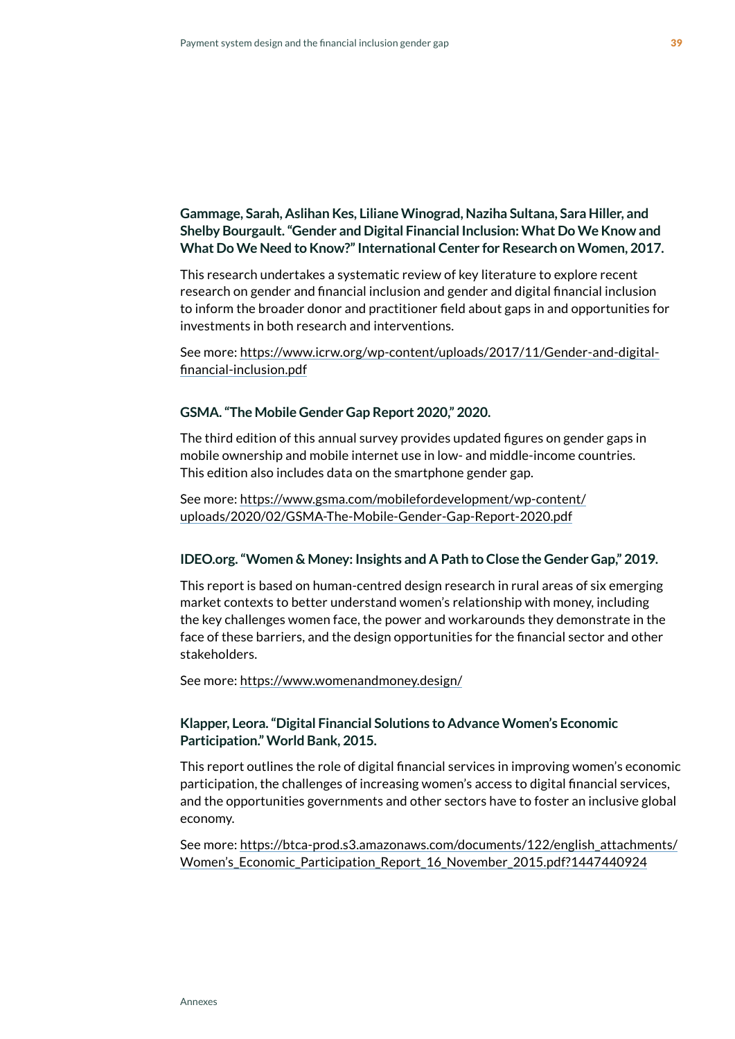**Gammage, Sarah, Aslihan Kes, Liliane Winograd, Naziha Sultana, Sara Hiller, and Shelby Bourgault. "Gender and Digital Financial Inclusion: What Do We Know and What Do We Need to Know?" International Center for Research on Women, 2017.**

This research undertakes a systematic review of key literature to explore recent research on gender and financial inclusion and gender and digital financial inclusion to inform the broader donor and practitioner field about gaps in and opportunities for investments in both research and interventions.

See more: https://www.icrw.org/wp-content/uploads/2017/11/Gender-and-digital-financial-inclusion.pdf

**GSMA. "The Mobile Gender Gap Report 2020," 2020.**

The third edition of this annual survey provides updated figures on gender gaps in mobile ownership and mobile internet use in low- and middle-income countries. This edition also includes data on the smartphone gender gap.

See more: https://www.gsma.com/mobilefordevelopment/wp-content/uploads/2020/02/GSMA-The-Mobile-Gender-Gap-Report-2020.pdf

**IDEO.org. "Women & Money: Insights and A Path to Close the Gender Gap," 2019.**

This report is based on human-centred design research in rural areas of six emerging market contexts to better understand women's relationship with money, including the key challenges women face, the power and workarounds they demonstrate in the face of these barriers, and the design opportunities for the financial sector and other stakeholders.

See more: https://www.womenandmoney.design/

**Klapper, Leora. "Digital Financial Solutions to Advance Women's Economic Participation." World Bank, 2015.**

This report outlines the role of digital financial services in improving women's economic participation, the challenges of increasing women's access to digital financial services, and the opportunities governments and other sectors have to foster an inclusive global economy.

See more: https://btca-prod.s3.amazonaws.com/documents/122/english_attachments/Women's_Economic_Participation_Report_16_November_2015.pdf?1447440924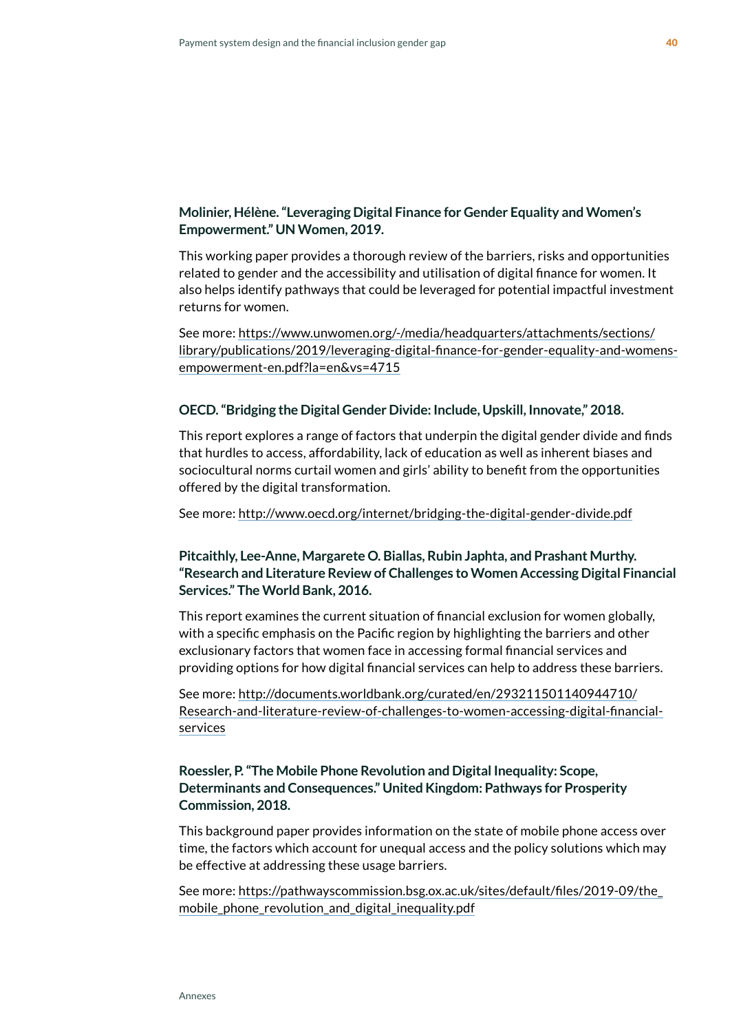**Molinier, Hélène. "Leveraging Digital Finance for Gender Equality and Women's Empowerment." UN Women, 2019.**

This working paper provides a thorough review of the barriers, risks and opportunities related to gender and the accessibility and utilisation of digital finance for women. It also helps identify pathways that could be leveraged for potential impactful investment returns for women.

See more: https://www.unwomen.org/-/media/headquarters/attachments/sections/library/publications/2019/leveraging-digital-finance-for-gender-equality-and-womens-empowerment-en.pdf?la=en&vs=4715

**OECD. "Bridging the Digital Gender Divide: Include, Upskill, Innovate," 2018.**

This report explores a range of factors that underpin the digital gender divide and finds that hurdles to access, affordability, lack of education as well as inherent biases and sociocultural norms curtail women and girls' ability to benefit from the opportunities offered by the digital transformation.

See more: http://www.oecd.org/internet/bridging-the-digital-gender-divide.pdf

**Pitcaithly, Lee-Anne, Margarete O. Biallas, Rubin Japhta, and Prashant Murthy. "Research and Literature Review of Challenges to Women Accessing Digital Financial Services." The World Bank, 2016.**

This report examines the current situation of financial exclusion for women globally, with a specific emphasis on the Pacific region by highlighting the barriers and other exclusionary factors that women face in accessing formal financial services and providing options for how digital financial services can help to address these barriers.

See more: http://documents.worldbank.org/curated/en/293211501140944710/Research-and-literature-review-of-challenges-to-women-accessing-digital-financial-services

**Roessler, P. "The Mobile Phone Revolution and Digital Inequality: Scope, Determinants and Consequences." United Kingdom: Pathways for Prosperity Commission, 2018.**

This background paper provides information on the state of mobile phone access over time, the factors which account for unequal access and the policy solutions which may be effective at addressing these usage barriers.

See more: https://pathwayscommission.bsg.ox.ac.uk/sites/default/files/2019-09/the_mobile_phone_revolution_and_digital_inequality.pdf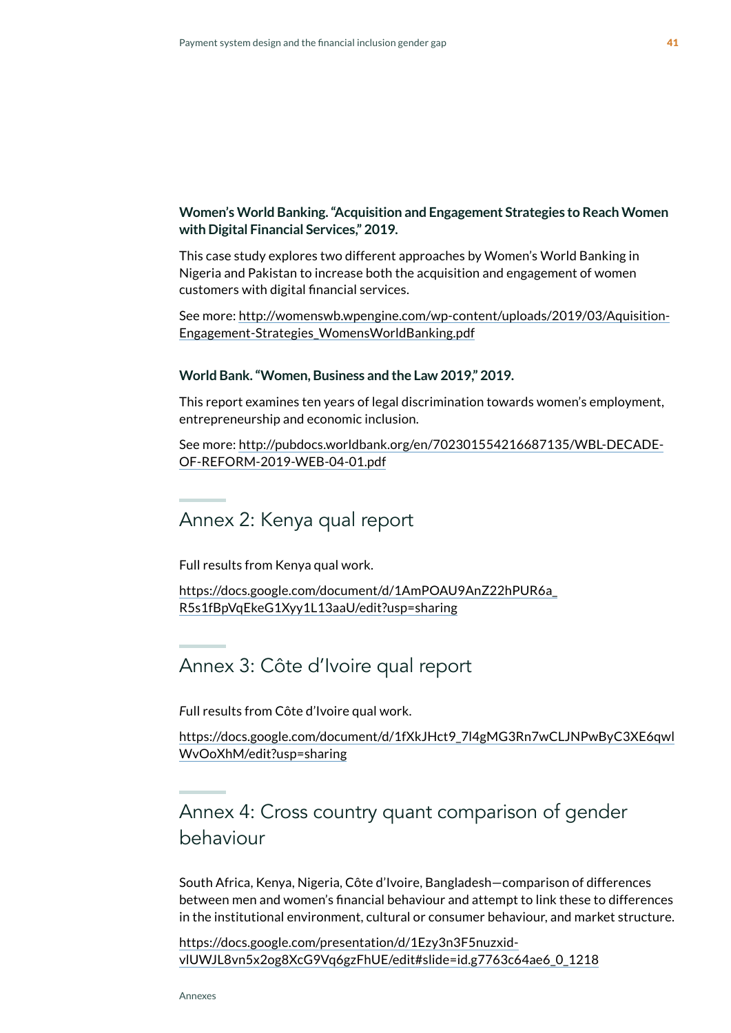**Women's World Banking. "Acquisition and Engagement Strategies to Reach Women with Digital Financial Services," 2019.**

This case study explores two different approaches by Women's World Banking in Nigeria and Pakistan to increase both the acquisition and engagement of women customers with digital financial services.

See more: http://womenswb.wpengine.com/wp-content/uploads/2019/03/Aquisition-Engagement-Strategies_WomensWorldBanking.pdf

**World Bank. "Women, Business and the Law 2019," 2019.**

This report examines ten years of legal discrimination towards women's employment, entrepreneurship and economic inclusion.

See more: http://pubdocs.worldbank.org/en/702301554216687135/WBL-DECADE-OF-REFORM-2019-WEB-04-01.pdf

## Annex 2: Kenya qual report

Full results from Kenya qual work.

https://docs.google.com/document/d/1AmPOAU9AnZ22hPUR6a_R5s1fBpVqEkeG1Xyy1L13aaU/edit?usp=sharing

## Annex 3: Côte d'Ivoire qual report

Full results from Côte d'Ivoire qual work.

https://docs.google.com/document/d/1fXkJHct9_7l4gMG3Rn7wCLJNPwByC3XE6qwlWvOoXhM/edit?usp=sharing

## Annex 4: Cross country quant comparison of gender behaviour

South Africa, Kenya, Nigeria, Côte d'Ivoire, Bangladesh—comparison of differences between men and women's financial behaviour and attempt to link these to differences in the institutional environment, cultural or consumer behaviour, and market structure.

https://docs.google.com/presentation/d/1Ezy3n3F5nuzxid-vlUWJL8vn5x2og8XcG9Vq6gzFhUE/edit#slide=id.g7763c64ae6_0_1218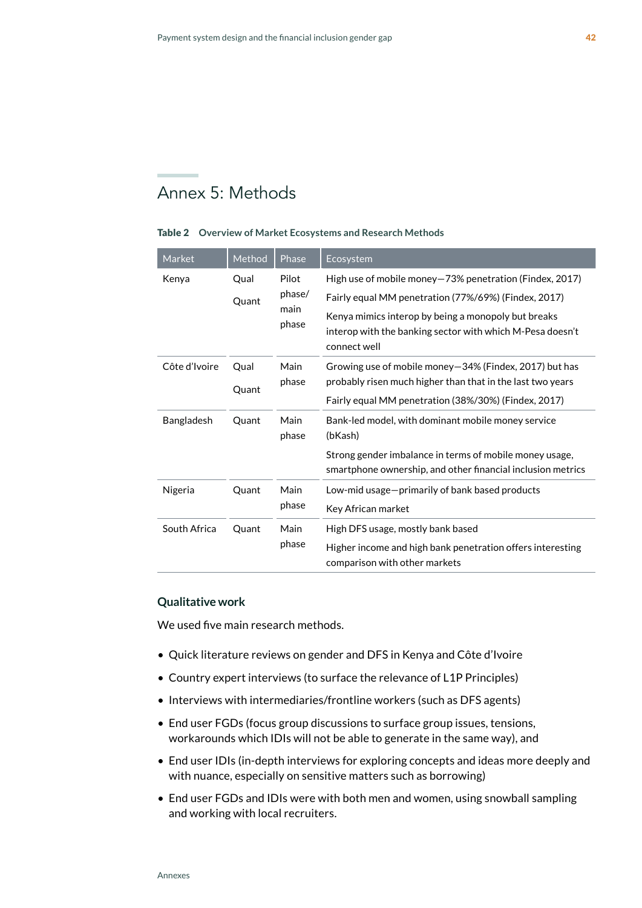# Annex 5: Methods

**Table 2  Overview of Market Ecosystems and Research Methods**

| Market | Method | Phase | Ecosystem |
|---|---|---|---|
| Kenya | Qual<br>Quant | Pilot phase/ main phase | High use of mobile money—73% penetration (Findex, 2017)<br>Fairly equal MM penetration (77%/69%) (Findex, 2017)<br>Kenya mimics interop by being a monopoly but breaks interop with the banking sector with which M-Pesa doesn't connect well |
| Côte d'Ivoire | Qual<br>Quant | Main phase | Growing use of mobile money—34% (Findex, 2017) but has probably risen much higher than that in the last two years<br>Fairly equal MM penetration (38%/30%) (Findex, 2017) |
| Bangladesh | Quant | Main phase | Bank-led model, with dominant mobile money service (bKash)<br>Strong gender imbalance in terms of mobile money usage, smartphone ownership, and other financial inclusion metrics |
| Nigeria | Quant | Main phase | Low-mid usage—primarily of bank based products<br>Key African market |
| South Africa | Quant | Main phase | High DFS usage, mostly bank based<br>Higher income and high bank penetration offers interesting comparison with other markets |

### Qualitative work

We used five main research methods.

- Quick literature reviews on gender and DFS in Kenya and Côte d'Ivoire
- Country expert interviews (to surface the relevance of L1P Principles)
- Interviews with intermediaries/frontline workers (such as DFS agents)
- End user FGDs (focus group discussions to surface group issues, tensions, workarounds which IDIs will not be able to generate in the same way), and
- End user IDIs (in-depth interviews for exploring concepts and ideas more deeply and with nuance, especially on sensitive matters such as borrowing)
- End user FGDs and IDIs were with both men and women, using snowball sampling and working with local recruiters.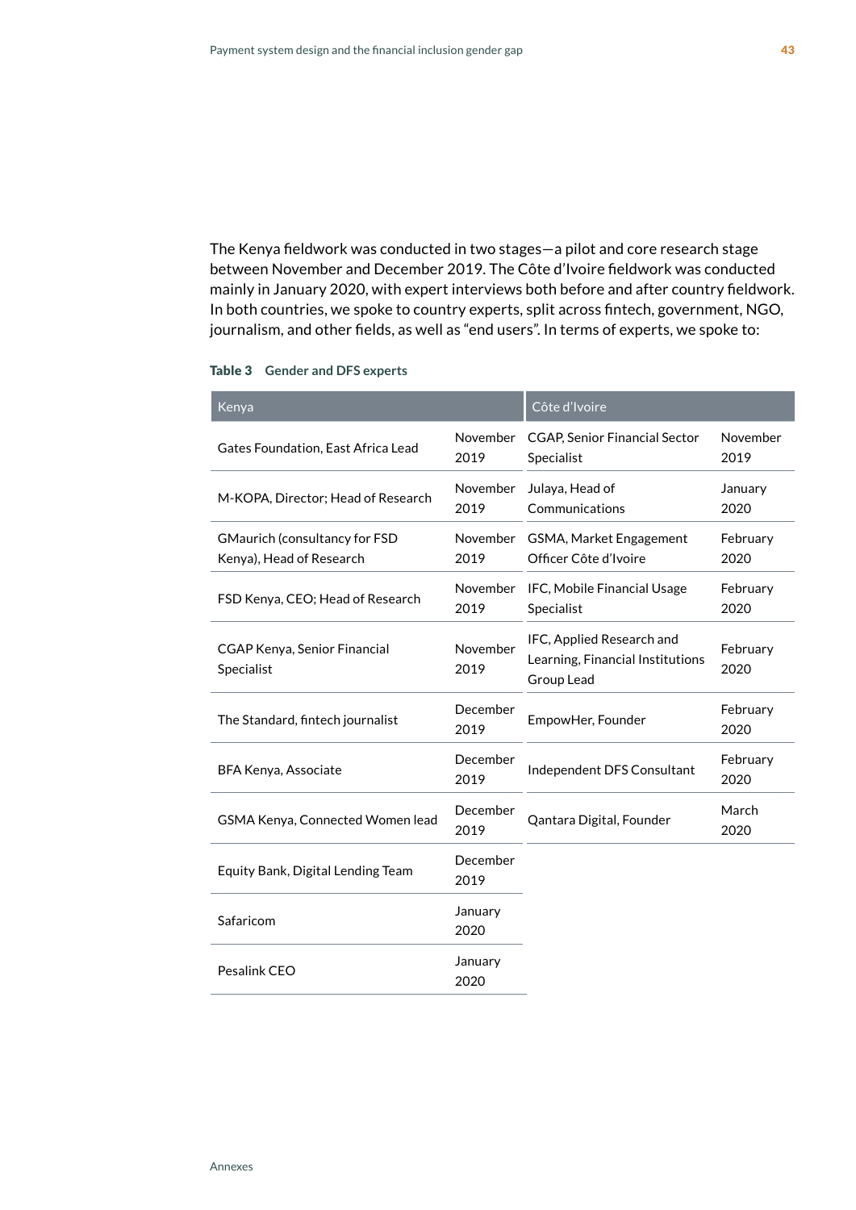The Kenya fieldwork was conducted in two stages—a pilot and core research stage between November and December 2019. The Côte d'Ivoire fieldwork was conducted mainly in January 2020, with expert interviews both before and after country fieldwork. In both countries, we spoke to country experts, split across fintech, government, NGO, journalism, and other fields, as well as "end users". In terms of experts, we spoke to:

**Table 3 Gender and DFS experts**

| Kenya | | Côte d'Ivoire | |
|---|---|---|---|
| Gates Foundation, East Africa Lead | November 2019 | CGAP, Senior Financial Sector Specialist | November 2019 |
| M-KOPA, Director; Head of Research | November 2019 | Julaya, Head of Communications | January 2020 |
| GMaurich (consultancy for FSD Kenya), Head of Research | November 2019 | GSMA, Market Engagement Officer Côte d'Ivoire | February 2020 |
| FSD Kenya, CEO; Head of Research | November 2019 | IFC, Mobile Financial Usage Specialist | February 2020 |
| CGAP Kenya, Senior Financial Specialist | November 2019 | IFC, Applied Research and Learning, Financial Institutions Group Lead | February 2020 |
| The Standard, fintech journalist | December 2019 | EmpowHer, Founder | February 2020 |
| BFA Kenya, Associate | December 2019 | Independent DFS Consultant | February 2020 |
| GSMA Kenya, Connected Women lead | December 2019 | Qantara Digital, Founder | March 2020 |
| Equity Bank, Digital Lending Team | December 2019 | | |
| Safaricom | January 2020 | | |
| Pesalink CEO | January 2020 | | |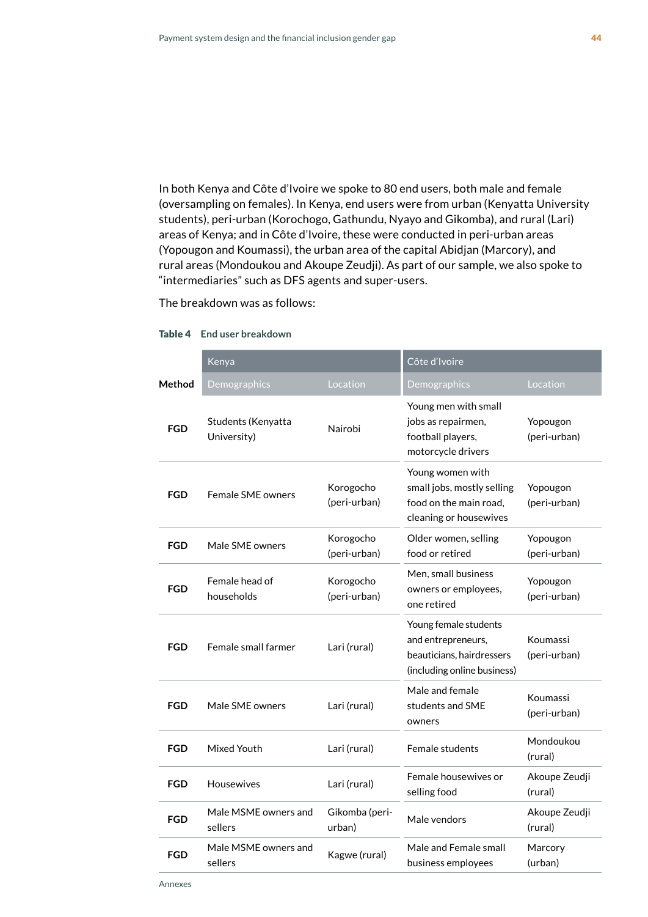In both Kenya and Côte d'Ivoire we spoke to 80 end users, both male and female (oversampling on females). In Kenya, end users were from urban (Kenyatta University students), peri-urban (Korochogo, Gathundu, Nyayo and Gikomba), and rural (Lari) areas of Kenya; and in Côte d'Ivoire, these were conducted in peri-urban areas (Yopougon and Koumassi), the urban area of the capital Abidjan (Marcory), and rural areas (Mondoukou and Akoupe Zeudji). As part of our sample, we also spoke to "intermediaries" such as DFS agents and super-users.

The breakdown was as follows:

**Table 4 End user breakdown**

| Method | Kenya | | Côte d'Ivoire | |
|---|---|---|---|---|
| | Demographics | Location | Demographics | Location |
| **FGD** | Students (Kenyatta University) | Nairobi | Young men with small jobs as repairmen, football players, motorcycle drivers | Yopougon (peri-urban) |
| **FGD** | Female SME owners | Korogocho (peri-urban) | Young women with small jobs, mostly selling food on the main road, cleaning or housewives | Yopougon (peri-urban) |
| **FGD** | Male SME owners | Korogocho (peri-urban) | Older women, selling food or retired | Yopougon (peri-urban) |
| **FGD** | Female head of households | Korogocho (peri-urban) | Men, small business owners or employees, one retired | Yopougon (peri-urban) |
| **FGD** | Female small farmer | Lari (rural) | Young female students and entrepreneurs, beauticians, hairdressers (including online business) | Koumassi (peri-urban) |
| **FGD** | Male SME owners | Lari (rural) | Male and female students and SME owners | Koumassi (peri-urban) |
| **FGD** | Mixed Youth | Lari (rural) | Female students | Mondoukou (rural) |
| **FGD** | Housewives | Lari (rural) | Female housewives or selling food | Akoupe Zeudji (rural) |
| **FGD** | Male MSME owners and sellers | Gikomba (peri-urban) | Male vendors | Akoupe Zeudji (rural) |
| **FGD** | Male MSME owners and sellers | Kagwe (rural) | Male and Female small business employees | Marcory (urban) |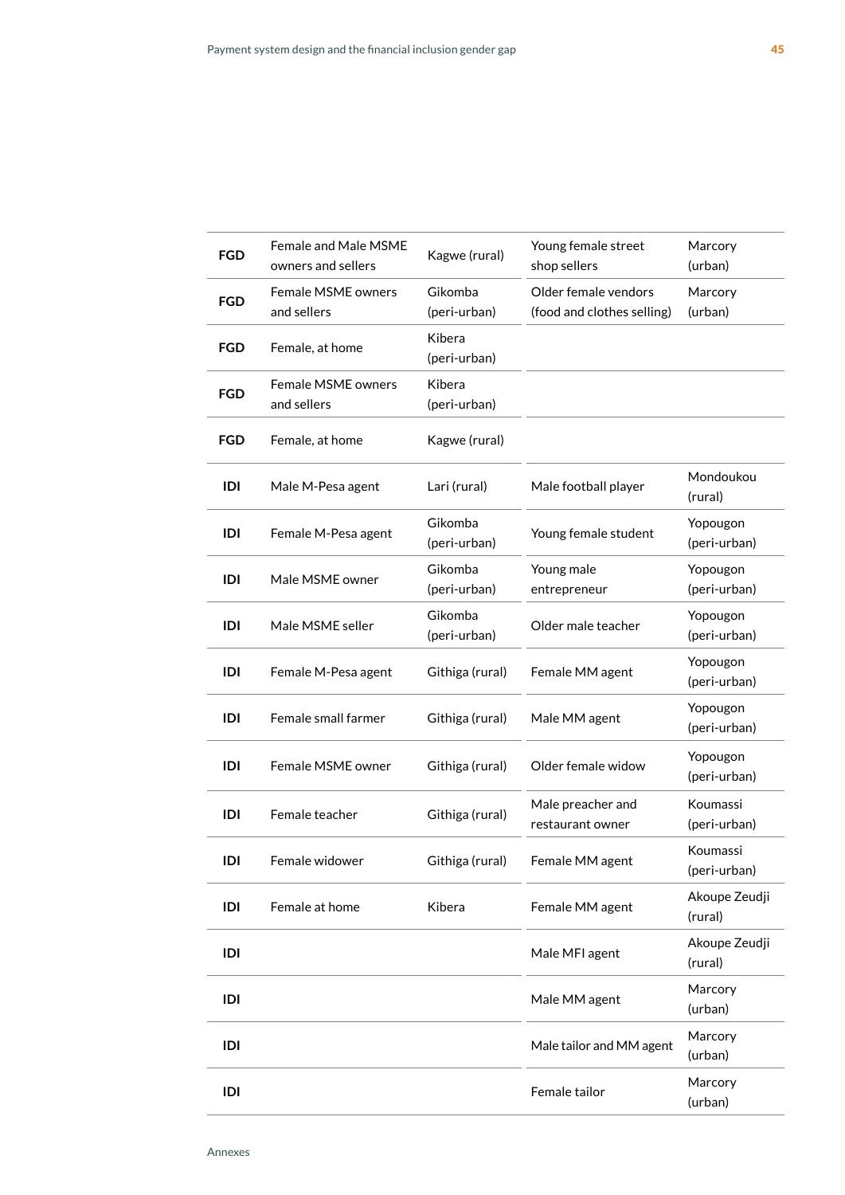| | | | | |
|---|---|---|---|---|
| **FGD** | Female and Male MSME owners and sellers | Kagwe (rural) | Young female street shop sellers | Marcory (urban) |
| **FGD** | Female MSME owners and sellers | Gikomba (peri-urban) | Older female vendors (food and clothes selling) | Marcory (urban) |
| **FGD** | Female, at home | Kibera (peri-urban) | | |
| **FGD** | Female MSME owners and sellers | Kibera (peri-urban) | | |
| **FGD** | Female, at home | Kagwe (rural) | | |
| **IDI** | Male M-Pesa agent | Lari (rural) | Male football player | Mondoukou (rural) |
| **IDI** | Female M-Pesa agent | Gikomba (peri-urban) | Young female student | Yopougon (peri-urban) |
| **IDI** | Male MSME owner | Gikomba (peri-urban) | Young male entrepreneur | Yopougon (peri-urban) |
| **IDI** | Male MSME seller | Gikomba (peri-urban) | Older male teacher | Yopougon (peri-urban) |
| **IDI** | Female M-Pesa agent | Githiga (rural) | Female MM agent | Yopougon (peri-urban) |
| **IDI** | Female small farmer | Githiga (rural) | Male MM agent | Yopougon (peri-urban) |
| **IDI** | Female MSME owner | Githiga (rural) | Older female widow | Yopougon (peri-urban) |
| **IDI** | Female teacher | Githiga (rural) | Male preacher and restaurant owner | Koumassi (peri-urban) |
| **IDI** | Female widower | Githiga (rural) | Female MM agent | Koumassi (peri-urban) |
| **IDI** | Female at home | Kibera | Female MM agent | Akoupe Zeudji (rural) |
| **IDI** | | | Male MFI agent | Akoupe Zeudji (rural) |
| **IDI** | | | Male MM agent | Marcory (urban) |
| **IDI** | | | Male tailor and MM agent | Marcory (urban) |
| **IDI** | | | Female tailor | Marcory (urban) |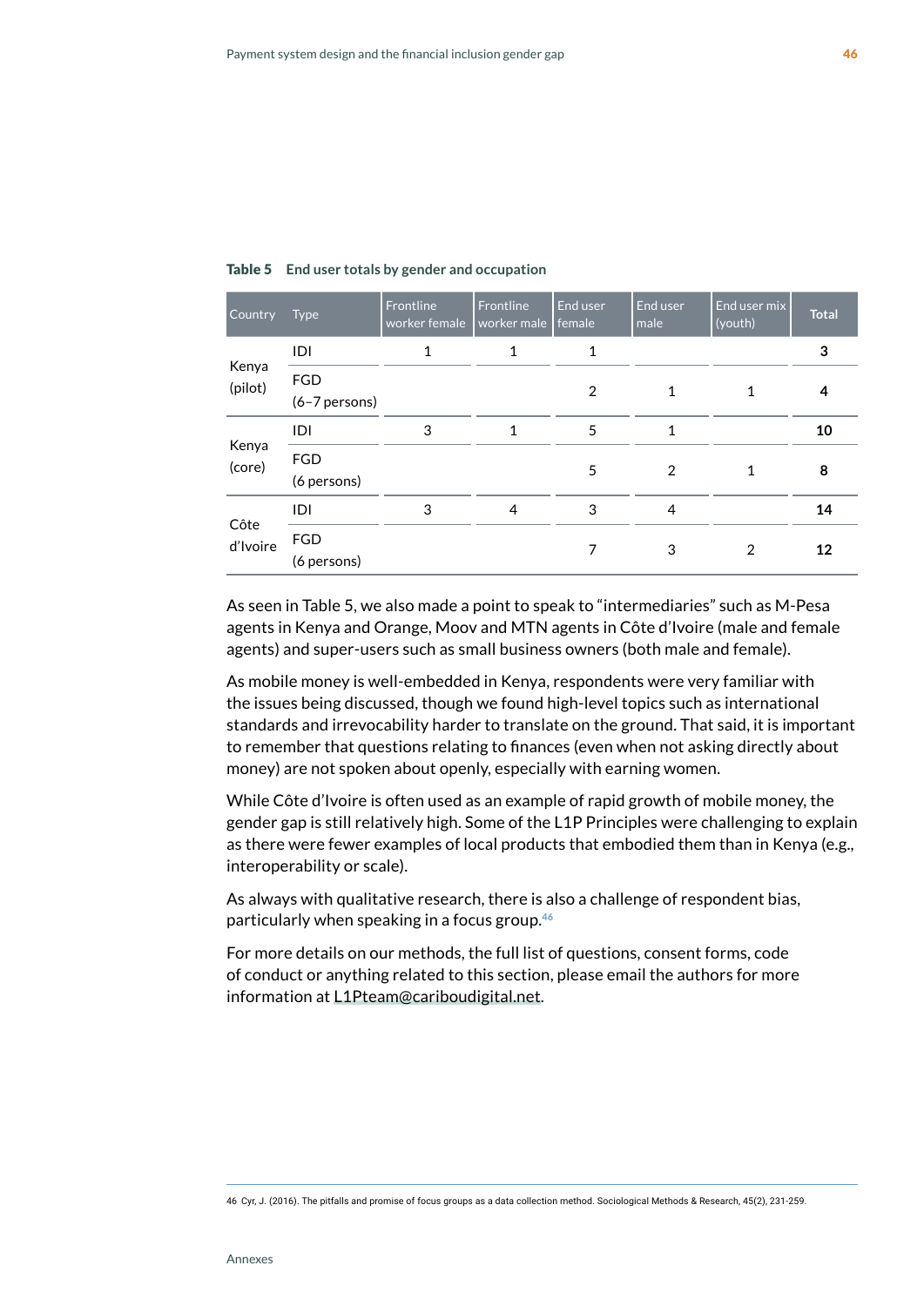**Table 5 End user totals by gender and occupation**

| Country | Type | Frontline worker female | Frontline worker male | End user female | End user male | End user mix (youth) | Total |
|---|---|---|---|---|---|---|---|
| Kenya (pilot) | IDI | 1 | 1 | 1 | | | **3** |
| | FGD (6–7 persons) | | | 2 | 1 | 1 | **4** |
| Kenya (core) | IDI | 3 | 1 | 5 | 1 | | **10** |
| | FGD (6 persons) | | | 5 | 2 | 1 | **8** |
| Côte d'Ivoire | IDI | 3 | 4 | 3 | 4 | | **14** |
| | FGD (6 persons) | | | 7 | 3 | 2 | **12** |

As seen in Table 5, we also made a point to speak to "intermediaries" such as M-Pesa agents in Kenya and Orange, Moov and MTN agents in Côte d'Ivoire (male and female agents) and super-users such as small business owners (both male and female).

As mobile money is well-embedded in Kenya, respondents were very familiar with the issues being discussed, though we found high-level topics such as international standards and irrevocability harder to translate on the ground. That said, it is important to remember that questions relating to finances (even when not asking directly about money) are not spoken about openly, especially with earning women.

While Côte d'Ivoire is often used as an example of rapid growth of mobile money, the gender gap is still relatively high. Some of the L1P Principles were challenging to explain as there were fewer examples of local products that embodied them than in Kenya (e.g., interoperability or scale).

As always with qualitative research, there is also a challenge of respondent bias, particularly when speaking in a focus group.[46]

For more details on our methods, the full list of questions, consent forms, code of conduct or anything related to this section, please email the authors for more information at L1Pteam@cariboudigital.net.

46 Cyr, J. (2016). The pitfalls and promise of focus groups as a data collection method. Sociological Methods & Research, 45(2), 231-259.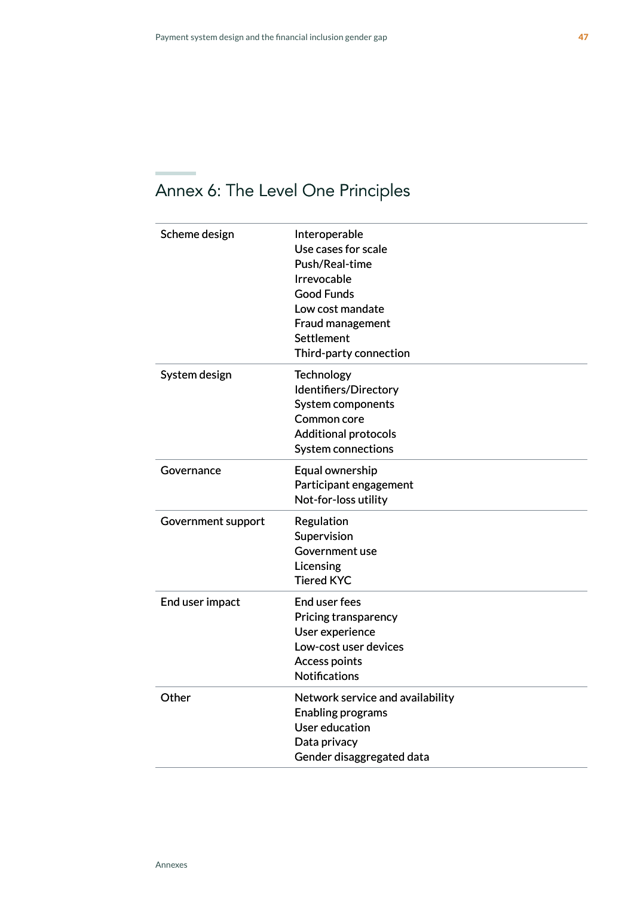## Annex 6: The Level One Principles

| | |
|---|---|
| Scheme design | Interoperable<br>Use cases for scale<br>Push/Real-time<br>Irrevocable<br>Good Funds<br>Low cost mandate<br>Fraud management<br>Settlement<br>Third-party connection |
| System design | Technology<br>Identifiers/Directory<br>System components<br>Common core<br>Additional protocols<br>System connections |
| Governance | Equal ownership<br>Participant engagement<br>Not-for-loss utility |
| Government support | Regulation<br>Supervision<br>Government use<br>Licensing<br>Tiered KYC |
| End user impact | End user fees<br>Pricing transparency<br>User experience<br>Low-cost user devices<br>Access points<br>Notifications |
| Other | Network service and availability<br>Enabling programs<br>User education<br>Data privacy<br>Gender disaggregated data |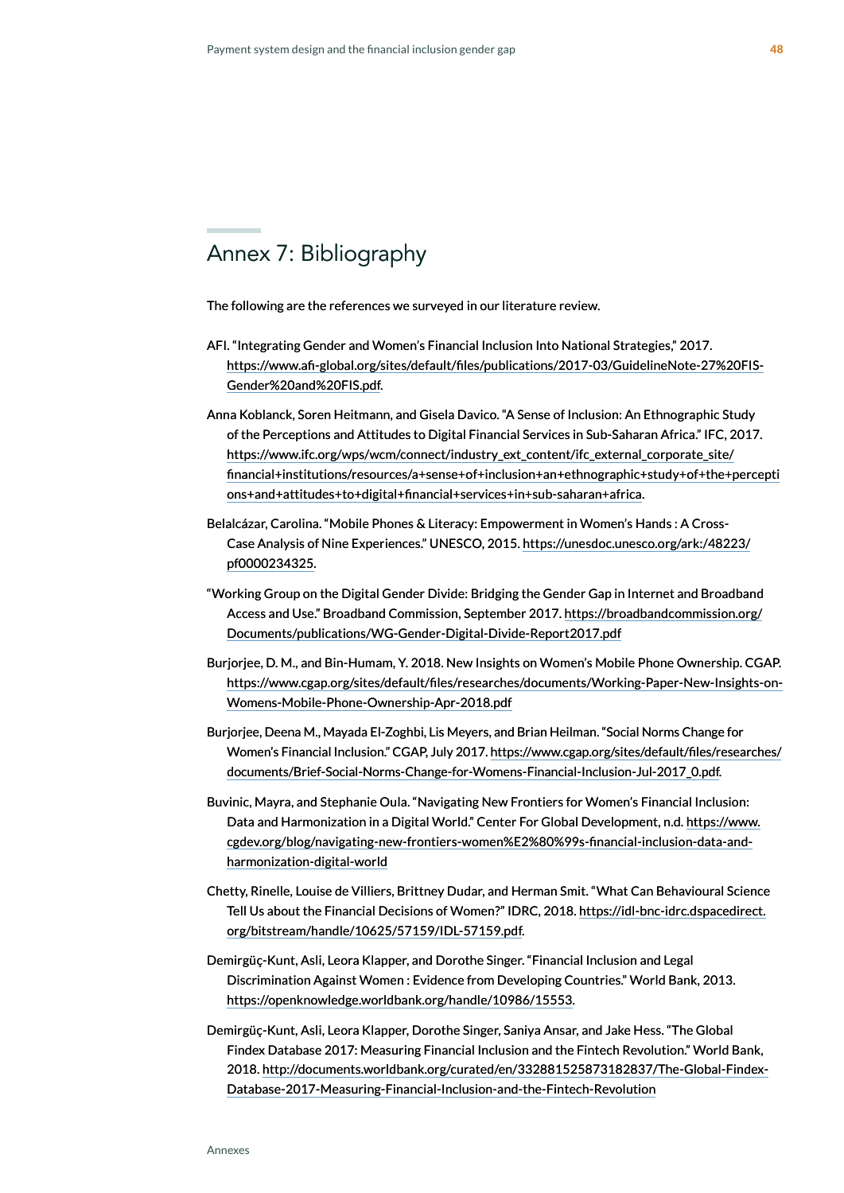# Annex 7: Bibliography

The following are the references we surveyed in our literature review.

AFI. "Integrating Gender and Women's Financial Inclusion Into National Strategies," 2017. https://www.afi-global.org/sites/default/files/publications/2017-03/GuidelineNote-27%20FIS-Gender%20and%20FIS.pdf.

Anna Koblanck, Soren Heitmann, and Gisela Davico. "A Sense of Inclusion: An Ethnographic Study of the Perceptions and Attitudes to Digital Financial Services in Sub-Saharan Africa." IFC, 2017. https://www.ifc.org/wps/wcm/connect/industry_ext_content/ifc_external_corporate_site/financial+institutions/resources/a+sense+of+inclusion+an+ethnographic+study+of+the+perceptions+and+attitudes+to+digital+financial+services+in+sub-saharan+africa.

Belalcázar, Carolina. "Mobile Phones & Literacy: Empowerment in Women's Hands : A Cross-Case Analysis of Nine Experiences." UNESCO, 2015. https://unesdoc.unesco.org/ark:/48223/pf0000234325.

"Working Group on the Digital Gender Divide: Bridging the Gender Gap in Internet and Broadband Access and Use." Broadband Commission, September 2017. https://broadbandcommission.org/Documents/publications/WG-Gender-Digital-Divide-Report2017.pdf

Burjorjee, D. M., and Bin-Humam, Y. 2018. New Insights on Women's Mobile Phone Ownership. CGAP. https://www.cgap.org/sites/default/files/researches/documents/Working-Paper-New-Insights-on-Womens-Mobile-Phone-Ownership-Apr-2018.pdf

Burjorjee, Deena M., Mayada El-Zoghbi, Lis Meyers, and Brian Heilman. "Social Norms Change for Women's Financial Inclusion." CGAP, July 2017. https://www.cgap.org/sites/default/files/researches/documents/Brief-Social-Norms-Change-for-Womens-Financial-Inclusion-Jul-2017_0.pdf.

Buvinic, Mayra, and Stephanie Oula. "Navigating New Frontiers for Women's Financial Inclusion: Data and Harmonization in a Digital World." Center For Global Development, n.d. https://www.cgdev.org/blog/navigating-new-frontiers-women%E2%80%99s-financial-inclusion-data-and-harmonization-digital-world

Chetty, Rinelle, Louise de Villiers, Brittney Dudar, and Herman Smit. "What Can Behavioural Science Tell Us about the Financial Decisions of Women?" IDRC, 2018. https://idl-bnc-idrc.dspacedirect.org/bitstream/handle/10625/57159/IDL-57159.pdf.

Demirgüç-Kunt, Asli, Leora Klapper, and Dorothe Singer. "Financial Inclusion and Legal Discrimination Against Women : Evidence from Developing Countries." World Bank, 2013. https://openknowledge.worldbank.org/handle/10986/15553.

Demirgüç-Kunt, Asli, Leora Klapper, Dorothe Singer, Saniya Ansar, and Jake Hess. "The Global Findex Database 2017: Measuring Financial Inclusion and the Fintech Revolution." World Bank, 2018. http://documents.worldbank.org/curated/en/332881525873182837/The-Global-Findex-Database-2017-Measuring-Financial-Inclusion-and-the-Fintech-Revolution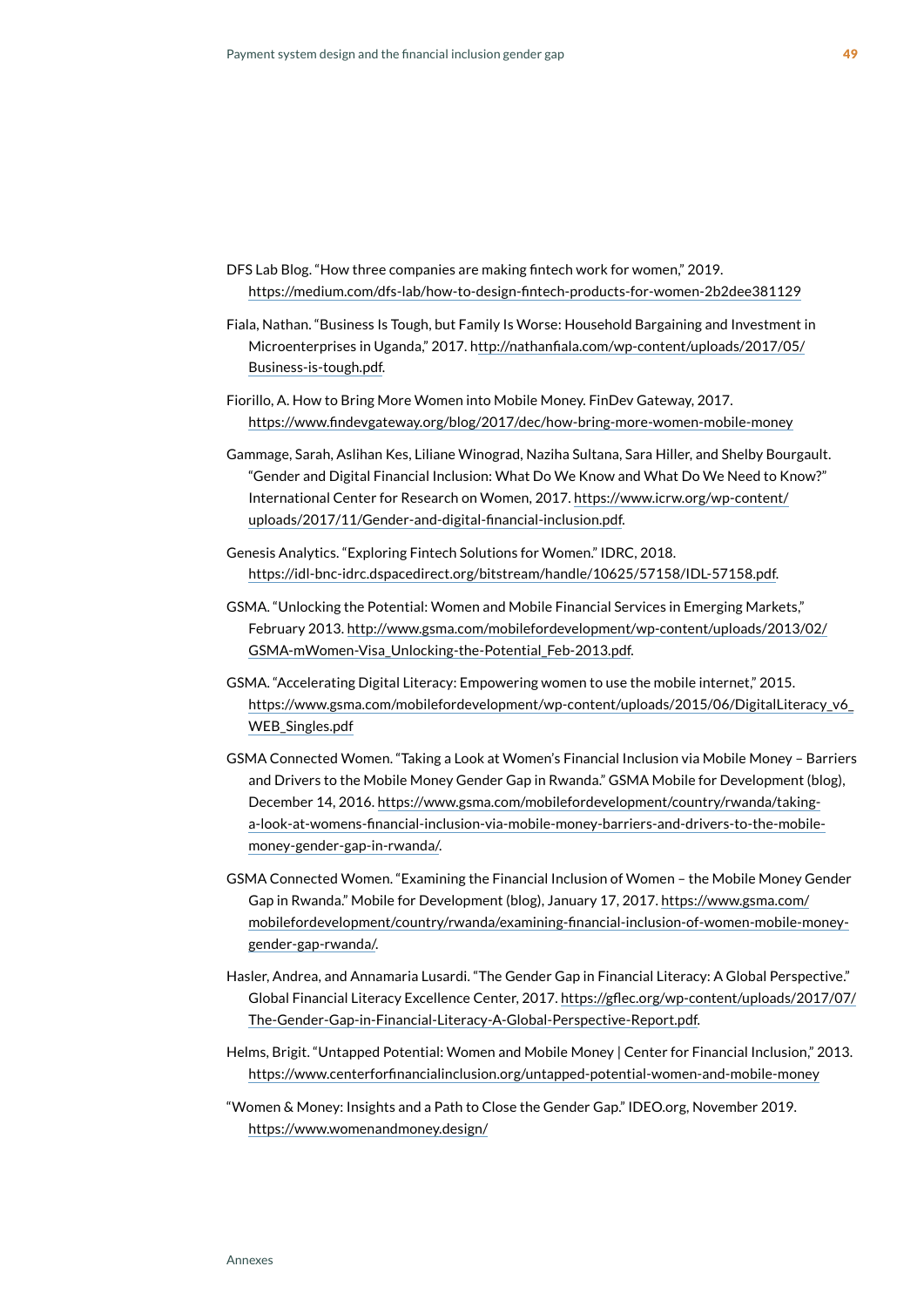DFS Lab Blog. "How three companies are making fintech work for women," 2019. https://medium.com/dfs-lab/how-to-design-fintech-products-for-women-2b2dee381129

Fiala, Nathan. "Business Is Tough, but Family Is Worse: Household Bargaining and Investment in Microenterprises in Uganda," 2017. http://nathanfiala.com/wp-content/uploads/2017/05/Business-is-tough.pdf.

Fiorillo, A. How to Bring More Women into Mobile Money. FinDev Gateway, 2017. https://www.findevgateway.org/blog/2017/dec/how-bring-more-women-mobile-money

Gammage, Sarah, Aslihan Kes, Liliane Winograd, Naziha Sultana, Sara Hiller, and Shelby Bourgault. "Gender and Digital Financial Inclusion: What Do We Know and What Do We Need to Know?" International Center for Research on Women, 2017. https://www.icrw.org/wp-content/uploads/2017/11/Gender-and-digital-financial-inclusion.pdf.

Genesis Analytics. "Exploring Fintech Solutions for Women." IDRC, 2018. https://idl-bnc-idrc.dspacedirect.org/bitstream/handle/10625/57158/IDL-57158.pdf.

GSMA. "Unlocking the Potential: Women and Mobile Financial Services in Emerging Markets," February 2013. http://www.gsma.com/mobilefordevelopment/wp-content/uploads/2013/02/GSMA-mWomen-Visa_Unlocking-the-Potential_Feb-2013.pdf.

GSMA. "Accelerating Digital Literacy: Empowering women to use the mobile internet," 2015. https://www.gsma.com/mobilefordevelopment/wp-content/uploads/2015/06/DigitalLiteracy_v6_WEB_Singles.pdf

GSMA Connected Women. "Taking a Look at Women's Financial Inclusion via Mobile Money – Barriers and Drivers to the Mobile Money Gender Gap in Rwanda." GSMA Mobile for Development (blog), December 14, 2016. https://www.gsma.com/mobilefordevelopment/country/rwanda/taking-a-look-at-womens-financial-inclusion-via-mobile-money-barriers-and-drivers-to-the-mobile-money-gender-gap-in-rwanda/.

GSMA Connected Women. "Examining the Financial Inclusion of Women – the Mobile Money Gender Gap in Rwanda." Mobile for Development (blog), January 17, 2017. https://www.gsma.com/mobilefordevelopment/country/rwanda/examining-financial-inclusion-of-women-mobile-money-gender-gap-rwanda/.

Hasler, Andrea, and Annamaria Lusardi. "The Gender Gap in Financial Literacy: A Global Perspective." Global Financial Literacy Excellence Center, 2017. https://gflec.org/wp-content/uploads/2017/07/The-Gender-Gap-in-Financial-Literacy-A-Global-Perspective-Report.pdf.

Helms, Brigit. "Untapped Potential: Women and Mobile Money | Center for Financial Inclusion," 2013. https://www.centerforfinancialinclusion.org/untapped-potential-women-and-mobile-money

"Women & Money: Insights and a Path to Close the Gender Gap." IDEO.org, November 2019. https://www.womenandmoney.design/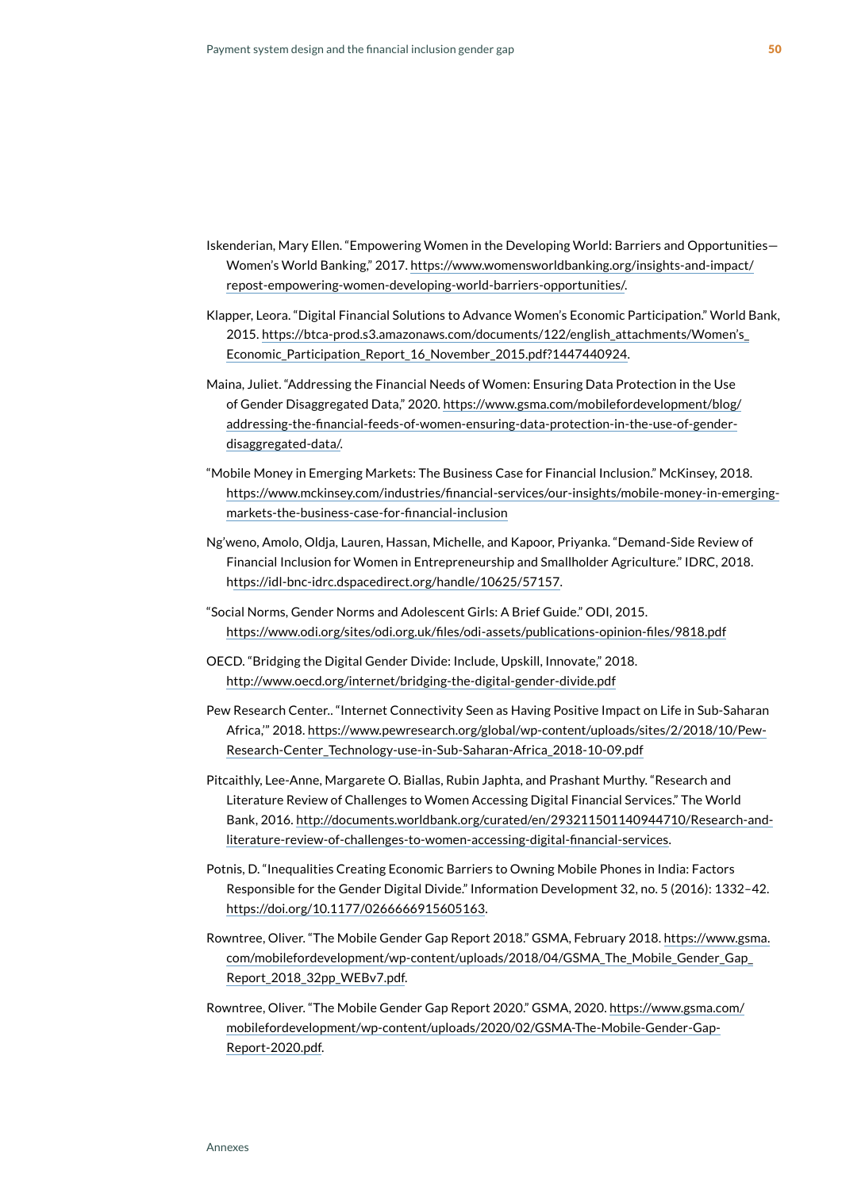Iskenderian, Mary Ellen. "Empowering Women in the Developing World: Barriers and Opportunities—Women's World Banking," 2017. https://www.womensworldbanking.org/insights-and-impact/repost-empowering-women-developing-world-barriers-opportunities/.

Klapper, Leora. "Digital Financial Solutions to Advance Women's Economic Participation." World Bank, 2015. https://btca-prod.s3.amazonaws.com/documents/122/english_attachments/Women's_Economic_Participation_Report_16_November_2015.pdf?1447440924.

Maina, Juliet. "Addressing the Financial Needs of Women: Ensuring Data Protection in the Use of Gender Disaggregated Data," 2020. https://www.gsma.com/mobilefordevelopment/blog/addressing-the-financial-feeds-of-women-ensuring-data-protection-in-the-use-of-gender-disaggregated-data/.

"Mobile Money in Emerging Markets: The Business Case for Financial Inclusion." McKinsey, 2018. https://www.mckinsey.com/industries/financial-services/our-insights/mobile-money-in-emerging-markets-the-business-case-for-financial-inclusion

Ng'weno, Amolo, Oldja, Lauren, Hassan, Michelle, and Kapoor, Priyanka. "Demand-Side Review of Financial Inclusion for Women in Entrepreneurship and Smallholder Agriculture." IDRC, 2018. https://idl-bnc-idrc.dspacedirect.org/handle/10625/57157.

"Social Norms, Gender Norms and Adolescent Girls: A Brief Guide." ODI, 2015. https://www.odi.org/sites/odi.org.uk/files/odi-assets/publications-opinion-files/9818.pdf

OECD. "Bridging the Digital Gender Divide: Include, Upskill, Innovate," 2018. http://www.oecd.org/internet/bridging-the-digital-gender-divide.pdf

Pew Research Center.. "Internet Connectivity Seen as Having Positive Impact on Life in Sub-Saharan Africa,'" 2018. https://www.pewresearch.org/global/wp-content/uploads/sites/2/2018/10/Pew-Research-Center_Technology-use-in-Sub-Saharan-Africa_2018-10-09.pdf

Pitcaithly, Lee-Anne, Margarete O. Biallas, Rubin Japhta, and Prashant Murthy. "Research and Literature Review of Challenges to Women Accessing Digital Financial Services." The World Bank, 2016. http://documents.worldbank.org/curated/en/293211501140944710/Research-and-literature-review-of-challenges-to-women-accessing-digital-financial-services.

Potnis, D. "Inequalities Creating Economic Barriers to Owning Mobile Phones in India: Factors Responsible for the Gender Digital Divide." Information Development 32, no. 5 (2016): 1332–42. https://doi.org/10.1177/0266666915605163.

Rowntree, Oliver. "The Mobile Gender Gap Report 2018." GSMA, February 2018. https://www.gsma.com/mobilefordevelopment/wp-content/uploads/2018/04/GSMA_The_Mobile_Gender_Gap_Report_2018_32pp_WEBv7.pdf.

Rowntree, Oliver. "The Mobile Gender Gap Report 2020." GSMA, 2020. https://www.gsma.com/mobilefordevelopment/wp-content/uploads/2020/02/GSMA-The-Mobile-Gender-Gap-Report-2020.pdf.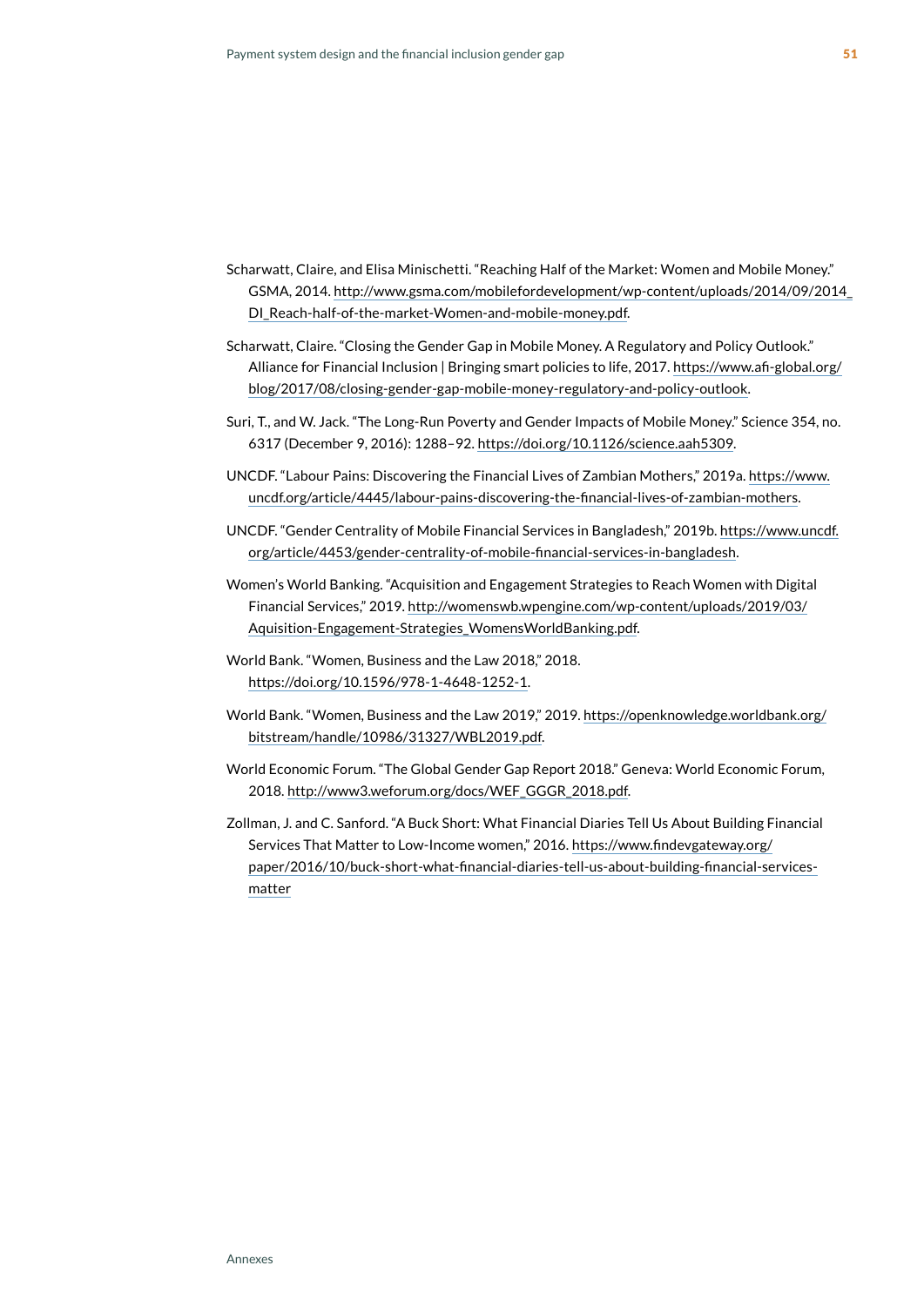Scharwatt, Claire, and Elisa Minischetti. "Reaching Half of the Market: Women and Mobile Money." GSMA, 2014. http://www.gsma.com/mobilefordevelopment/wp-content/uploads/2014/09/2014_DI_Reach-half-of-the-market-Women-and-mobile-money.pdf.

Scharwatt, Claire. "Closing the Gender Gap in Mobile Money. A Regulatory and Policy Outlook." Alliance for Financial Inclusion | Bringing smart policies to life, 2017. https://www.afi-global.org/blog/2017/08/closing-gender-gap-mobile-money-regulatory-and-policy-outlook.

Suri, T., and W. Jack. "The Long-Run Poverty and Gender Impacts of Mobile Money." Science 354, no. 6317 (December 9, 2016): 1288–92. https://doi.org/10.1126/science.aah5309.

UNCDF. "Labour Pains: Discovering the Financial Lives of Zambian Mothers," 2019a. https://www.uncdf.org/article/4445/labour-pains-discovering-the-financial-lives-of-zambian-mothers.

UNCDF. "Gender Centrality of Mobile Financial Services in Bangladesh," 2019b. https://www.uncdf.org/article/4453/gender-centrality-of-mobile-financial-services-in-bangladesh.

Women's World Banking. "Acquisition and Engagement Strategies to Reach Women with Digital Financial Services," 2019. http://womenswb.wpengine.com/wp-content/uploads/2019/03/Aquisition-Engagement-Strategies_WomensWorldBanking.pdf.

World Bank. "Women, Business and the Law 2018," 2018. https://doi.org/10.1596/978-1-4648-1252-1.

World Bank. "Women, Business and the Law 2019," 2019. https://openknowledge.worldbank.org/bitstream/handle/10986/31327/WBL2019.pdf.

World Economic Forum. "The Global Gender Gap Report 2018." Geneva: World Economic Forum, 2018. http://www3.weforum.org/docs/WEF_GGGR_2018.pdf.

Zollman, J. and C. Sanford. "A Buck Short: What Financial Diaries Tell Us About Building Financial Services That Matter to Low-Income women," 2016. https://www.findevgateway.org/paper/2016/10/buck-short-what-financial-diaries-tell-us-about-building-financial-services-matter